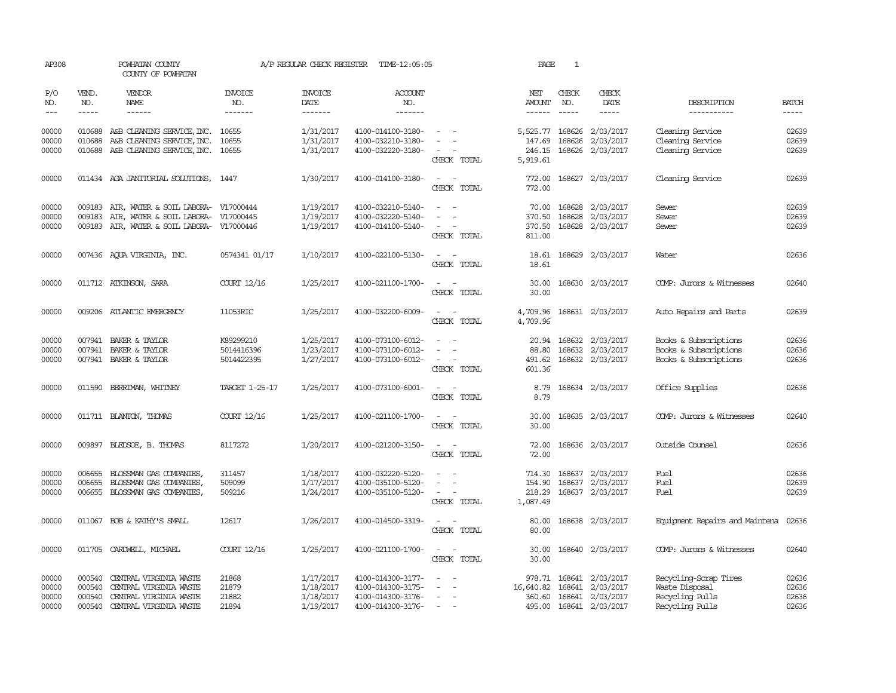AP308 POWHATAN COUNTY A/P REGULAR CHECK REGISTER TIME-12:05:05 PAGE 1

COUNTY OF POWHATAN

| P/O NO. | VEND. NO. | VENDOR NAME | INVOICE NO. | INVOICE DATE | ACCOUNT NO. | | NET AMOUNT | CHECK NO. | CHECK DATE | DESCRIPTION | BATCH |
|---|---|---|---|---|---|---|---|---|---|---|---|
| 00000 | 010688 | A&B CLEANING SERVICE,INC. | 10655 | 1/31/2017 | 4100-014100-3180- | - - | 5,525.77 | 168626 | 2/03/2017 | Cleaning Service | 02639 |
| 00000 | 010688 | A&B CLEANING SERVICE,INC. | 10655 | 1/31/2017 | 4100-032210-3180- | - - | 147.69 | 168626 | 2/03/2017 | Cleaning Service | 02639 |
| 00000 | 010688 | A&B CLEANING SERVICE,INC. | 10655 | 1/31/2017 | 4100-032220-3180- | - - | 246.15 | 168626 | 2/03/2017 | Cleaning Service | 02639 |
| | | | | | | CHECK TOTAL | 5,919.61 | | | | |
| 00000 | 011434 | AGA JANITORIAL SOLUTIONS, | 1447 | 1/30/2017 | 4100-014100-3180- | - - | 772.00 | 168627 | 2/03/2017 | Cleaning Service | 02639 |
| | | | | | | CHECK TOTAL | 772.00 | | | | |
| 00000 | 009183 | AIR, WATER & SOIL LABORA- | V17000444 | 1/19/2017 | 4100-032210-5140- | - - | 70.00 | 168628 | 2/03/2017 | Sewer | 02639 |
| 00000 | 009183 | AIR, WATER & SOIL LABORA- | V17000445 | 1/19/2017 | 4100-032220-5140- | - - | 370.50 | 168628 | 2/03/2017 | Sewer | 02639 |
| 00000 | 009183 | AIR, WATER & SOIL LABORA- | V17000446 | 1/19/2017 | 4100-014100-5140- | - - | 370.50 | 168628 | 2/03/2017 | Sewer | 02639 |
| | | | | | | CHECK TOTAL | 811.00 | | | | |
| 00000 | 007436 | AQUA VIRGINIA, INC. | 0574341 01/17 | 1/10/2017 | 4100-022100-5130- | - - | 18.61 | 168629 | 2/03/2017 | Water | 02636 |
| | | | | | | CHECK TOTAL | 18.61 | | | | |
| 00000 | 011712 | ATKINSON, SARA | COURT 12/16 | 1/25/2017 | 4100-021100-1700- | - - | 30.00 | 168630 | 2/03/2017 | COMP: Jurors & Witnesses | 02640 |
| | | | | | | CHECK TOTAL | 30.00 | | | | |
| 00000 | 009206 | ATLANTIC EMERGENCY | 11053RIC | 1/25/2017 | 4100-032200-6009- | - - | 4,709.96 | 168631 | 2/03/2017 | Auto Repairs and Parts | 02639 |
| | | | | | | CHECK TOTAL | 4,709.96 | | | | |
| 00000 | 007941 | BAKER & TAYLOR | K89299210 | 1/25/2017 | 4100-073100-6012- | - - | 20.94 | 168632 | 2/03/2017 | Books & Subscriptions | 02636 |
| 00000 | 007941 | BAKER & TAYLOR | 5014416396 | 1/23/2017 | 4100-073100-6012- | - - | 88.80 | 168632 | 2/03/2017 | Books & Subscriptions | 02636 |
| 00000 | 007941 | BAKER & TAYLOR | 5014422395 | 1/27/2017 | 4100-073100-6012- | - - | 491.62 | 168632 | 2/03/2017 | Books & Subscriptions | 02636 |
| | | | | | | CHECK TOTAL | 601.36 | | | | |
| 00000 | 011590 | BERRIMAN, WHITNEY | TARGET 1-25-17 | 1/25/2017 | 4100-073100-6001- | - - | 8.79 | 168634 | 2/03/2017 | Office Supplies | 02636 |
| | | | | | | CHECK TOTAL | 8.79 | | | | |
| 00000 | 011711 | BLANTON, THOMAS | COURT 12/16 | 1/25/2017 | 4100-021100-1700- | - - | 30.00 | 168635 | 2/03/2017 | COMP: Jurors & Witnesses | 02640 |
| | | | | | | CHECK TOTAL | 30.00 | | | | |
| 00000 | 009897 | BLEDSOE, B. THOMAS | 8117272 | 1/20/2017 | 4100-021200-3150- | - - | 72.00 | 168636 | 2/03/2017 | Outside Counsel | 02636 |
| | | | | | | CHECK TOTAL | 72.00 | | | | |
| 00000 | 006655 | BLOSSMAN GAS COMPANIES, | 311457 | 1/18/2017 | 4100-032220-5120- | - - | 714.30 | 168637 | 2/03/2017 | Fuel | 02636 |
| 00000 | 006655 | BLOSSMAN GAS COMPANIES, | 509099 | 1/17/2017 | 4100-035100-5120- | - - | 154.90 | 168637 | 2/03/2017 | Fuel | 02639 |
| 00000 | 006655 | BLOSSMAN GAS COMPANIES, | 509216 | 1/24/2017 | 4100-035100-5120- | - - | 218.29 | 168637 | 2/03/2017 | Fuel | 02639 |
| | | | | | | CHECK TOTAL | 1,087.49 | | | | |
| 00000 | 011067 | BOB & KATHY'S SMALL | 12617 | 1/26/2017 | 4100-014500-3319- | - - | 80.00 | 168638 | 2/03/2017 | Equipment Repairs and Maintena | 02636 |
| | | | | | | CHECK TOTAL | 80.00 | | | | |
| 00000 | 011705 | CARDWELL, MICHAEL | COURT 12/16 | 1/25/2017 | 4100-021100-1700- | - - | 30.00 | 168640 | 2/03/2017 | COMP: Jurors & Witnesses | 02640 |
| | | | | | | CHECK TOTAL | 30.00 | | | | |
| 00000 | 000540 | CENTRAL VIRGINIA WASTE | 21868 | 1/17/2017 | 4100-014300-3177- | - - | 978.71 | 168641 | 2/03/2017 | Recycling-Scrap Tires | 02636 |
| 00000 | 000540 | CENTRAL VIRGINIA WASTE | 21879 | 1/18/2017 | 4100-014300-3175- | - - | 16,640.82 | 168641 | 2/03/2017 | Waste Disposal | 02636 |
| 00000 | 000540 | CENTRAL VIRGINIA WASTE | 21882 | 1/18/2017 | 4100-014300-3176- | - - | 360.60 | 168641 | 2/03/2017 | Recycling Pulls | 02636 |
| 00000 | 000540 | CENTRAL VIRGINIA WASTE | 21894 | 1/19/2017 | 4100-014300-3176- | - - | 495.00 | 168641 | 2/03/2017 | Recycling Pulls | 02636 |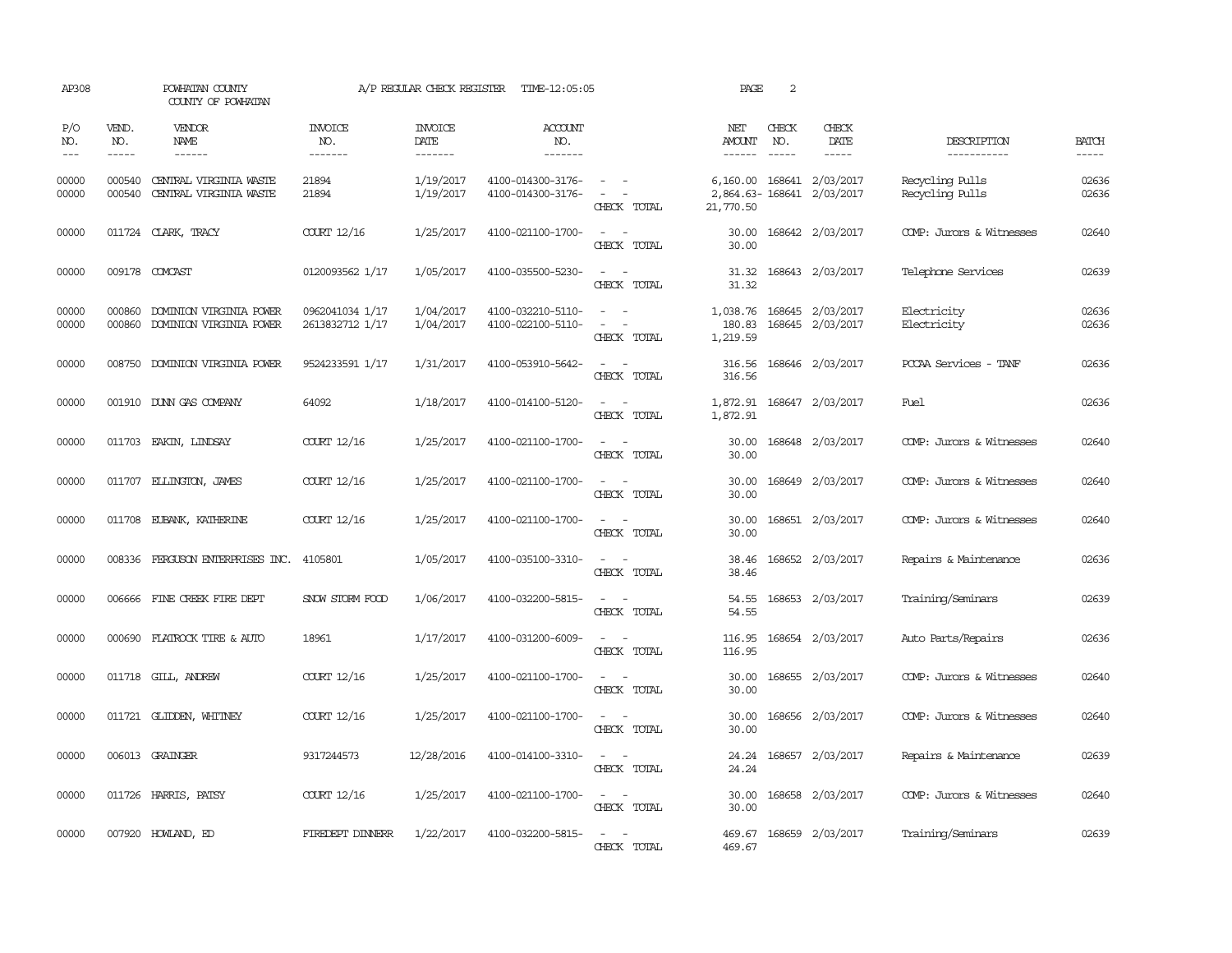AP308 POWHATAN COUNTY A/P REGULAR CHECK REGISTER TIME-12:05:05 PAGE 2
COUNTY OF POWHATAN

| P/O NO. | VEND. NO. | VENDOR NAME | INVOICE NO. | INVOICE DATE | ACCOUNT NO. | | NET AMOUNT | CHECK NO. | CHECK DATE | DESCRIPTION | BATCH |
|---|---|---|---|---|---|---|---|---|---|---|---|
| 00000 | 000540 | CENTRAL VIRGINIA WASTE | 21894 | 1/19/2017 | 4100-014300-3176- | - - | 6,160.00 | 168641 | 2/03/2017 | Recycling Pulls | 02636 |
| 00000 | 000540 | CENTRAL VIRGINIA WASTE | 21894 | 1/19/2017 | 4100-014300-3176- | - - | 2,864.63- | 168641 | 2/03/2017 | Recycling Pulls | 02636 |
| | | | | | | CHECK TOTAL | 21,770.50 | | | | |
| 00000 | 011724 | CLARK, TRACY | COURT 12/16 | 1/25/2017 | 4100-021100-1700- | - - | 30.00 | 168642 | 2/03/2017 | COMP: Jurors & Witnesses | 02640 |
| | | | | | | CHECK TOTAL | 30.00 | | | | |
| 00000 | 009178 | COMCAST | 0120093562 1/17 | 1/05/2017 | 4100-035500-5230- | - - | 31.32 | 168643 | 2/03/2017 | Telephone Services | 02639 |
| | | | | | | CHECK TOTAL | 31.32 | | | | |
| 00000 | 000860 | DOMINION VIRGINIA POWER | 0962041034 1/17 | 1/04/2017 | 4100-032210-5110- | - - | 1,038.76 | 168645 | 2/03/2017 | Electricity | 02636 |
| 00000 | 000860 | DOMINION VIRGINIA POWER | 2613832712 1/17 | 1/04/2017 | 4100-022100-5110- | - - | 180.83 | 168645 | 2/03/2017 | Electricity | 02636 |
| | | | | | | CHECK TOTAL | 1,219.59 | | | | |
| 00000 | 008750 | DOMINION VIRGINIA POWER | 9524233591 1/17 | 1/31/2017 | 4100-053910-5642- | - - | 316.56 | 168646 | 2/03/2017 | PCCAA Services - TANF | 02636 |
| | | | | | | CHECK TOTAL | 316.56 | | | | |
| 00000 | 001910 | DUNN GAS COMPANY | 64092 | 1/18/2017 | 4100-014100-5120- | - - | 1,872.91 | 168647 | 2/03/2017 | Fuel | 02636 |
| | | | | | | CHECK TOTAL | 1,872.91 | | | | |
| 00000 | 011703 | EAKIN, LINDSAY | COURT 12/16 | 1/25/2017 | 4100-021100-1700- | - - | 30.00 | 168648 | 2/03/2017 | COMP: Jurors & Witnesses | 02640 |
| | | | | | | CHECK TOTAL | 30.00 | | | | |
| 00000 | 011707 | ELLINGTON, JAMES | COURT 12/16 | 1/25/2017 | 4100-021100-1700- | - - | 30.00 | 168649 | 2/03/2017 | COMP: Jurors & Witnesses | 02640 |
| | | | | | | CHECK TOTAL | 30.00 | | | | |
| 00000 | 011708 | EUBANK, KATHERINE | COURT 12/16 | 1/25/2017 | 4100-021100-1700- | - - | 30.00 | 168651 | 2/03/2017 | COMP: Jurors & Witnesses | 02640 |
| | | | | | | CHECK TOTAL | 30.00 | | | | |
| 00000 | 008336 | FERGUSON ENTERPRISES INC. | 4105801 | 1/05/2017 | 4100-035100-3310- | - - | 38.46 | 168652 | 2/03/2017 | Repairs & Maintenance | 02636 |
| | | | | | | CHECK TOTAL | 38.46 | | | | |
| 00000 | 006666 | FINE CREEK FIRE DEPT | SNOW STORM FOOD | 1/06/2017 | 4100-032200-5815- | - - | 54.55 | 168653 | 2/03/2017 | Training/Seminars | 02639 |
| | | | | | | CHECK TOTAL | 54.55 | | | | |
| 00000 | 000690 | FLATROCK TIRE & AUTO | 18961 | 1/17/2017 | 4100-031200-6009- | - - | 116.95 | 168654 | 2/03/2017 | Auto Parts/Repairs | 02636 |
| | | | | | | CHECK TOTAL | 116.95 | | | | |
| 00000 | 011718 | GILL, ANDREW | COURT 12/16 | 1/25/2017 | 4100-021100-1700- | - - | 30.00 | 168655 | 2/03/2017 | COMP: Jurors & Witnesses | 02640 |
| | | | | | | CHECK TOTAL | 30.00 | | | | |
| 00000 | 011721 | GLIDDEN, WHITNEY | COURT 12/16 | 1/25/2017 | 4100-021100-1700- | - - | 30.00 | 168656 | 2/03/2017 | COMP: Jurors & Witnesses | 02640 |
| | | | | | | CHECK TOTAL | 30.00 | | | | |
| 00000 | 006013 | GRAINGER | 9317244573 | 12/28/2016 | 4100-014100-3310- | - - | 24.24 | 168657 | 2/03/2017 | Repairs & Maintenance | 02639 |
| | | | | | | CHECK TOTAL | 24.24 | | | | |
| 00000 | 011726 | HARRIS, PATSY | COURT 12/16 | 1/25/2017 | 4100-021100-1700- | - - | 30.00 | 168658 | 2/03/2017 | COMP: Jurors & Witnesses | 02640 |
| | | | | | | CHECK TOTAL | 30.00 | | | | |
| 00000 | 007920 | HOWLAND, ED | FIREDEPT DINNERR | 1/22/2017 | 4100-032200-5815- | - - | 469.67 | 168659 | 2/03/2017 | Training/Seminars | 02639 |
| | | | | | | CHECK TOTAL | 469.67 | | | | |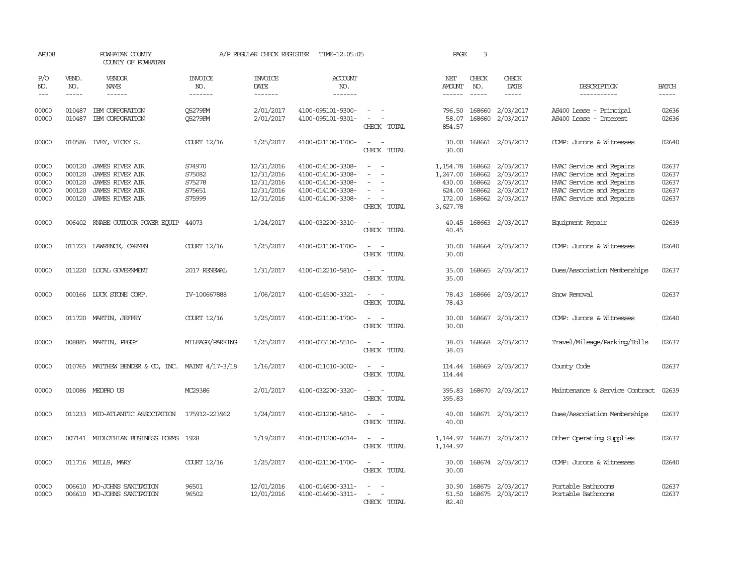AP308 POWHATAN COUNTY A/P REGULAR CHECK REGISTER TIME-12:05:05

COUNTY OF POWHATAN

| P/O NO. | VEND. NO. | VENDOR NAME | INVOICE NO. | INVOICE DATE | ACCOUNT NO. | | NET AMOUNT | CHECK NO. | CHECK DATE | DESCRIPTION | BATCH |
|---|---|---|---|---|---|---|---|---|---|---|---|
| --- | ----- | ------ | ------- | ------- | ------- | | ------ | ----- | ----- | ----------- | ----- |
| 00000 | 010487 | IBM CORPORATION | Q5279FM | 2/01/2017 | 4100-095101-9300- | - - | 796.50 | 168660 | 2/03/2017 | AS400 Lease - Principal | 02636 |
| 00000 | 010487 | IBM CORPORATION | Q5279FM | 2/01/2017 | 4100-095101-9301- | - - | 58.07 | 168660 | 2/03/2017 | AS400 Lease - Interest | 02636 |
| | | | | | | CHECK TOTAL | 854.57 | | | | |
| 00000 | 010586 | IVEY, VICKY S. | COURT 12/16 | 1/25/2017 | 4100-021100-1700- | - - | 30.00 | 168661 | 2/03/2017 | COMP: Jurors & Witnesses | 02640 |
| | | | | | | CHECK TOTAL | 30.00 | | | | |
| 00000 | 000120 | JAMES RIVER AIR | S74970 | 12/31/2016 | 4100-014100-3308- | - - | 1,154.78 | 168662 | 2/03/2017 | HVAC Service and Repairs | 02637 |
| 00000 | 000120 | JAMES RIVER AIR | S75082 | 12/31/2016 | 4100-014100-3308- | - - | 1,247.00 | 168662 | 2/03/2017 | HVAC Service and Repairs | 02637 |
| 00000 | 000120 | JAMES RIVER AIR | S75278 | 12/31/2016 | 4100-014100-3308- | - - | 430.00 | 168662 | 2/03/2017 | HVAC Service and Repairs | 02637 |
| 00000 | 000120 | JAMES RIVER AIR | S75651 | 12/31/2016 | 4100-014100-3308- | - - | 624.00 | 168662 | 2/03/2017 | HVAC Service and Repairs | 02637 |
| 00000 | 000120 | JAMES RIVER AIR | S75999 | 12/31/2016 | 4100-014100-3308- | - - | 172.00 | 168662 | 2/03/2017 | HVAC Service and Repairs | 02637 |
| | | | | | | CHECK TOTAL | 3,627.78 | | | | |
| 00000 | 006402 | KNABE OUTDOOR POWER EQUIP | 44073 | 1/24/2017 | 4100-032200-3310- | - - | 40.45 | 168663 | 2/03/2017 | Equipment Repair | 02639 |
| | | | | | | CHECK TOTAL | 40.45 | | | | |
| 00000 | 011723 | LAWRENCE, CARMEN | COURT 12/16 | 1/25/2017 | 4100-021100-1700- | - - | 30.00 | 168664 | 2/03/2017 | COMP: Jurors & Witnesses | 02640 |
| | | | | | | CHECK TOTAL | 30.00 | | | | |
| 00000 | 011220 | LOCAL GOVERNMENT | 2017 RENEWAL | 1/31/2017 | 4100-012210-5810- | - - | 35.00 | 168665 | 2/03/2017 | Dues/Association Memberships | 02637 |
| | | | | | | CHECK TOTAL | 35.00 | | | | |
| 00000 | 000166 | LUCK STONE CORP. | IV-100667888 | 1/06/2017 | 4100-014500-3321- | - - | 78.43 | 168666 | 2/03/2017 | Snow Removal | 02637 |
| | | | | | | CHECK TOTAL | 78.43 | | | | |
| 00000 | 011720 | MARTIN, JEFFRY | COURT 12/16 | 1/25/2017 | 4100-021100-1700- | - - | 30.00 | 168667 | 2/03/2017 | COMP: Jurors & Witnesses | 02640 |
| | | | | | | CHECK TOTAL | 30.00 | | | | |
| 00000 | 008885 | MARTIN, PEGGY | MILEAGE/PARKING | 1/25/2017 | 4100-073100-5510- | - - | 38.03 | 168668 | 2/03/2017 | Travel/Mileage/Parking/Tolls | 02637 |
| | | | | | | CHECK TOTAL | 38.03 | | | | |
| 00000 | 010765 | MATTHEW BENDER & CO, INC. | MAINT 4/17-3/18 | 1/16/2017 | 4100-011010-3002- | - - | 114.44 | 168669 | 2/03/2017 | County Code | 02637 |
| | | | | | | CHECK TOTAL | 114.44 | | | | |
| 00000 | 010086 | MEDPRO US | MC29386 | 2/01/2017 | 4100-032200-3320- | - - | 395.83 | 168670 | 2/03/2017 | Maintenance & Service Contract | 02639 |
| | | | | | | CHECK TOTAL | 395.83 | | | | |
| 00000 | 011233 | MID-ATLANTIC ASSOCIATION | 175912-223962 | 1/24/2017 | 4100-021200-5810- | - - | 40.00 | 168671 | 2/03/2017 | Dues/Association Memberships | 02637 |
| | | | | | | CHECK TOTAL | 40.00 | | | | |
| 00000 | 007141 | MIDLOTHIAN BUSINESS FORMS | 1928 | 1/19/2017 | 4100-031200-6014- | - - | 1,144.97 | 168673 | 2/03/2017 | Other Operating Supplies | 02637 |
| | | | | | | CHECK TOTAL | 1,144.97 | | | | |
| 00000 | 011716 | MILLS, MARY | COURT 12/16 | 1/25/2017 | 4100-021100-1700- | - - | 30.00 | 168674 | 2/03/2017 | COMP: Jurors & Witnesses | 02640 |
| | | | | | | CHECK TOTAL | 30.00 | | | | |
| 00000 | 006610 | MO-JOHNS SANITATION | 96501 | 12/01/2016 | 4100-014600-3311- | - - | 30.90 | 168675 | 2/03/2017 | Portable Bathrooms | 02637 |
| 00000 | 006610 | MO-JOHNS SANITATION | 96502 | 12/01/2016 | 4100-014600-3311- | - - | 51.50 | 168675 | 2/03/2017 | Portable Bathrooms | 02637 |
| | | | | | | CHECK TOTAL | 82.40 | | | | |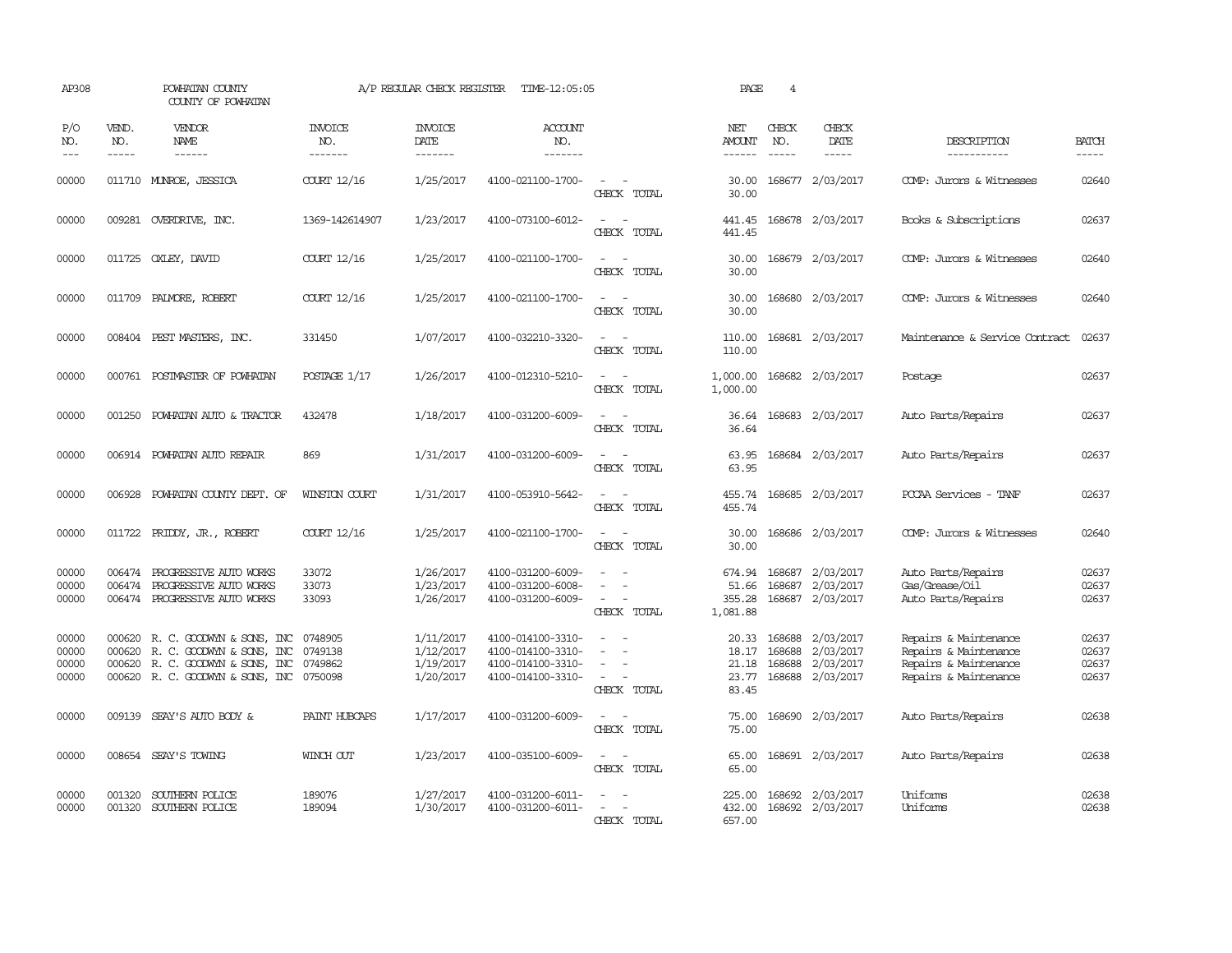AP308 POWHATAN COUNTY A/P REGULAR CHECK REGISTER TIME-12:05:05

COUNTY OF POWHATAN

| P/O NO. | VEND. NO. | VENDOR NAME | INVOICE NO. | INVOICE DATE | ACCOUNT NO. | | NET AMOUNT | CHECK NO. | CHECK DATE | DESCRIPTION | BATCH |
|---|---|---|---|---|---|---|---|---|---|---|---|
| --- | ----- | ------ | ------- | ------- | ------- | | ------ | ----- | ----- | ----------- | ----- |
| 00000 | 011710 | MUNROE, JESSICA | COURT 12/16 | 1/25/2017 | 4100-021100-1700- | - - | 30.00 | 168677 | 2/03/2017 | COMP: Jurors & Witnesses | 02640 |
| | | | | | | CHECK TOTAL | 30.00 | | | | |
| 00000 | 009281 | OVERDRIVE, INC. | 1369-142614907 | 1/23/2017 | 4100-073100-6012- | - - | 441.45 | 168678 | 2/03/2017 | Books & Subscriptions | 02637 |
| | | | | | | CHECK TOTAL | 441.45 | | | | |
| 00000 | 011725 | OXLEY, DAVID | COURT 12/16 | 1/25/2017 | 4100-021100-1700- | - - | 30.00 | 168679 | 2/03/2017 | COMP: Jurors & Witnesses | 02640 |
| | | | | | | CHECK TOTAL | 30.00 | | | | |
| 00000 | 011709 | PALMORE, ROBERT | COURT 12/16 | 1/25/2017 | 4100-021100-1700- | - - | 30.00 | 168680 | 2/03/2017 | COMP: Jurors & Witnesses | 02640 |
| | | | | | | CHECK TOTAL | 30.00 | | | | |
| 00000 | 008404 | PEST MASTERS, INC. | 331450 | 1/07/2017 | 4100-032210-3320- | - - | 110.00 | 168681 | 2/03/2017 | Maintenance & Service Contract | 02637 |
| | | | | | | CHECK TOTAL | 110.00 | | | | |
| 00000 | 000761 | POSTMASTER OF POWHATAN | POSTAGE 1/17 | 1/26/2017 | 4100-012310-5210- | - - | 1,000.00 | 168682 | 2/03/2017 | Postage | 02637 |
| | | | | | | CHECK TOTAL | 1,000.00 | | | | |
| 00000 | 001250 | POWHATAN AUTO & TRACTOR | 432478 | 1/18/2017 | 4100-031200-6009- | - - | 36.64 | 168683 | 2/03/2017 | Auto Parts/Repairs | 02637 |
| | | | | | | CHECK TOTAL | 36.64 | | | | |
| 00000 | 006914 | POWHATAN AUTO REPAIR | 869 | 1/31/2017 | 4100-031200-6009- | - - | 63.95 | 168684 | 2/03/2017 | Auto Parts/Repairs | 02637 |
| | | | | | | CHECK TOTAL | 63.95 | | | | |
| 00000 | 006928 | POWHATAN COUNTY DEPT. OF | WINSTON COURT | 1/31/2017 | 4100-053910-5642- | - - | 455.74 | 168685 | 2/03/2017 | PCCAA Services - TANF | 02637 |
| | | | | | | CHECK TOTAL | 455.74 | | | | |
| 00000 | 011722 | PRIDDY, JR., ROBERT | COURT 12/16 | 1/25/2017 | 4100-021100-1700- | - - | 30.00 | 168686 | 2/03/2017 | COMP: Jurors & Witnesses | 02640 |
| | | | | | | CHECK TOTAL | 30.00 | | | | |
| 00000 | 006474 | PROGRESSIVE AUTO WORKS | 33072 | 1/26/2017 | 4100-031200-6009- | - - | 674.94 | 168687 | 2/03/2017 | Auto Parts/Repairs | 02637 |
| 00000 | 006474 | PROGRESSIVE AUTO WORKS | 33073 | 1/23/2017 | 4100-031200-6008- | - - | 51.66 | 168687 | 2/03/2017 | Gas/Grease/Oil | 02637 |
| 00000 | 006474 | PROGRESSIVE AUTO WORKS | 33093 | 1/26/2017 | 4100-031200-6009- | - - | 355.28 | 168687 | 2/03/2017 | Auto Parts/Repairs | 02637 |
| | | | | | | CHECK TOTAL | 1,081.88 | | | | |
| 00000 | 000620 | R. C. GOODWYN & SONS, INC | 0748905 | 1/11/2017 | 4100-014100-3310- | - - | 20.33 | 168688 | 2/03/2017 | Repairs & Maintenance | 02637 |
| 00000 | 000620 | R. C. GOODWYN & SONS, INC | 0749138 | 1/12/2017 | 4100-014100-3310- | - - | 18.17 | 168688 | 2/03/2017 | Repairs & Maintenance | 02637 |
| 00000 | 000620 | R. C. GOODWYN & SONS, INC | 0749862 | 1/19/2017 | 4100-014100-3310- | - - | 21.18 | 168688 | 2/03/2017 | Repairs & Maintenance | 02637 |
| 00000 | 000620 | R. C. GOODWYN & SONS, INC | 0750098 | 1/20/2017 | 4100-014100-3310- | - - | 23.77 | 168688 | 2/03/2017 | Repairs & Maintenance | 02637 |
| | | | | | | CHECK TOTAL | 83.45 | | | | |
| 00000 | 009139 | SEAY'S AUTO BODY & | PAINT HUBCAPS | 1/17/2017 | 4100-031200-6009- | - - | 75.00 | 168690 | 2/03/2017 | Auto Parts/Repairs | 02638 |
| | | | | | | CHECK TOTAL | 75.00 | | | | |
| 00000 | 008654 | SEAY'S TOWING | WINCH OUT | 1/23/2017 | 4100-035100-6009- | - - | 65.00 | 168691 | 2/03/2017 | Auto Parts/Repairs | 02638 |
| | | | | | | CHECK TOTAL | 65.00 | | | | |
| 00000 | 001320 | SOUTHERN POLICE | 189076 | 1/27/2017 | 4100-031200-6011- | - - | 225.00 | 168692 | 2/03/2017 | Uniforms | 02638 |
| 00000 | 001320 | SOUTHERN POLICE | 189094 | 1/30/2017 | 4100-031200-6011- | - - | 432.00 | 168692 | 2/03/2017 | Uniforms | 02638 |
| | | | | | | CHECK TOTAL | 657.00 | | | | |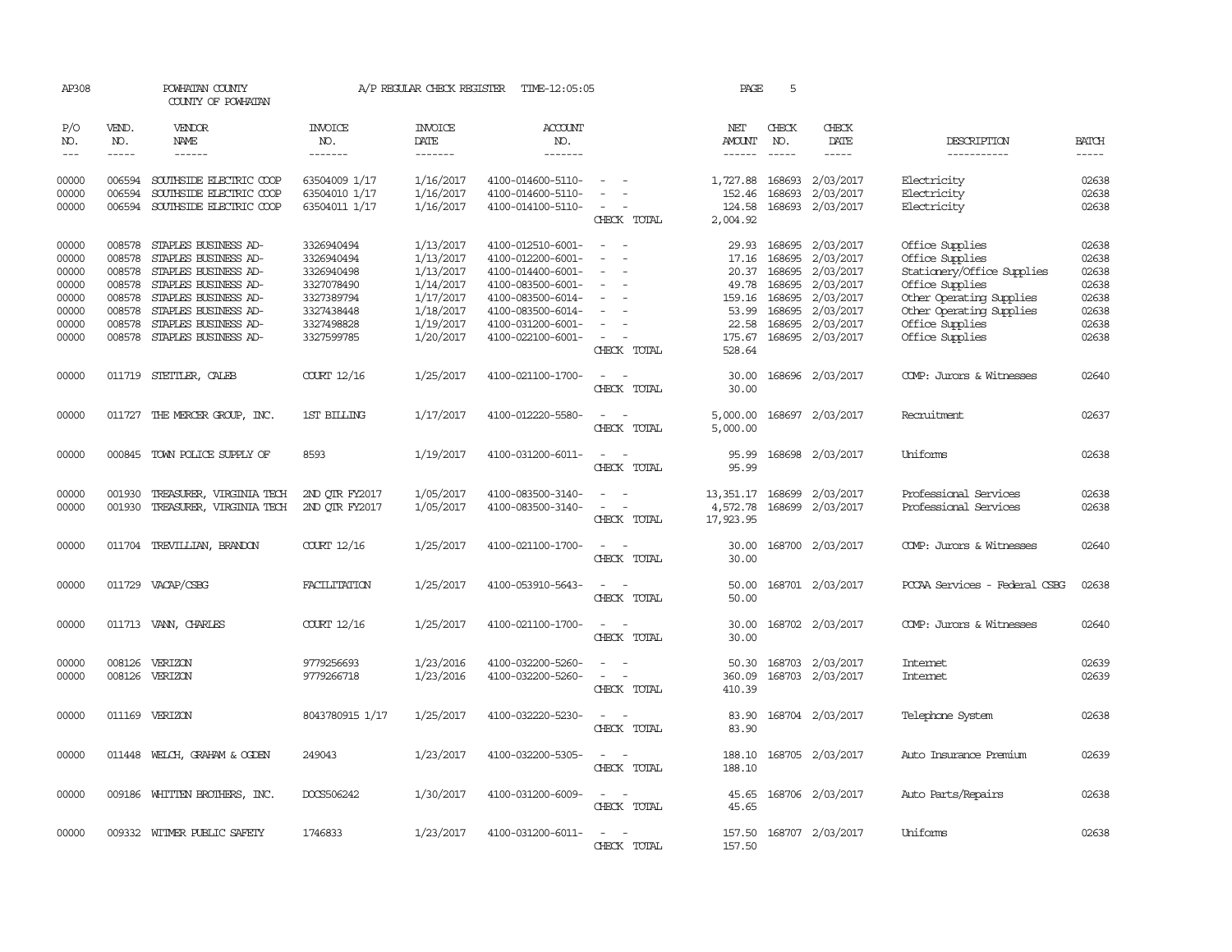AP308 POWHATAN COUNTY A/P REGULAR CHECK REGISTER TIME-12:05:05 PAGE 5

COUNTY OF POWHATAN

| P/O NO. | VEND. NO. | VENDOR NAME | INVOICE NO. | INVOICE DATE | ACCOUNT NO. | | NET AMOUNT | CHECK NO. | CHECK DATE | DESCRIPTION | BATCH |
|---|---|---|---|---|---|---|---|---|---|---|---|
| 00000 | 006594 | SOUTHSIDE ELECTRIC COOP | 63504009 1/17 | 1/16/2017 | 4100-014600-5110- | - - | 1,727.88 | 168693 | 2/03/2017 | Electricity | 02638 |
| 00000 | 006594 | SOUTHSIDE ELECTRIC COOP | 63504010 1/17 | 1/16/2017 | 4100-014600-5110- | - - | 152.46 | 168693 | 2/03/2017 | Electricity | 02638 |
| 00000 | 006594 | SOUTHSIDE ELECTRIC COOP | 63504011 1/17 | 1/16/2017 | 4100-014100-5110- | - - | 124.58 | 168693 | 2/03/2017 | Electricity | 02638 |
| | | | | | | CHECK TOTAL | 2,004.92 | | | | |
| 00000 | 008578 | STAPLES BUSINESS AD- | 3326940494 | 1/13/2017 | 4100-012510-6001- | - - | 29.93 | 168695 | 2/03/2017 | Office Supplies | 02638 |
| 00000 | 008578 | STAPLES BUSINESS AD- | 3326940494 | 1/13/2017 | 4100-012200-6001- | - - | 17.16 | 168695 | 2/03/2017 | Office Supplies | 02638 |
| 00000 | 008578 | STAPLES BUSINESS AD- | 3326940498 | 1/13/2017 | 4100-014400-6001- | - - | 20.37 | 168695 | 2/03/2017 | Stationery/Office Supplies | 02638 |
| 00000 | 008578 | STAPLES BUSINESS AD- | 3327078490 | 1/14/2017 | 4100-083500-6001- | - - | 49.78 | 168695 | 2/03/2017 | Office Supplies | 02638 |
| 00000 | 008578 | STAPLES BUSINESS AD- | 3327389794 | 1/17/2017 | 4100-083500-6014- | - - | 159.16 | 168695 | 2/03/2017 | Other Operating Supplies | 02638 |
| 00000 | 008578 | STAPLES BUSINESS AD- | 3327438448 | 1/18/2017 | 4100-083500-6014- | - - | 53.99 | 168695 | 2/03/2017 | Other Operating Supplies | 02638 |
| 00000 | 008578 | STAPLES BUSINESS AD- | 3327498828 | 1/19/2017 | 4100-031200-6001- | - - | 22.58 | 168695 | 2/03/2017 | Office Supplies | 02638 |
| 00000 | 008578 | STAPLES BUSINESS AD- | 3327599785 | 1/20/2017 | 4100-022100-6001- | - - | 175.67 | 168695 | 2/03/2017 | Office Supplies | 02638 |
| | | | | | | CHECK TOTAL | 528.64 | | | | |
| 00000 | 011719 | STETTLER, CALEB | COURT 12/16 | 1/25/2017 | 4100-021100-1700- | - - | 30.00 | 168696 | 2/03/2017 | COMP: Jurors & Witnesses | 02640 |
| | | | | | | CHECK TOTAL | 30.00 | | | | |
| 00000 | 011727 | THE MERCER GROUP, INC. | 1ST BILLING | 1/17/2017 | 4100-012220-5580- | - - | 5,000.00 | 168697 | 2/03/2017 | Recruitment | 02637 |
| | | | | | | CHECK TOTAL | 5,000.00 | | | | |
| 00000 | 000845 | TOWN POLICE SUPPLY OF | 8593 | 1/19/2017 | 4100-031200-6011- | - - | 95.99 | 168698 | 2/03/2017 | Uniforms | 02638 |
| | | | | | | CHECK TOTAL | 95.99 | | | | |
| 00000 | 001930 | TREASURER, VIRGINIA TECH | 2ND QTR FY2017 | 1/05/2017 | 4100-083500-3140- | - - | 13,351.17 | 168699 | 2/03/2017 | Professional Services | 02638 |
| 00000 | 001930 | TREASURER, VIRGINIA TECH | 2ND QTR FY2017 | 1/05/2017 | 4100-083500-3140- | - - | 4,572.78 | 168699 | 2/03/2017 | Professional Services | 02638 |
| | | | | | | CHECK TOTAL | 17,923.95 | | | | |
| 00000 | 011704 | TREVILLIAN, BRANDON | COURT 12/16 | 1/25/2017 | 4100-021100-1700- | - - | 30.00 | 168700 | 2/03/2017 | COMP: Jurors & Witnesses | 02640 |
| | | | | | | CHECK TOTAL | 30.00 | | | | |
| 00000 | 011729 | VACAP/CSBG | FACILITATION | 1/25/2017 | 4100-053910-5643- | - - | 50.00 | 168701 | 2/03/2017 | PCCAA Services - Federal CSBG | 02638 |
| | | | | | | CHECK TOTAL | 50.00 | | | | |
| 00000 | 011713 | VANN, CHARLES | COURT 12/16 | 1/25/2017 | 4100-021100-1700- | - - | 30.00 | 168702 | 2/03/2017 | COMP: Jurors & Witnesses | 02640 |
| | | | | | | CHECK TOTAL | 30.00 | | | | |
| 00000 | 008126 | VERIZON | 9779256693 | 1/23/2016 | 4100-032200-5260- | - - | 50.30 | 168703 | 2/03/2017 | Internet | 02639 |
| 00000 | 008126 | VERIZON | 9779266718 | 1/23/2016 | 4100-032200-5260- | - - | 360.09 | 168703 | 2/03/2017 | Internet | 02639 |
| | | | | | | CHECK TOTAL | 410.39 | | | | |
| 00000 | 011169 | VERIZON | 8043780915 1/17 | 1/25/2017 | 4100-032220-5230- | - - | 83.90 | 168704 | 2/03/2017 | Telephone System | 02638 |
| | | | | | | CHECK TOTAL | 83.90 | | | | |
| 00000 | 011448 | WELCH, GRAHAM & OGDEN | 249043 | 1/23/2017 | 4100-032200-5305- | - - | 188.10 | 168705 | 2/03/2017 | Auto Insurance Premium | 02639 |
| | | | | | | CHECK TOTAL | 188.10 | | | | |
| 00000 | 009186 | WHITTEN BROTHERS, INC. | DOCS506242 | 1/30/2017 | 4100-031200-6009- | - - | 45.65 | 168706 | 2/03/2017 | Auto Parts/Repairs | 02638 |
| | | | | | | CHECK TOTAL | 45.65 | | | | |
| 00000 | 009332 | WITMER PUBLIC SAFETY | 1746833 | 1/23/2017 | 4100-031200-6011- | - - | 157.50 | 168707 | 2/03/2017 | Uniforms | 02638 |
| | | | | | | CHECK TOTAL | 157.50 | | | | |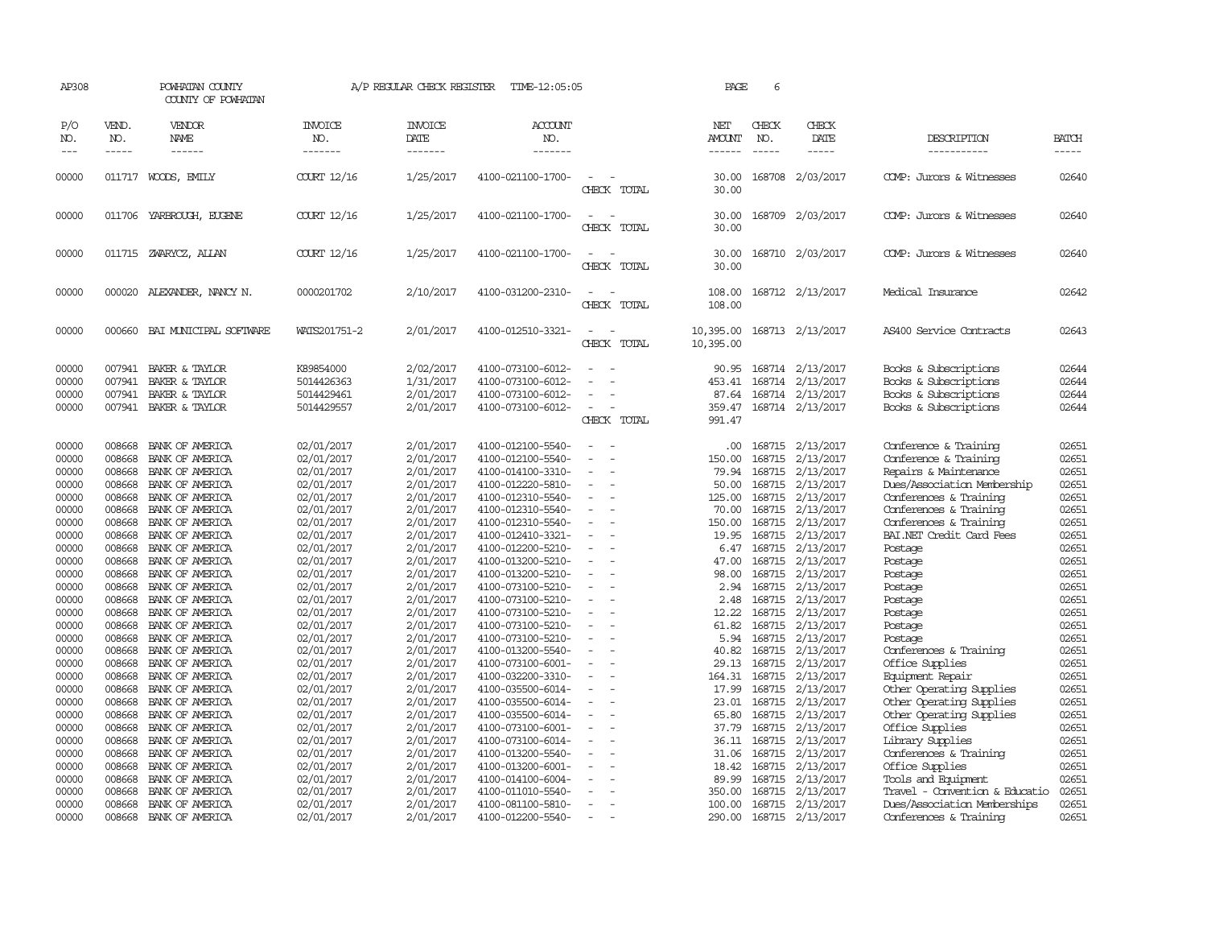AP308 POWHATAN COUNTY A/P REGULAR CHECK REGISTER TIME-12:05:05 PAGE 6

COUNTY OF POWHATAN

| P/O NO. | VEND. NO. | VENDOR NAME | INVOICE NO. | INVOICE DATE | ACCOUNT NO. | | NET AMOUNT | CHECK NO. | CHECK DATE | DESCRIPTION | BATCH |
|---|---|---|---|---|---|---|---|---|---|---|---|
| 00000 | 011717 | WOODS, EMILY | COURT 12/16 | 1/25/2017 | 4100-021100-1700- | - - | 30.00 | 168708 | 2/03/2017 | COMP: Jurors & Witnesses | 02640 |
| | | | | | | CHECK TOTAL | 30.00 | | | | |
| 00000 | 011706 | YARBROUGH, EUGENE | COURT 12/16 | 1/25/2017 | 4100-021100-1700- | - - | 30.00 | 168709 | 2/03/2017 | COMP: Jurors & Witnesses | 02640 |
| | | | | | | CHECK TOTAL | 30.00 | | | | |
| 00000 | 011715 | ZWARYCZ, ALLAN | COURT 12/16 | 1/25/2017 | 4100-021100-1700- | - - | 30.00 | 168710 | 2/03/2017 | COMP: Jurors & Witnesses | 02640 |
| | | | | | | CHECK TOTAL | 30.00 | | | | |
| 00000 | 000020 | ALEXANDER, NANCY N. | 0000201702 | 2/10/2017 | 4100-031200-2310- | - - | 108.00 | 168712 | 2/13/2017 | Medical Insurance | 02642 |
| | | | | | | CHECK TOTAL | 108.00 | | | | |
| 00000 | 000660 | BAI MUNICIPAL SOFTWARE | WATS201751-2 | 2/01/2017 | 4100-012510-3321- | - - | 10,395.00 | 168713 | 2/13/2017 | AS400 Service Contracts | 02643 |
| | | | | | | CHECK TOTAL | 10,395.00 | | | | |
| 00000 | 007941 | BAKER & TAYLOR | K89854000 | 2/02/2017 | 4100-073100-6012- | - - | 90.95 | 168714 | 2/13/2017 | Books & Subscriptions | 02644 |
| 00000 | 007941 | BAKER & TAYLOR | 5014426363 | 1/31/2017 | 4100-073100-6012- | - - | 453.41 | 168714 | 2/13/2017 | Books & Subscriptions | 02644 |
| 00000 | 007941 | BAKER & TAYLOR | 5014429461 | 2/01/2017 | 4100-073100-6012- | - - | 87.64 | 168714 | 2/13/2017 | Books & Subscriptions | 02644 |
| 00000 | 007941 | BAKER & TAYLOR | 5014429557 | 2/01/2017 | 4100-073100-6012- | - - | 359.47 | 168714 | 2/13/2017 | Books & Subscriptions | 02644 |
| | | | | | | CHECK TOTAL | 991.47 | | | | |
| 00000 | 008668 | BANK OF AMERICA | 02/01/2017 | 2/01/2017 | 4100-012100-5540- | - - | .00 | 168715 | 2/13/2017 | Conference & Training | 02651 |
| 00000 | 008668 | BANK OF AMERICA | 02/01/2017 | 2/01/2017 | 4100-012100-5540- | - - | 150.00 | 168715 | 2/13/2017 | Conference & Training | 02651 |
| 00000 | 008668 | BANK OF AMERICA | 02/01/2017 | 2/01/2017 | 4100-014100-3310- | - - | 79.94 | 168715 | 2/13/2017 | Repairs & Maintenance | 02651 |
| 00000 | 008668 | BANK OF AMERICA | 02/01/2017 | 2/01/2017 | 4100-012220-5810- | - - | 50.00 | 168715 | 2/13/2017 | Dues/Association Membership | 02651 |
| 00000 | 008668 | BANK OF AMERICA | 02/01/2017 | 2/01/2017 | 4100-012310-5540- | - - | 125.00 | 168715 | 2/13/2017 | Conferences & Training | 02651 |
| 00000 | 008668 | BANK OF AMERICA | 02/01/2017 | 2/01/2017 | 4100-012310-5540- | - - | 70.00 | 168715 | 2/13/2017 | Conferences & Training | 02651 |
| 00000 | 008668 | BANK OF AMERICA | 02/01/2017 | 2/01/2017 | 4100-012310-5540- | - - | 150.00 | 168715 | 2/13/2017 | Conferences & Training | 02651 |
| 00000 | 008668 | BANK OF AMERICA | 02/01/2017 | 2/01/2017 | 4100-012410-3321- | - - | 19.95 | 168715 | 2/13/2017 | BAI.NET Credit Card Fees | 02651 |
| 00000 | 008668 | BANK OF AMERICA | 02/01/2017 | 2/01/2017 | 4100-012200-5210- | - - | 6.47 | 168715 | 2/13/2017 | Postage | 02651 |
| 00000 | 008668 | BANK OF AMERICA | 02/01/2017 | 2/01/2017 | 4100-013200-5210- | - - | 47.00 | 168715 | 2/13/2017 | Postage | 02651 |
| 00000 | 008668 | BANK OF AMERICA | 02/01/2017 | 2/01/2017 | 4100-013200-5210- | - - | 98.00 | 168715 | 2/13/2017 | Postage | 02651 |
| 00000 | 008668 | BANK OF AMERICA | 02/01/2017 | 2/01/2017 | 4100-073100-5210- | - - | 2.94 | 168715 | 2/13/2017 | Postage | 02651 |
| 00000 | 008668 | BANK OF AMERICA | 02/01/2017 | 2/01/2017 | 4100-073100-5210- | - - | 2.48 | 168715 | 2/13/2017 | Postage | 02651 |
| 00000 | 008668 | BANK OF AMERICA | 02/01/2017 | 2/01/2017 | 4100-073100-5210- | - - | 12.22 | 168715 | 2/13/2017 | Postage | 02651 |
| 00000 | 008668 | BANK OF AMERICA | 02/01/2017 | 2/01/2017 | 4100-073100-5210- | - - | 61.82 | 168715 | 2/13/2017 | Postage | 02651 |
| 00000 | 008668 | BANK OF AMERICA | 02/01/2017 | 2/01/2017 | 4100-073100-5210- | - - | 5.94 | 168715 | 2/13/2017 | Postage | 02651 |
| 00000 | 008668 | BANK OF AMERICA | 02/01/2017 | 2/01/2017 | 4100-013200-5540- | - - | 40.82 | 168715 | 2/13/2017 | Conferences & Training | 02651 |
| 00000 | 008668 | BANK OF AMERICA | 02/01/2017 | 2/01/2017 | 4100-073100-6001- | - - | 29.13 | 168715 | 2/13/2017 | Office Supplies | 02651 |
| 00000 | 008668 | BANK OF AMERICA | 02/01/2017 | 2/01/2017 | 4100-032200-3310- | - - | 164.31 | 168715 | 2/13/2017 | Equipment Repair | 02651 |
| 00000 | 008668 | BANK OF AMERICA | 02/01/2017 | 2/01/2017 | 4100-035500-6014- | - - | 17.99 | 168715 | 2/13/2017 | Other Operating Supplies | 02651 |
| 00000 | 008668 | BANK OF AMERICA | 02/01/2017 | 2/01/2017 | 4100-035500-6014- | - - | 23.01 | 168715 | 2/13/2017 | Other Operating Supplies | 02651 |
| 00000 | 008668 | BANK OF AMERICA | 02/01/2017 | 2/01/2017 | 4100-035500-6014- | - - | 65.80 | 168715 | 2/13/2017 | Other Operating Supplies | 02651 |
| 00000 | 008668 | BANK OF AMERICA | 02/01/2017 | 2/01/2017 | 4100-073100-6001- | - - | 37.79 | 168715 | 2/13/2017 | Office Supplies | 02651 |
| 00000 | 008668 | BANK OF AMERICA | 02/01/2017 | 2/01/2017 | 4100-073100-6014- | - - | 36.11 | 168715 | 2/13/2017 | Library Supplies | 02651 |
| 00000 | 008668 | BANK OF AMERICA | 02/01/2017 | 2/01/2017 | 4100-013200-5540- | - - | 31.06 | 168715 | 2/13/2017 | Conferences & Training | 02651 |
| 00000 | 008668 | BANK OF AMERICA | 02/01/2017 | 2/01/2017 | 4100-013200-6001- | - - | 18.42 | 168715 | 2/13/2017 | Office Supplies | 02651 |
| 00000 | 008668 | BANK OF AMERICA | 02/01/2017 | 2/01/2017 | 4100-014100-6004- | - - | 89.99 | 168715 | 2/13/2017 | Tools and Equipment | 02651 |
| 00000 | 008668 | BANK OF AMERICA | 02/01/2017 | 2/01/2017 | 4100-011010-5540- | - - | 350.00 | 168715 | 2/13/2017 | Travel - Convention & Educatio | 02651 |
| 00000 | 008668 | BANK OF AMERICA | 02/01/2017 | 2/01/2017 | 4100-081100-5810- | - - | 100.00 | 168715 | 2/13/2017 | Dues/Association Memberships | 02651 |
| 00000 | 008668 | BANK OF AMERICA | 02/01/2017 | 2/01/2017 | 4100-012200-5540- | - - | 290.00 | 168715 | 2/13/2017 | Conferences & Training | 02651 |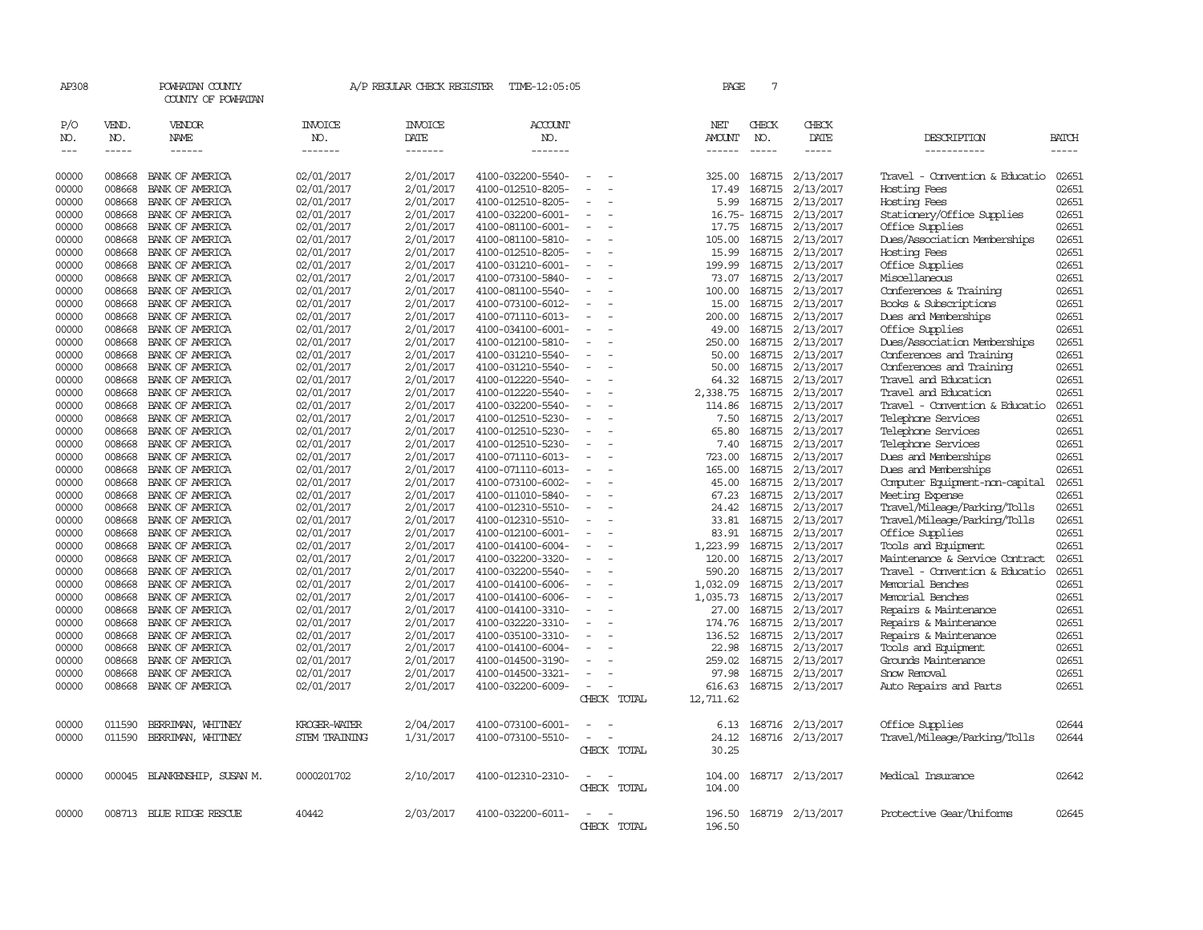AP308 POWHATAN COUNTY A/P REGULAR CHECK REGISTER TIME-12:05:05 PAGE 7

COUNTY OF POWHATAN

| P/O NO. | VEND. NO. | VENDOR NAME | INVOICE NO. | INVOICE DATE | ACCOUNT NO. | | NET AMOUNT | CHECK NO. | CHECK DATE | DESCRIPTION | BATCH |
|---|---|---|---|---|---|---|---|---|---|---|---|
| 00000 | 008668 | BANK OF AMERICA | 02/01/2017 | 2/01/2017 | 4100-032200-5540- | - - | 325.00 | 168715 | 2/13/2017 | Travel - Convention & Educatio | 02651 |
| 00000 | 008668 | BANK OF AMERICA | 02/01/2017 | 2/01/2017 | 4100-012510-8205- | - - | 17.49 | 168715 | 2/13/2017 | Hosting Fees | 02651 |
| 00000 | 008668 | BANK OF AMERICA | 02/01/2017 | 2/01/2017 | 4100-012510-8205- | - - | 5.99 | 168715 | 2/13/2017 | Hosting Fees | 02651 |
| 00000 | 008668 | BANK OF AMERICA | 02/01/2017 | 2/01/2017 | 4100-032200-6001- | - - | 16.75- | 168715 | 2/13/2017 | Stationery/Office Supplies | 02651 |
| 00000 | 008668 | BANK OF AMERICA | 02/01/2017 | 2/01/2017 | 4100-081100-6001- | - - | 17.75 | 168715 | 2/13/2017 | Office Supplies | 02651 |
| 00000 | 008668 | BANK OF AMERICA | 02/01/2017 | 2/01/2017 | 4100-081100-5810- | - - | 105.00 | 168715 | 2/13/2017 | Dues/Association Memberships | 02651 |
| 00000 | 008668 | BANK OF AMERICA | 02/01/2017 | 2/01/2017 | 4100-012510-8205- | - - | 15.99 | 168715 | 2/13/2017 | Hosting Fees | 02651 |
| 00000 | 008668 | BANK OF AMERICA | 02/01/2017 | 2/01/2017 | 4100-031210-6001- | - - | 199.99 | 168715 | 2/13/2017 | Office Supplies | 02651 |
| 00000 | 008668 | BANK OF AMERICA | 02/01/2017 | 2/01/2017 | 4100-073100-5840- | - - | 73.07 | 168715 | 2/13/2017 | Miscellaneous | 02651 |
| 00000 | 008668 | BANK OF AMERICA | 02/01/2017 | 2/01/2017 | 4100-081100-5540- | - - | 100.00 | 168715 | 2/13/2017 | Conferences & Training | 02651 |
| 00000 | 008668 | BANK OF AMERICA | 02/01/2017 | 2/01/2017 | 4100-073100-6012- | - - | 15.00 | 168715 | 2/13/2017 | Books & Subscriptions | 02651 |
| 00000 | 008668 | BANK OF AMERICA | 02/01/2017 | 2/01/2017 | 4100-071110-6013- | - - | 200.00 | 168715 | 2/13/2017 | Dues and Memberships | 02651 |
| 00000 | 008668 | BANK OF AMERICA | 02/01/2017 | 2/01/2017 | 4100-034100-6001- | - - | 49.00 | 168715 | 2/13/2017 | Office Supplies | 02651 |
| 00000 | 008668 | BANK OF AMERICA | 02/01/2017 | 2/01/2017 | 4100-012100-5810- | - - | 250.00 | 168715 | 2/13/2017 | Dues/Association Memberships | 02651 |
| 00000 | 008668 | BANK OF AMERICA | 02/01/2017 | 2/01/2017 | 4100-031210-5540- | - - | 50.00 | 168715 | 2/13/2017 | Conferences and Training | 02651 |
| 00000 | 008668 | BANK OF AMERICA | 02/01/2017 | 2/01/2017 | 4100-031210-5540- | - - | 50.00 | 168715 | 2/13/2017 | Conferences and Training | 02651 |
| 00000 | 008668 | BANK OF AMERICA | 02/01/2017 | 2/01/2017 | 4100-012220-5540- | - - | 64.32 | 168715 | 2/13/2017 | Travel and Education | 02651 |
| 00000 | 008668 | BANK OF AMERICA | 02/01/2017 | 2/01/2017 | 4100-012220-5540- | - - | 2,338.75 | 168715 | 2/13/2017 | Travel and Education | 02651 |
| 00000 | 008668 | BANK OF AMERICA | 02/01/2017 | 2/01/2017 | 4100-032200-5540- | - - | 114.86 | 168715 | 2/13/2017 | Travel - Convention & Educatio | 02651 |
| 00000 | 008668 | BANK OF AMERICA | 02/01/2017 | 2/01/2017 | 4100-012510-5230- | - - | 7.50 | 168715 | 2/13/2017 | Telephone Services | 02651 |
| 00000 | 008668 | BANK OF AMERICA | 02/01/2017 | 2/01/2017 | 4100-012510-5230- | - - | 65.80 | 168715 | 2/13/2017 | Telephone Services | 02651 |
| 00000 | 008668 | BANK OF AMERICA | 02/01/2017 | 2/01/2017 | 4100-012510-5230- | - - | 7.40 | 168715 | 2/13/2017 | Telephone Services | 02651 |
| 00000 | 008668 | BANK OF AMERICA | 02/01/2017 | 2/01/2017 | 4100-071110-6013- | - - | 723.00 | 168715 | 2/13/2017 | Dues and Memberships | 02651 |
| 00000 | 008668 | BANK OF AMERICA | 02/01/2017 | 2/01/2017 | 4100-071110-6013- | - - | 165.00 | 168715 | 2/13/2017 | Dues and Memberships | 02651 |
| 00000 | 008668 | BANK OF AMERICA | 02/01/2017 | 2/01/2017 | 4100-073100-6002- | - - | 45.00 | 168715 | 2/13/2017 | Computer Equipment-non-capital | 02651 |
| 00000 | 008668 | BANK OF AMERICA | 02/01/2017 | 2/01/2017 | 4100-011010-5840- | - - | 67.23 | 168715 | 2/13/2017 | Meeting Expense | 02651 |
| 00000 | 008668 | BANK OF AMERICA | 02/01/2017 | 2/01/2017 | 4100-012310-5510- | - - | 24.42 | 168715 | 2/13/2017 | Travel/Mileage/Parking/Tolls | 02651 |
| 00000 | 008668 | BANK OF AMERICA | 02/01/2017 | 2/01/2017 | 4100-012310-5510- | - - | 33.81 | 168715 | 2/13/2017 | Travel/Mileage/Parking/Tolls | 02651 |
| 00000 | 008668 | BANK OF AMERICA | 02/01/2017 | 2/01/2017 | 4100-012100-6001- | - - | 83.91 | 168715 | 2/13/2017 | Office Supplies | 02651 |
| 00000 | 008668 | BANK OF AMERICA | 02/01/2017 | 2/01/2017 | 4100-014100-6004- | - - | 1,223.99 | 168715 | 2/13/2017 | Tools and Equipment | 02651 |
| 00000 | 008668 | BANK OF AMERICA | 02/01/2017 | 2/01/2017 | 4100-032200-3320- | - - | 120.00 | 168715 | 2/13/2017 | Maintenance & Service Contract | 02651 |
| 00000 | 008668 | BANK OF AMERICA | 02/01/2017 | 2/01/2017 | 4100-032200-5540- | - - | 590.20 | 168715 | 2/13/2017 | Travel - Convention & Educatio | 02651 |
| 00000 | 008668 | BANK OF AMERICA | 02/01/2017 | 2/01/2017 | 4100-014100-6006- | - - | 1,032.09 | 168715 | 2/13/2017 | Memorial Benches | 02651 |
| 00000 | 008668 | BANK OF AMERICA | 02/01/2017 | 2/01/2017 | 4100-014100-6006- | - - | 1,035.73 | 168715 | 2/13/2017 | Memorial Benches | 02651 |
| 00000 | 008668 | BANK OF AMERICA | 02/01/2017 | 2/01/2017 | 4100-014100-3310- | - - | 27.00 | 168715 | 2/13/2017 | Repairs & Maintenance | 02651 |
| 00000 | 008668 | BANK OF AMERICA | 02/01/2017 | 2/01/2017 | 4100-032220-3310- | - - | 174.76 | 168715 | 2/13/2017 | Repairs & Maintenance | 02651 |
| 00000 | 008668 | BANK OF AMERICA | 02/01/2017 | 2/01/2017 | 4100-035100-3310- | - - | 136.52 | 168715 | 2/13/2017 | Repairs & Maintenance | 02651 |
| 00000 | 008668 | BANK OF AMERICA | 02/01/2017 | 2/01/2017 | 4100-014100-6004- | - - | 22.98 | 168715 | 2/13/2017 | Tools and Equipment | 02651 |
| 00000 | 008668 | BANK OF AMERICA | 02/01/2017 | 2/01/2017 | 4100-014500-3190- | - - | 259.02 | 168715 | 2/13/2017 | Grounds Maintenance | 02651 |
| 00000 | 008668 | BANK OF AMERICA | 02/01/2017 | 2/01/2017 | 4100-014500-3321- | - - | 97.98 | 168715 | 2/13/2017 | Snow Removal | 02651 |
| 00000 | 008668 | BANK OF AMERICA | 02/01/2017 | 2/01/2017 | 4100-032200-6009- | - - | 616.63 | 168715 | 2/13/2017 | Auto Repairs and Parts | 02651 |
| | | | | | | CHECK TOTAL | 12,711.62 | | | | |
| 00000 | 011590 | BERRIMAN, WHITNEY | KROGER-WATER | 2/04/2017 | 4100-073100-6001- | - - | 6.13 | 168716 | 2/13/2017 | Office Supplies | 02644 |
| 00000 | 011590 | BERRIMAN, WHITNEY | STEM TRAINING | 1/31/2017 | 4100-073100-5510- | - - | 24.12 | 168716 | 2/13/2017 | Travel/Mileage/Parking/Tolls | 02644 |
| | | | | | | CHECK TOTAL | 30.25 | | | | |
| 00000 | 000045 | BLANKENSHIP, SUSAN M. | 0000201702 | 2/10/2017 | 4100-012310-2310- | - - | 104.00 | 168717 | 2/13/2017 | Medical Insurance | 02642 |
| | | | | | | CHECK TOTAL | 104.00 | | | | |
| 00000 | 008713 | BLUE RIDGE RESCUE | 40442 | 2/03/2017 | 4100-032200-6011- | - - | 196.50 | 168719 | 2/13/2017 | Protective Gear/Uniforms | 02645 |
| | | | | | | CHECK TOTAL | 196.50 | | | | |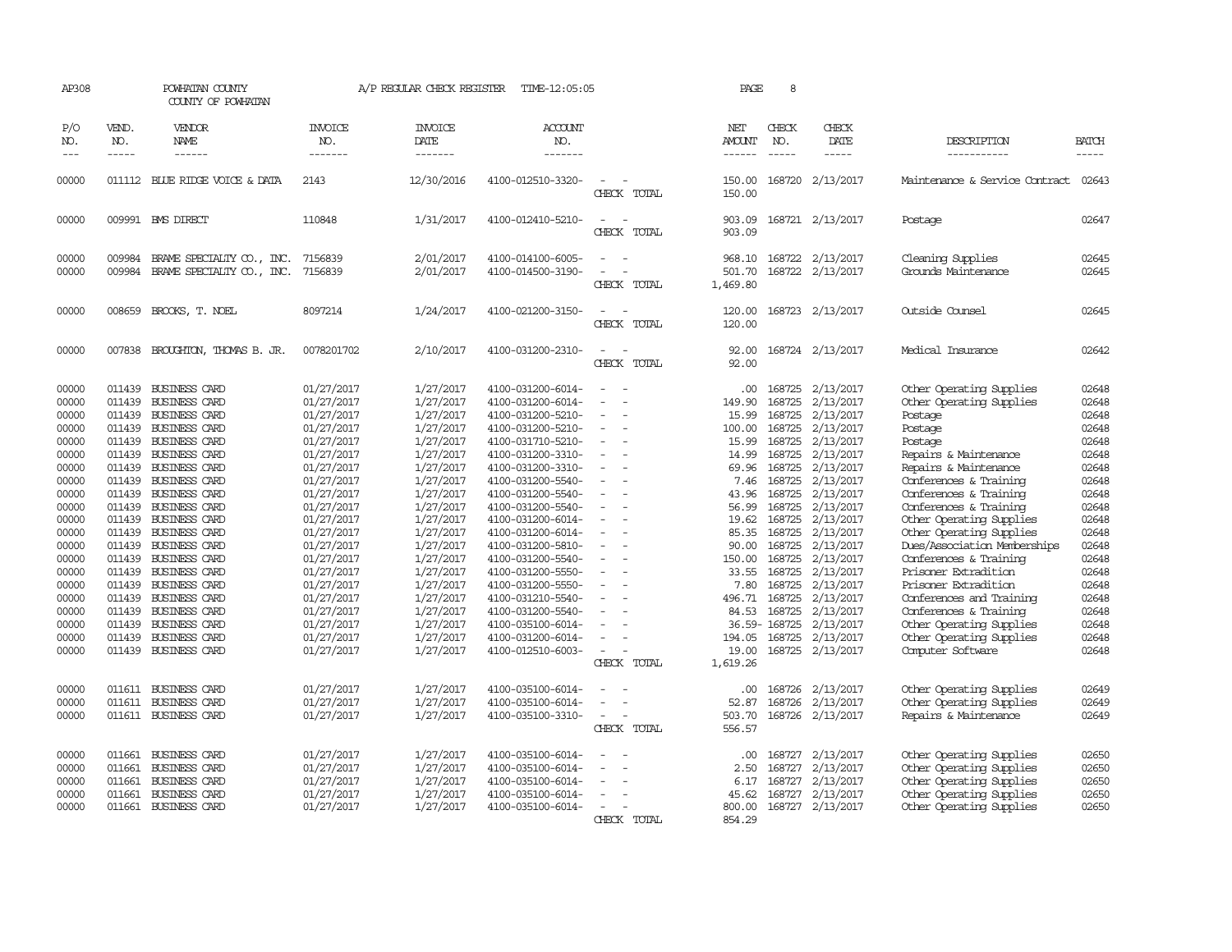AP308 POWHATAN COUNTY A/P REGULAR CHECK REGISTER TIME-12:05:05 PAGE 8
COUNTY OF POWHATAN

| P/O NO. | VEND. NO. | VENDOR NAME | INVOICE NO. | INVOICE DATE | ACCOUNT NO. | | NET AMOUNT | CHECK NO. | CHECK DATE | DESCRIPTION | BATCH |
|---|---|---|---|---|---|---|---|---|---|---|---|
| 00000 | 011112 | BLUE RIDGE VOICE & DATA | 2143 | 12/30/2016 | 4100-012510-3320- | - - | 150.00 | 168720 | 2/13/2017 | Maintenance & Service Contract | 02643 |
| | | | | | | CHECK TOTAL | 150.00 | | | | |
| 00000 | 009991 | BMS DIRECT | 110848 | 1/31/2017 | 4100-012410-5210- | - - | 903.09 | 168721 | 2/13/2017 | Postage | 02647 |
| | | | | | | CHECK TOTAL | 903.09 | | | | |
| 00000 | 009984 | BRAME SPECIALTY CO., INC. | 7156839 | 2/01/2017 | 4100-014100-6005- | - - | 968.10 | 168722 | 2/13/2017 | Cleaning Supplies | 02645 |
| 00000 | 009984 | BRAME SPECIALTY CO., INC. | 7156839 | 2/01/2017 | 4100-014500-3190- | - - | 501.70 | 168722 | 2/13/2017 | Grounds Maintenance | 02645 |
| | | | | | | CHECK TOTAL | 1,469.80 | | | | |
| 00000 | 008659 | BROOKS, T. NOEL | 8097214 | 1/24/2017 | 4100-021200-3150- | - - | 120.00 | 168723 | 2/13/2017 | Outside Counsel | 02645 |
| | | | | | | CHECK TOTAL | 120.00 | | | | |
| 00000 | 007838 | BROUGHTON, THOMAS B. JR. | 0078201702 | 2/10/2017 | 4100-031200-2310- | - - | 92.00 | 168724 | 2/13/2017 | Medical Insurance | 02642 |
| | | | | | | CHECK TOTAL | 92.00 | | | | |
| 00000 | 011439 | BUSINESS CARD | 01/27/2017 | 1/27/2017 | 4100-031200-6014- | - - | .00 | 168725 | 2/13/2017 | Other Operating Supplies | 02648 |
| 00000 | 011439 | BUSINESS CARD | 01/27/2017 | 1/27/2017 | 4100-031200-6014- | - - | 149.90 | 168725 | 2/13/2017 | Other Operating Supplies | 02648 |
| 00000 | 011439 | BUSINESS CARD | 01/27/2017 | 1/27/2017 | 4100-031200-5210- | - - | 15.99 | 168725 | 2/13/2017 | Postage | 02648 |
| 00000 | 011439 | BUSINESS CARD | 01/27/2017 | 1/27/2017 | 4100-031200-5210- | - - | 100.00 | 168725 | 2/13/2017 | Postage | 02648 |
| 00000 | 011439 | BUSINESS CARD | 01/27/2017 | 1/27/2017 | 4100-031710-5210- | - - | 15.99 | 168725 | 2/13/2017 | Postage | 02648 |
| 00000 | 011439 | BUSINESS CARD | 01/27/2017 | 1/27/2017 | 4100-031200-3310- | - - | 14.99 | 168725 | 2/13/2017 | Repairs & Maintenance | 02648 |
| 00000 | 011439 | BUSINESS CARD | 01/27/2017 | 1/27/2017 | 4100-031200-3310- | - - | 69.96 | 168725 | 2/13/2017 | Repairs & Maintenance | 02648 |
| 00000 | 011439 | BUSINESS CARD | 01/27/2017 | 1/27/2017 | 4100-031200-5540- | - - | 7.46 | 168725 | 2/13/2017 | Conferences & Training | 02648 |
| 00000 | 011439 | BUSINESS CARD | 01/27/2017 | 1/27/2017 | 4100-031200-5540- | - - | 43.96 | 168725 | 2/13/2017 | Conferences & Training | 02648 |
| 00000 | 011439 | BUSINESS CARD | 01/27/2017 | 1/27/2017 | 4100-031200-5540- | - - | 56.99 | 168725 | 2/13/2017 | Conferences & Training | 02648 |
| 00000 | 011439 | BUSINESS CARD | 01/27/2017 | 1/27/2017 | 4100-031200-6014- | - - | 19.62 | 168725 | 2/13/2017 | Other Operating Supplies | 02648 |
| 00000 | 011439 | BUSINESS CARD | 01/27/2017 | 1/27/2017 | 4100-031200-6014- | - - | 85.35 | 168725 | 2/13/2017 | Other Operating Supplies | 02648 |
| 00000 | 011439 | BUSINESS CARD | 01/27/2017 | 1/27/2017 | 4100-031200-5810- | - - | 90.00 | 168725 | 2/13/2017 | Dues/Association Memberships | 02648 |
| 00000 | 011439 | BUSINESS CARD | 01/27/2017 | 1/27/2017 | 4100-031200-5540- | - - | 150.00 | 168725 | 2/13/2017 | Conferences & Training | 02648 |
| 00000 | 011439 | BUSINESS CARD | 01/27/2017 | 1/27/2017 | 4100-031200-5550- | - - | 33.55 | 168725 | 2/13/2017 | Prisoner Extradition | 02648 |
| 00000 | 011439 | BUSINESS CARD | 01/27/2017 | 1/27/2017 | 4100-031200-5550- | - - | 7.80 | 168725 | 2/13/2017 | Prisoner Extradition | 02648 |
| 00000 | 011439 | BUSINESS CARD | 01/27/2017 | 1/27/2017 | 4100-031210-5540- | - - | 496.71 | 168725 | 2/13/2017 | Conferences and Training | 02648 |
| 00000 | 011439 | BUSINESS CARD | 01/27/2017 | 1/27/2017 | 4100-031200-5540- | - - | 84.53 | 168725 | 2/13/2017 | Conferences & Training | 02648 |
| 00000 | 011439 | BUSINESS CARD | 01/27/2017 | 1/27/2017 | 4100-035100-6014- | - - | 36.59- | 168725 | 2/13/2017 | Other Operating Supplies | 02648 |
| 00000 | 011439 | BUSINESS CARD | 01/27/2017 | 1/27/2017 | 4100-031200-6014- | - - | 194.05 | 168725 | 2/13/2017 | Other Operating Supplies | 02648 |
| 00000 | 011439 | BUSINESS CARD | 01/27/2017 | 1/27/2017 | 4100-012510-6003- | - - | 19.00 | 168725 | 2/13/2017 | Computer Software | 02648 |
| | | | | | | CHECK TOTAL | 1,619.26 | | | | |
| 00000 | 011611 | BUSINESS CARD | 01/27/2017 | 1/27/2017 | 4100-035100-6014- | - - | .00 | 168726 | 2/13/2017 | Other Operating Supplies | 02649 |
| 00000 | 011611 | BUSINESS CARD | 01/27/2017 | 1/27/2017 | 4100-035100-6014- | - - | 52.87 | 168726 | 2/13/2017 | Other Operating Supplies | 02649 |
| 00000 | 011611 | BUSINESS CARD | 01/27/2017 | 1/27/2017 | 4100-035100-3310- | - - | 503.70 | 168726 | 2/13/2017 | Repairs & Maintenance | 02649 |
| | | | | | | CHECK TOTAL | 556.57 | | | | |
| 00000 | 011661 | BUSINESS CARD | 01/27/2017 | 1/27/2017 | 4100-035100-6014- | - - | .00 | 168727 | 2/13/2017 | Other Operating Supplies | 02650 |
| 00000 | 011661 | BUSINESS CARD | 01/27/2017 | 1/27/2017 | 4100-035100-6014- | - - | 2.50 | 168727 | 2/13/2017 | Other Operating Supplies | 02650 |
| 00000 | 011661 | BUSINESS CARD | 01/27/2017 | 1/27/2017 | 4100-035100-6014- | - - | 6.17 | 168727 | 2/13/2017 | Other Operating Supplies | 02650 |
| 00000 | 011661 | BUSINESS CARD | 01/27/2017 | 1/27/2017 | 4100-035100-6014- | - - | 45.62 | 168727 | 2/13/2017 | Other Operating Supplies | 02650 |
| 00000 | 011661 | BUSINESS CARD | 01/27/2017 | 1/27/2017 | 4100-035100-6014- | - - | 800.00 | 168727 | 2/13/2017 | Other Operating Supplies | 02650 |
| | | | | | | CHECK TOTAL | 854.29 | | | | |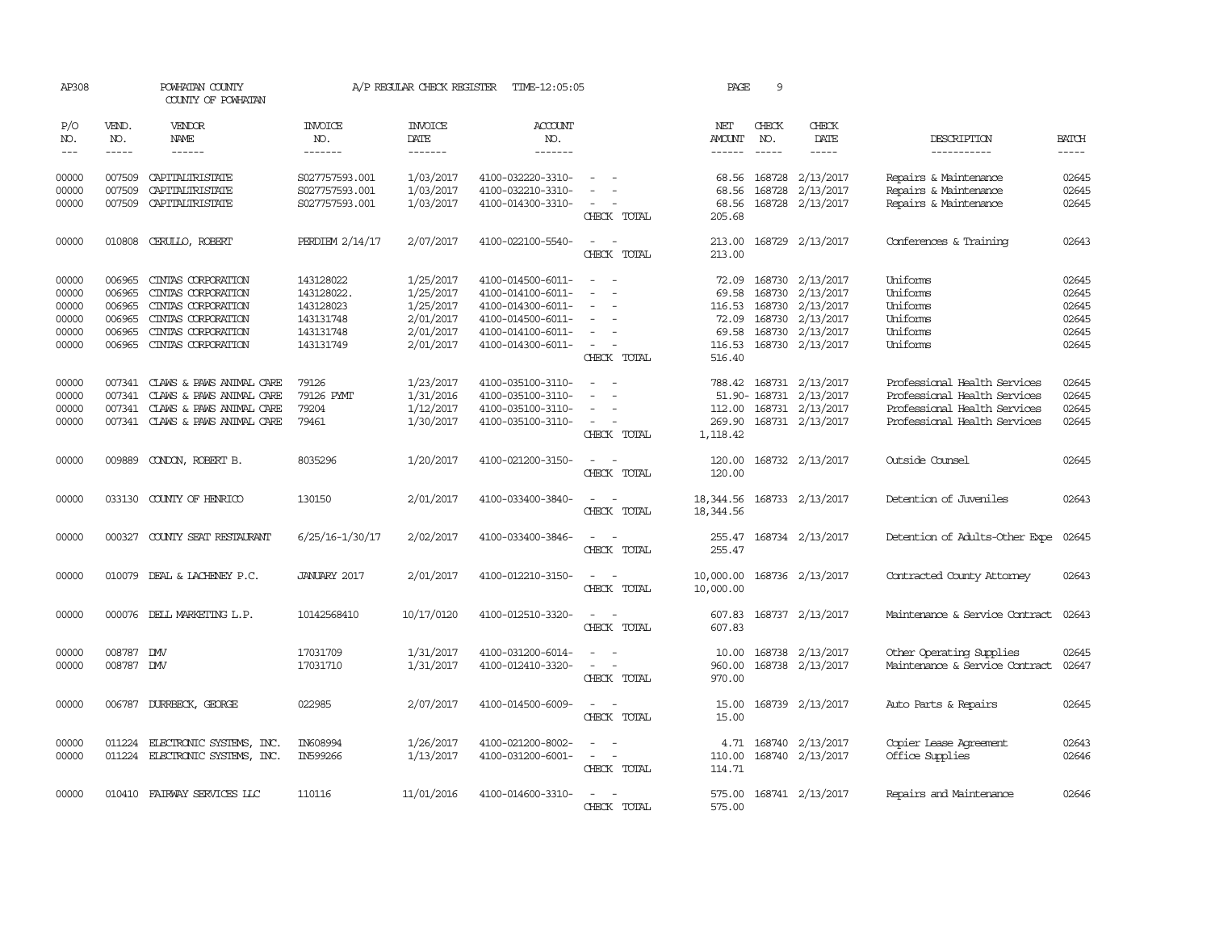AP308 POWHATAN COUNTY A/P REGULAR CHECK REGISTER TIME-12:05:05 PAGE 9
COUNTY OF POWHATAN

| P/O NO. | VEND. NO. | VENDOR NAME | INVOICE NO. | INVOICE DATE | ACCOUNT NO. | | NET AMOUNT | CHECK NO. | CHECK DATE | DESCRIPTION | BATCH |
|---|---|---|---|---|---|---|---|---|---|---|---|
| 00000 | 007509 | CAPITALTRISTATE | S027757593.001 | 1/03/2017 | 4100-032220-3310- | - - | 68.56 | 168728 | 2/13/2017 | Repairs & Maintenance | 02645 |
| 00000 | 007509 | CAPITALTRISTATE | S027757593.001 | 1/03/2017 | 4100-032210-3310- | - - | 68.56 | 168728 | 2/13/2017 | Repairs & Maintenance | 02645 |
| 00000 | 007509 | CAPITALTRISTATE | S027757593.001 | 1/03/2017 | 4100-014300-3310- | - - | 68.56 | 168728 | 2/13/2017 | Repairs & Maintenance | 02645 |
| | | | | | | CHECK TOTAL | 205.68 | | | | |
| 00000 | 010808 | CERULLO, ROBERT | PERDIEM 2/14/17 | 2/07/2017 | 4100-022100-5540- | - - | 213.00 | 168729 | 2/13/2017 | Conferences & Training | 02643 |
| | | | | | | CHECK TOTAL | 213.00 | | | | |
| 00000 | 006965 | CINTAS CORPORATION | 143128022 | 1/25/2017 | 4100-014500-6011- | - - | 72.09 | 168730 | 2/13/2017 | Uniforms | 02645 |
| 00000 | 006965 | CINTAS CORPORATION | 143128022. | 1/25/2017 | 4100-014100-6011- | - - | 69.58 | 168730 | 2/13/2017 | Uniforms | 02645 |
| 00000 | 006965 | CINTAS CORPORATION | 143128023 | 1/25/2017 | 4100-014300-6011- | - - | 116.53 | 168730 | 2/13/2017 | Uniforms | 02645 |
| 00000 | 006965 | CINTAS CORPORATION | 143131748 | 2/01/2017 | 4100-014500-6011- | - - | 72.09 | 168730 | 2/13/2017 | Uniforms | 02645 |
| 00000 | 006965 | CINTAS CORPORATION | 143131748 | 2/01/2017 | 4100-014100-6011- | - - | 69.58 | 168730 | 2/13/2017 | Uniforms | 02645 |
| 00000 | 006965 | CINTAS CORPORATION | 143131749 | 2/01/2017 | 4100-014300-6011- | - - | 116.53 | 168730 | 2/13/2017 | Uniforms | 02645 |
| | | | | | | CHECK TOTAL | 516.40 | | | | |
| 00000 | 007341 | CLAWS & PAWS ANIMAL CARE | 79126 | 1/23/2017 | 4100-035100-3110- | - - | 788.42 | 168731 | 2/13/2017 | Professional Health Services | 02645 |
| 00000 | 007341 | CLAWS & PAWS ANIMAL CARE | 79126 PYMT | 1/31/2016 | 4100-035100-3110- | - - | 51.90- | 168731 | 2/13/2017 | Professional Health Services | 02645 |
| 00000 | 007341 | CLAWS & PAWS ANIMAL CARE | 79204 | 1/12/2017 | 4100-035100-3110- | - - | 112.00 | 168731 | 2/13/2017 | Professional Health Services | 02645 |
| 00000 | 007341 | CLAWS & PAWS ANIMAL CARE | 79461 | 1/30/2017 | 4100-035100-3110- | - - | 269.90 | 168731 | 2/13/2017 | Professional Health Services | 02645 |
| | | | | | | CHECK TOTAL | 1,118.42 | | | | |
| 00000 | 009889 | CONDON, ROBERT B. | 8035296 | 1/20/2017 | 4100-021200-3150- | - - | 120.00 | 168732 | 2/13/2017 | Outside Counsel | 02645 |
| | | | | | | CHECK TOTAL | 120.00 | | | | |
| 00000 | 033130 | COUNTY OF HENRICO | 130150 | 2/01/2017 | 4100-033400-3840- | - - | 18,344.56 | 168733 | 2/13/2017 | Detention of Juveniles | 02643 |
| | | | | | | CHECK TOTAL | 18,344.56 | | | | |
| 00000 | 000327 | COUNTY SEAT RESTAURANT | 6/25/16-1/30/17 | 2/02/2017 | 4100-033400-3846- | - - | 255.47 | 168734 | 2/13/2017 | Detention of Adults-Other Expe | 02645 |
| | | | | | | CHECK TOTAL | 255.47 | | | | |
| 00000 | 010079 | DEAL & LACHENEY P.C. | JANUARY 2017 | 2/01/2017 | 4100-012210-3150- | - - | 10,000.00 | 168736 | 2/13/2017 | Contracted County Attorney | 02643 |
| | | | | | | CHECK TOTAL | 10,000.00 | | | | |
| 00000 | 000076 | DELL MARKETING L.P. | 10142568410 | 10/17/0120 | 4100-012510-3320- | - - | 607.83 | 168737 | 2/13/2017 | Maintenance & Service Contract | 02643 |
| | | | | | | CHECK TOTAL | 607.83 | | | | |
| 00000 | 008787 | DMV | 17031709 | 1/31/2017 | 4100-031200-6014- | - - | 10.00 | 168738 | 2/13/2017 | Other Operating Supplies | 02645 |
| 00000 | 008787 | DMV | 17031710 | 1/31/2017 | 4100-012410-3320- | - - | 960.00 | 168738 | 2/13/2017 | Maintenance & Service Contract | 02647 |
| | | | | | | CHECK TOTAL | 970.00 | | | | |
| 00000 | 006787 | DURRBECK, GEORGE | 022985 | 2/07/2017 | 4100-014500-6009- | - - | 15.00 | 168739 | 2/13/2017 | Auto Parts & Repairs | 02645 |
| | | | | | | CHECK TOTAL | 15.00 | | | | |
| 00000 | 011224 | ELECTRONIC SYSTEMS, INC. | IN608994 | 1/26/2017 | 4100-021200-8002- | - - | 4.71 | 168740 | 2/13/2017 | Copier Lease Agreement | 02643 |
| 00000 | 011224 | ELECTRONIC SYSTEMS, INC. | IN599266 | 1/13/2017 | 4100-031200-6001- | - - | 110.00 | 168740 | 2/13/2017 | Office Supplies | 02646 |
| | | | | | | CHECK TOTAL | 114.71 | | | | |
| 00000 | 010410 | FAIRWAY SERVICES LLC | 110116 | 11/01/2016 | 4100-014600-3310- | - - | 575.00 | 168741 | 2/13/2017 | Repairs and Maintenance | 02646 |
| | | | | | | CHECK TOTAL | 575.00 | | | | |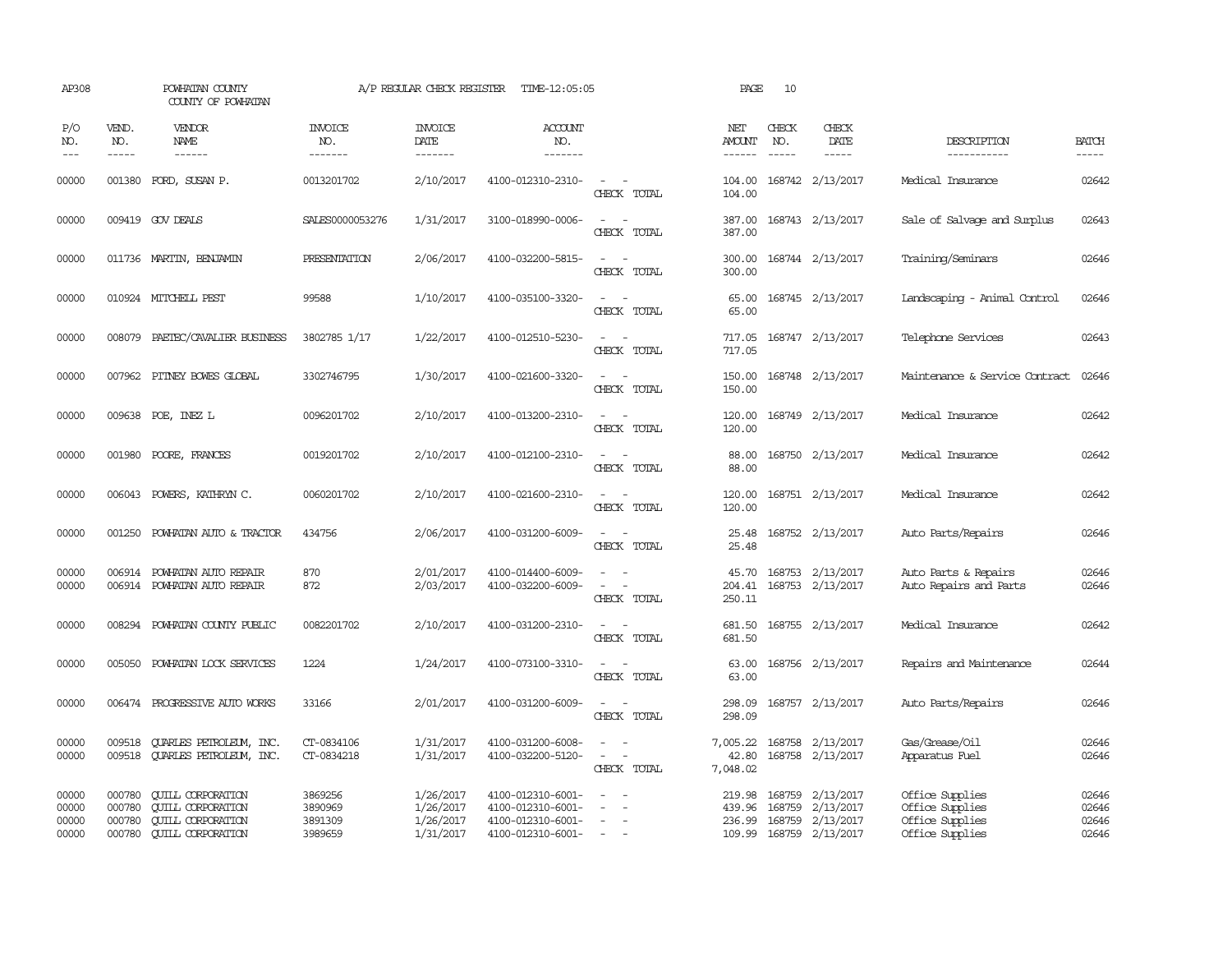AP308 POWHATAN COUNTY COUNTY OF POWHATAN A/P REGULAR CHECK REGISTER TIME-12:05:05

| P/O NO. | VEND. NO. | VENDOR NAME | INVOICE NO. | INVOICE DATE | ACCOUNT NO. | | NET AMOUNT | CHECK NO. | CHECK DATE | DESCRIPTION | BATCH |
|---|---|---|---|---|---|---|---|---|---|---|---|
| --- | ----- | ------ | ------- | ------- | ------- | | ------ | ----- | ----- | ----------- | ----- |
| 00000 | 001380 | FORD, SUSAN P. | 0013201702 | 2/10/2017 | 4100-012310-2310- | - - | 104.00 | 168742 | 2/13/2017 | Medical Insurance | 02642 |
| | | | | | | CHECK TOTAL | 104.00 | | | | |
| 00000 | 009419 | GOV DEALS | SALES0000053276 | 1/31/2017 | 3100-018990-0006- | - - | 387.00 | 168743 | 2/13/2017 | Sale of Salvage and Surplus | 02643 |
| | | | | | | CHECK TOTAL | 387.00 | | | | |
| 00000 | 011736 | MARTIN, BENJAMIN | PRESENTATION | 2/06/2017 | 4100-032200-5815- | - - | 300.00 | 168744 | 2/13/2017 | Training/Seminars | 02646 |
| | | | | | | CHECK TOTAL | 300.00 | | | | |
| 00000 | 010924 | MITCHELL PEST | 99588 | 1/10/2017 | 4100-035100-3320- | - - | 65.00 | 168745 | 2/13/2017 | Landscaping - Animal Control | 02646 |
| | | | | | | CHECK TOTAL | 65.00 | | | | |
| 00000 | 008079 | PAETEC/CAVALIER BUSINESS | 3802785 1/17 | 1/22/2017 | 4100-012510-5230- | - - | 717.05 | 168747 | 2/13/2017 | Telephone Services | 02643 |
| | | | | | | CHECK TOTAL | 717.05 | | | | |
| 00000 | 007962 | PITNEY BOWES GLOBAL | 3302746795 | 1/30/2017 | 4100-021600-3320- | - - | 150.00 | 168748 | 2/13/2017 | Maintenance & Service Contract | 02646 |
| | | | | | | CHECK TOTAL | 150.00 | | | | |
| 00000 | 009638 | POE, INEZ L | 0096201702 | 2/10/2017 | 4100-013200-2310- | - - | 120.00 | 168749 | 2/13/2017 | Medical Insurance | 02642 |
| | | | | | | CHECK TOTAL | 120.00 | | | | |
| 00000 | 001980 | POORE, FRANCES | 0019201702 | 2/10/2017 | 4100-012100-2310- | - - | 88.00 | 168750 | 2/13/2017 | Medical Insurance | 02642 |
| | | | | | | CHECK TOTAL | 88.00 | | | | |
| 00000 | 006043 | POWERS, KATHRYN C. | 0060201702 | 2/10/2017 | 4100-021600-2310- | - - | 120.00 | 168751 | 2/13/2017 | Medical Insurance | 02642 |
| | | | | | | CHECK TOTAL | 120.00 | | | | |
| 00000 | 001250 | POWHATAN AUTO & TRACTOR | 434756 | 2/06/2017 | 4100-031200-6009- | - - | 25.48 | 168752 | 2/13/2017 | Auto Parts/Repairs | 02646 |
| | | | | | | CHECK TOTAL | 25.48 | | | | |
| 00000 | 006914 | POWHATAN AUTO REPAIR | 870 | 2/01/2017 | 4100-014400-6009- | - - | 45.70 | 168753 | 2/13/2017 | Auto Parts & Repairs | 02646 |
| 00000 | 006914 | POWHATAN AUTO REPAIR | 872 | 2/03/2017 | 4100-032200-6009- | - - | 204.41 | 168753 | 2/13/2017 | Auto Repairs and Parts | 02646 |
| | | | | | | CHECK TOTAL | 250.11 | | | | |
| 00000 | 008294 | POWHATAN COUNTY PUBLIC | 0082201702 | 2/10/2017 | 4100-031200-2310- | - - | 681.50 | 168755 | 2/13/2017 | Medical Insurance | 02642 |
| | | | | | | CHECK TOTAL | 681.50 | | | | |
| 00000 | 005050 | POWHATAN LOCK SERVICES | 1224 | 1/24/2017 | 4100-073100-3310- | - - | 63.00 | 168756 | 2/13/2017 | Repairs and Maintenance | 02644 |
| | | | | | | CHECK TOTAL | 63.00 | | | | |
| 00000 | 006474 | PROGRESSIVE AUTO WORKS | 33166 | 2/01/2017 | 4100-031200-6009- | - - | 298.09 | 168757 | 2/13/2017 | Auto Parts/Repairs | 02646 |
| | | | | | | CHECK TOTAL | 298.09 | | | | |
| 00000 | 009518 | QUARLES PETROLEUM, INC. | CT-0834106 | 1/31/2017 | 4100-031200-6008- | - - | 7,005.22 | 168758 | 2/13/2017 | Gas/Grease/Oil | 02646 |
| 00000 | 009518 | QUARLES PETROLEUM, INC. | CT-0834218 | 1/31/2017 | 4100-032200-5120- | - - | 42.80 | 168758 | 2/13/2017 | Apparatus Fuel | 02646 |
| | | | | | | CHECK TOTAL | 7,048.02 | | | | |
| 00000 | 000780 | QUILL CORPORATION | 3869256 | 1/26/2017 | 4100-012310-6001- | - - | 219.98 | 168759 | 2/13/2017 | Office Supplies | 02646 |
| 00000 | 000780 | QUILL CORPORATION | 3890969 | 1/26/2017 | 4100-012310-6001- | - - | 439.96 | 168759 | 2/13/2017 | Office Supplies | 02646 |
| 00000 | 000780 | QUILL CORPORATION | 3891309 | 1/26/2017 | 4100-012310-6001- | - - | 236.99 | 168759 | 2/13/2017 | Office Supplies | 02646 |
| 00000 | 000780 | QUILL CORPORATION | 3989659 | 1/31/2017 | 4100-012310-6001- | - - | 109.99 | 168759 | 2/13/2017 | Office Supplies | 02646 |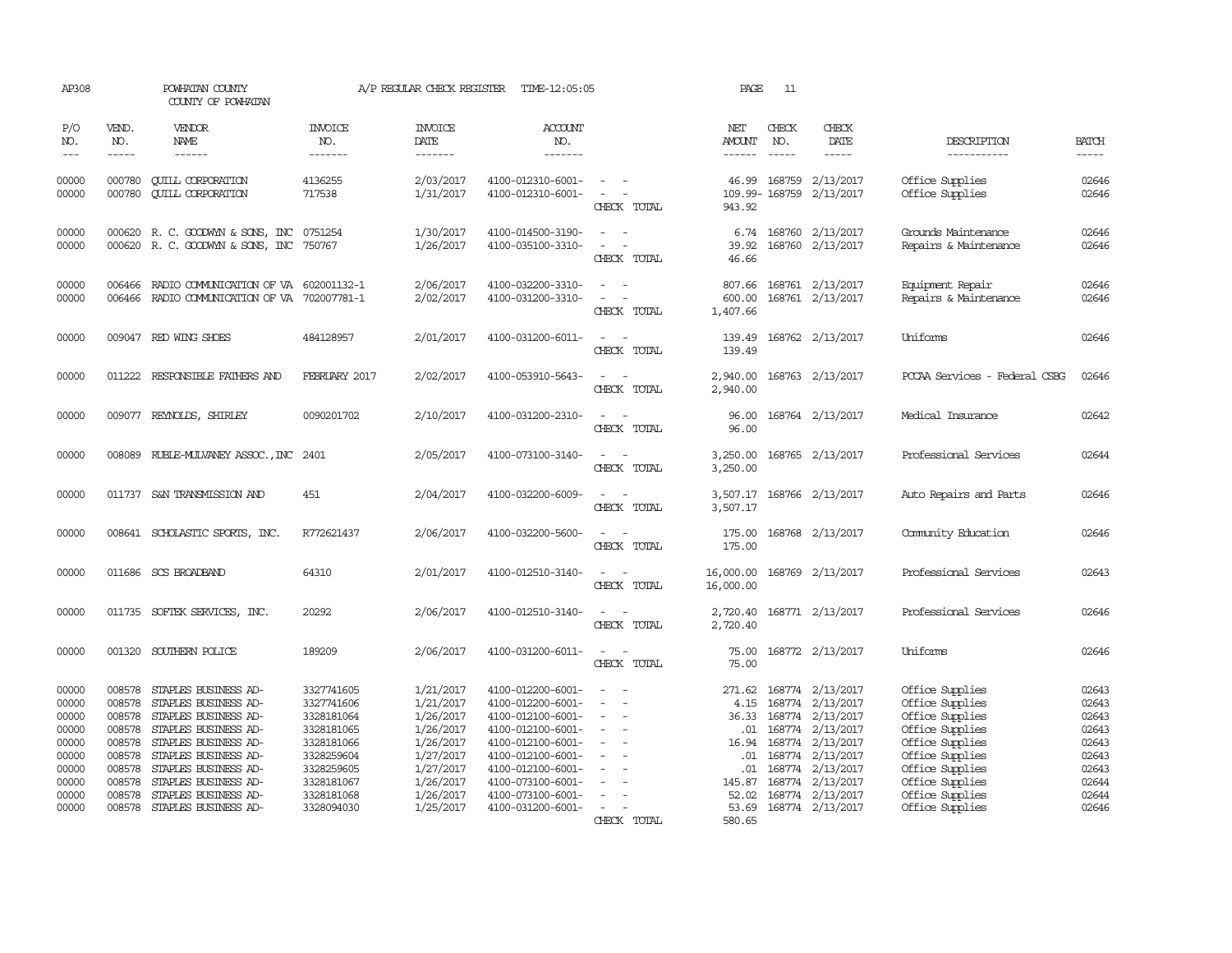AP308 POWHATAN COUNTY A/P REGULAR CHECK REGISTER TIME-12:05:05 PAGE 11

COUNTY OF POWHATAN

| P/O NO. | VEND. NO. | VENDOR NAME | INVOICE NO. | INVOICE DATE | ACCOUNT NO. | | NET AMOUNT | CHECK NO. | CHECK DATE | DESCRIPTION | BATCH |
|---|---|---|---|---|---|---|---|---|---|---|---|
| 00000 | 000780 | QUILL CORPORATION | 4136255 | 2/03/2017 | 4100-012310-6001- | - - | 46.99 | 168759 | 2/13/2017 | Office Supplies | 02646 |
| 00000 | 000780 | QUILL CORPORATION | 717538 | 1/31/2017 | 4100-012310-6001- | - - | 109.99- | 168759 | 2/13/2017 | Office Supplies | 02646 |
| | | | | | | CHECK TOTAL | 943.92 | | | | |
| 00000 | 000620 | R. C. GOODWYN & SONS, INC | 0751254 | 1/30/2017 | 4100-014500-3190- | - - | 6.74 | 168760 | 2/13/2017 | Grounds Maintenance | 02646 |
| 00000 | 000620 | R. C. GOODWYN & SONS, INC | 750767 | 1/26/2017 | 4100-035100-3310- | - - | 39.92 | 168760 | 2/13/2017 | Repairs & Maintenance | 02646 |
| | | | | | | CHECK TOTAL | 46.66 | | | | |
| 00000 | 006466 | RADIO COMMUNICATION OF VA | 602001132-1 | 2/06/2017 | 4100-032200-3310- | - - | 807.66 | 168761 | 2/13/2017 | Equipment Repair | 02646 |
| 00000 | 006466 | RADIO COMMUNICATION OF VA | 702007781-1 | 2/02/2017 | 4100-031200-3310- | - - | 600.00 | 168761 | 2/13/2017 | Repairs & Maintenance | 02646 |
| | | | | | | CHECK TOTAL | 1,407.66 | | | | |
| 00000 | 009047 | RED WING SHOES | 484128957 | 2/01/2017 | 4100-031200-6011- | - - | 139.49 | 168762 | 2/13/2017 | Uniforms | 02646 |
| | | | | | | CHECK TOTAL | 139.49 | | | | |
| 00000 | 011222 | RESPONSIBLE FATHERS AND | FEBRUARY 2017 | 2/02/2017 | 4100-053910-5643- | - - | 2,940.00 | 168763 | 2/13/2017 | PCCAA Services - Federal CSBG | 02646 |
| | | | | | | CHECK TOTAL | 2,940.00 | | | | |
| 00000 | 009077 | REYNOLDS, SHIRLEY | 0090201702 | 2/10/2017 | 4100-031200-2310- | - - | 96.00 | 168764 | 2/13/2017 | Medical Insurance | 02642 |
| | | | | | | CHECK TOTAL | 96.00 | | | | |
| 00000 | 008089 | RUBLE-MULVANEY ASSOC.,INC | 2401 | 2/05/2017 | 4100-073100-3140- | - - | 3,250.00 | 168765 | 2/13/2017 | Professional Services | 02644 |
| | | | | | | CHECK TOTAL | 3,250.00 | | | | |
| 00000 | 011737 | S&N TRANSMISSION AND | 451 | 2/04/2017 | 4100-032200-6009- | - - | 3,507.17 | 168766 | 2/13/2017 | Auto Repairs and Parts | 02646 |
| | | | | | | CHECK TOTAL | 3,507.17 | | | | |
| 00000 | 008641 | SCHOLASTIC SPORTS, INC. | R772621437 | 2/06/2017 | 4100-032200-5600- | - - | 175.00 | 168768 | 2/13/2017 | Community Education | 02646 |
| | | | | | | CHECK TOTAL | 175.00 | | | | |
| 00000 | 011686 | SCS BROADBAND | 64310 | 2/01/2017 | 4100-012510-3140- | - - | 16,000.00 | 168769 | 2/13/2017 | Professional Services | 02643 |
| | | | | | | CHECK TOTAL | 16,000.00 | | | | |
| 00000 | 011735 | SOFTEK SERVICES, INC. | 20292 | 2/06/2017 | 4100-012510-3140- | - - | 2,720.40 | 168771 | 2/13/2017 | Professional Services | 02646 |
| | | | | | | CHECK TOTAL | 2,720.40 | | | | |
| 00000 | 001320 | SOUTHERN POLICE | 189209 | 2/06/2017 | 4100-031200-6011- | - - | 75.00 | 168772 | 2/13/2017 | Uniforms | 02646 |
| | | | | | | CHECK TOTAL | 75.00 | | | | |
| 00000 | 008578 | STAPLES BUSINESS AD- | 3327741605 | 1/21/2017 | 4100-012200-6001- | - - | 271.62 | 168774 | 2/13/2017 | Office Supplies | 02643 |
| 00000 | 008578 | STAPLES BUSINESS AD- | 3327741606 | 1/21/2017 | 4100-012200-6001- | - - | 4.15 | 168774 | 2/13/2017 | Office Supplies | 02643 |
| 00000 | 008578 | STAPLES BUSINESS AD- | 3328181064 | 1/26/2017 | 4100-012100-6001- | - - | 36.33 | 168774 | 2/13/2017 | Office Supplies | 02643 |
| 00000 | 008578 | STAPLES BUSINESS AD- | 3328181065 | 1/26/2017 | 4100-012100-6001- | - - | .01 | 168774 | 2/13/2017 | Office Supplies | 02643 |
| 00000 | 008578 | STAPLES BUSINESS AD- | 3328181066 | 1/26/2017 | 4100-012100-6001- | - - | 16.94 | 168774 | 2/13/2017 | Office Supplies | 02643 |
| 00000 | 008578 | STAPLES BUSINESS AD- | 3328259604 | 1/27/2017 | 4100-012100-6001- | - - | .01 | 168774 | 2/13/2017 | Office Supplies | 02643 |
| 00000 | 008578 | STAPLES BUSINESS AD- | 3328259605 | 1/27/2017 | 4100-012100-6001- | - - | .01 | 168774 | 2/13/2017 | Office Supplies | 02643 |
| 00000 | 008578 | STAPLES BUSINESS AD- | 3328181067 | 1/26/2017 | 4100-073100-6001- | - - | 145.87 | 168774 | 2/13/2017 | Office Supplies | 02644 |
| 00000 | 008578 | STAPLES BUSINESS AD- | 3328181068 | 1/26/2017 | 4100-073100-6001- | - - | 52.02 | 168774 | 2/13/2017 | Office Supplies | 02644 |
| 00000 | 008578 | STAPLES BUSINESS AD- | 3328094030 | 1/25/2017 | 4100-031200-6001- | - - | 53.69 | 168774 | 2/13/2017 | Office Supplies | 02646 |
| | | | | | | CHECK TOTAL | 580.65 | | | | |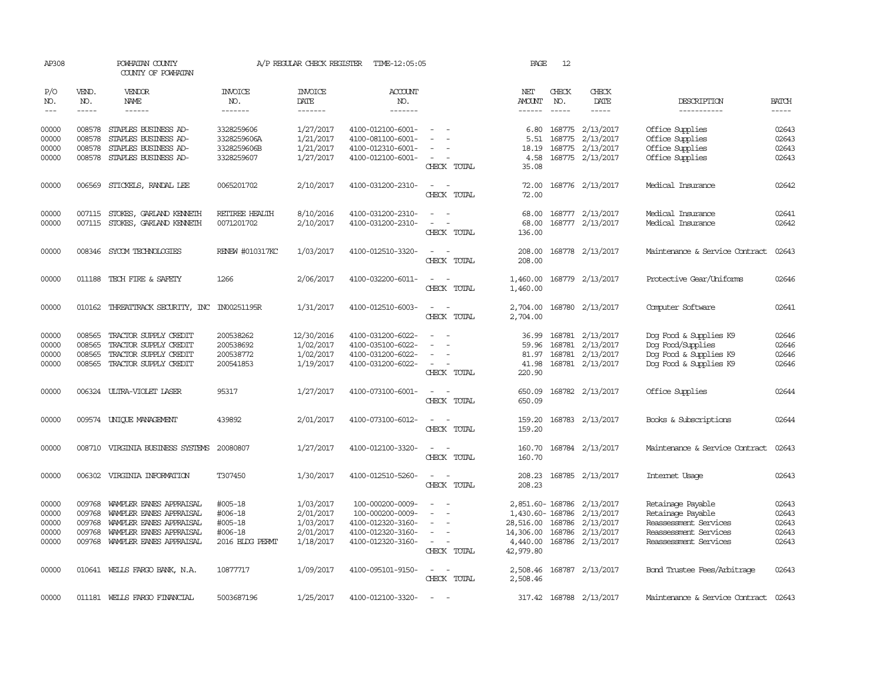AP308 POWHATAN COUNTY A/P REGULAR CHECK REGISTER TIME-12:05:05 PAGE 12

COUNTY OF POWHATAN

| P/O NO. | VEND. NO. | VENDOR NAME | INVOICE NO. | INVOICE DATE | ACCOUNT NO. | | NET AMOUNT | CHECK NO. | CHECK DATE | DESCRIPTION | BATCH |
|---|---|---|---|---|---|---|---|---|---|---|---|
| 00000 | 008578 | STAPLES BUSINESS AD- | 3328259606 | 1/27/2017 | 4100-012100-6001- | - - | 6.80 | 168775 | 2/13/2017 | Office Supplies | 02643 |
| 00000 | 008578 | STAPLES BUSINESS AD- | 3328259606A | 1/21/2017 | 4100-081100-6001- | - - | 5.51 | 168775 | 2/13/2017 | Office Supplies | 02643 |
| 00000 | 008578 | STAPLES BUSINESS AD- | 3328259606B | 1/21/2017 | 4100-012310-6001- | - - | 18.19 | 168775 | 2/13/2017 | Office Supplies | 02643 |
| 00000 | 008578 | STAPLES BUSINESS AD- | 3328259607 | 1/27/2017 | 4100-012100-6001- | - - | 4.58 | 168775 | 2/13/2017 | Office Supplies | 02643 |
| | | | | | | CHECK TOTAL | 35.08 | | | | |
| 00000 | 006569 | STICKELS, RANDAL LEE | 0065201702 | 2/10/2017 | 4100-031200-2310- | - - | 72.00 | 168776 | 2/13/2017 | Medical Insurance | 02642 |
| | | | | | | CHECK TOTAL | 72.00 | | | | |
| 00000 | 007115 | STOKES, GARLAND KENNETH | RETIREE HEALTH | 8/10/2016 | 4100-031200-2310- | - - | 68.00 | 168777 | 2/13/2017 | Medical Insurance | 02641 |
| 00000 | 007115 | STOKES, GARLAND KENNETH | 0071201702 | 2/10/2017 | 4100-031200-2310- | - - | 68.00 | 168777 | 2/13/2017 | Medical Insurance | 02642 |
| | | | | | | CHECK TOTAL | 136.00 | | | | |
| 00000 | 008346 | SYCOM TECHNOLOGIES | RENEW #010317KC | 1/03/2017 | 4100-012510-3320- | - - | 208.00 | 168778 | 2/13/2017 | Maintenance & Service Contract | 02643 |
| | | | | | | CHECK TOTAL | 208.00 | | | | |
| 00000 | 011188 | TECH FIRE & SAFETY | 1266 | 2/06/2017 | 4100-032200-6011- | - - | 1,460.00 | 168779 | 2/13/2017 | Protective Gear/Uniforms | 02646 |
| | | | | | | CHECK TOTAL | 1,460.00 | | | | |
| 00000 | 010162 | THREATTRACK SECURITY, INC | IN00251195R | 1/31/2017 | 4100-012510-6003- | - - | 2,704.00 | 168780 | 2/13/2017 | Computer Software | 02641 |
| | | | | | | CHECK TOTAL | 2,704.00 | | | | |
| 00000 | 008565 | TRACTOR SUPPLY CREDIT | 200538262 | 12/30/2016 | 4100-031200-6022- | - - | 36.99 | 168781 | 2/13/2017 | Dog Food & Supplies K9 | 02646 |
| 00000 | 008565 | TRACTOR SUPPLY CREDIT | 200538692 | 1/02/2017 | 4100-035100-6022- | - - | 59.96 | 168781 | 2/13/2017 | Dog Food/Supplies | 02646 |
| 00000 | 008565 | TRACTOR SUPPLY CREDIT | 200538772 | 1/02/2017 | 4100-031200-6022- | - - | 81.97 | 168781 | 2/13/2017 | Dog Food & Supplies K9 | 02646 |
| 00000 | 008565 | TRACTOR SUPPLY CREDIT | 200541853 | 1/19/2017 | 4100-031200-6022- | - - | 41.98 | 168781 | 2/13/2017 | Dog Food & Supplies K9 | 02646 |
| | | | | | | CHECK TOTAL | 220.90 | | | | |
| 00000 | 006324 | ULTRA-VIOLET LASER | 95317 | 1/27/2017 | 4100-073100-6001- | - - | 650.09 | 168782 | 2/13/2017 | Office Supplies | 02644 |
| | | | | | | CHECK TOTAL | 650.09 | | | | |
| 00000 | 009574 | UNIQUE MANAGEMENT | 439892 | 2/01/2017 | 4100-073100-6012- | - - | 159.20 | 168783 | 2/13/2017 | Books & Subscriptions | 02644 |
| | | | | | | CHECK TOTAL | 159.20 | | | | |
| 00000 | 008710 | VIRGINIA BUSINESS SYSTEMS | 20080807 | 1/27/2017 | 4100-012100-3320- | - - | 160.70 | 168784 | 2/13/2017 | Maintenance & Service Contract | 02643 |
| | | | | | | CHECK TOTAL | 160.70 | | | | |
| 00000 | 006302 | VIRGINIA INFORMATION | T307450 | 1/30/2017 | 4100-012510-5260- | - - | 208.23 | 168785 | 2/13/2017 | Internet Usage | 02643 |
| | | | | | | CHECK TOTAL | 208.23 | | | | |
| 00000 | 009768 | WAMPLER EANES APPRAISAL | #005-18 | 1/03/2017 | 100-000200-0009- | - - | 2,851.60- | 168786 | 2/13/2017 | Retainage Payable | 02643 |
| 00000 | 009768 | WAMPLER EANES APPRAISAL | #006-18 | 2/01/2017 | 100-000200-0009- | - - | 1,430.60- | 168786 | 2/13/2017 | Retainage Payable | 02643 |
| 00000 | 009768 | WAMPLER EANES APPRAISAL | #005-18 | 1/03/2017 | 4100-012320-3160- | - - | 28,516.00 | 168786 | 2/13/2017 | Reassessment Services | 02643 |
| 00000 | 009768 | WAMPLER EANES APPRAISAL | #006-18 | 2/01/2017 | 4100-012320-3160- | - - | 14,306.00 | 168786 | 2/13/2017 | Reassessment Services | 02643 |
| 00000 | 009768 | WAMPLER EANES APPRAISAL | 2016 BLDG PERMT | 1/18/2017 | 4100-012320-3160- | - - | 4,440.00 | 168786 | 2/13/2017 | Reassessment Services | 02643 |
| | | | | | | CHECK TOTAL | 42,979.80 | | | | |
| 00000 | 010641 | WELLS FARGO BANK, N.A. | 10877717 | 1/09/2017 | 4100-095101-9150- | - - | 2,508.46 | 168787 | 2/13/2017 | Bond Trustee Fees/Arbitrage | 02643 |
| | | | | | | CHECK TOTAL | 2,508.46 | | | | |
| 00000 | 011181 | WELLS FARGO FINANCIAL | 5003687196 | 1/25/2017 | 4100-012100-3320- | - - | 317.42 | 168788 | 2/13/2017 | Maintenance & Service Contract | 02643 |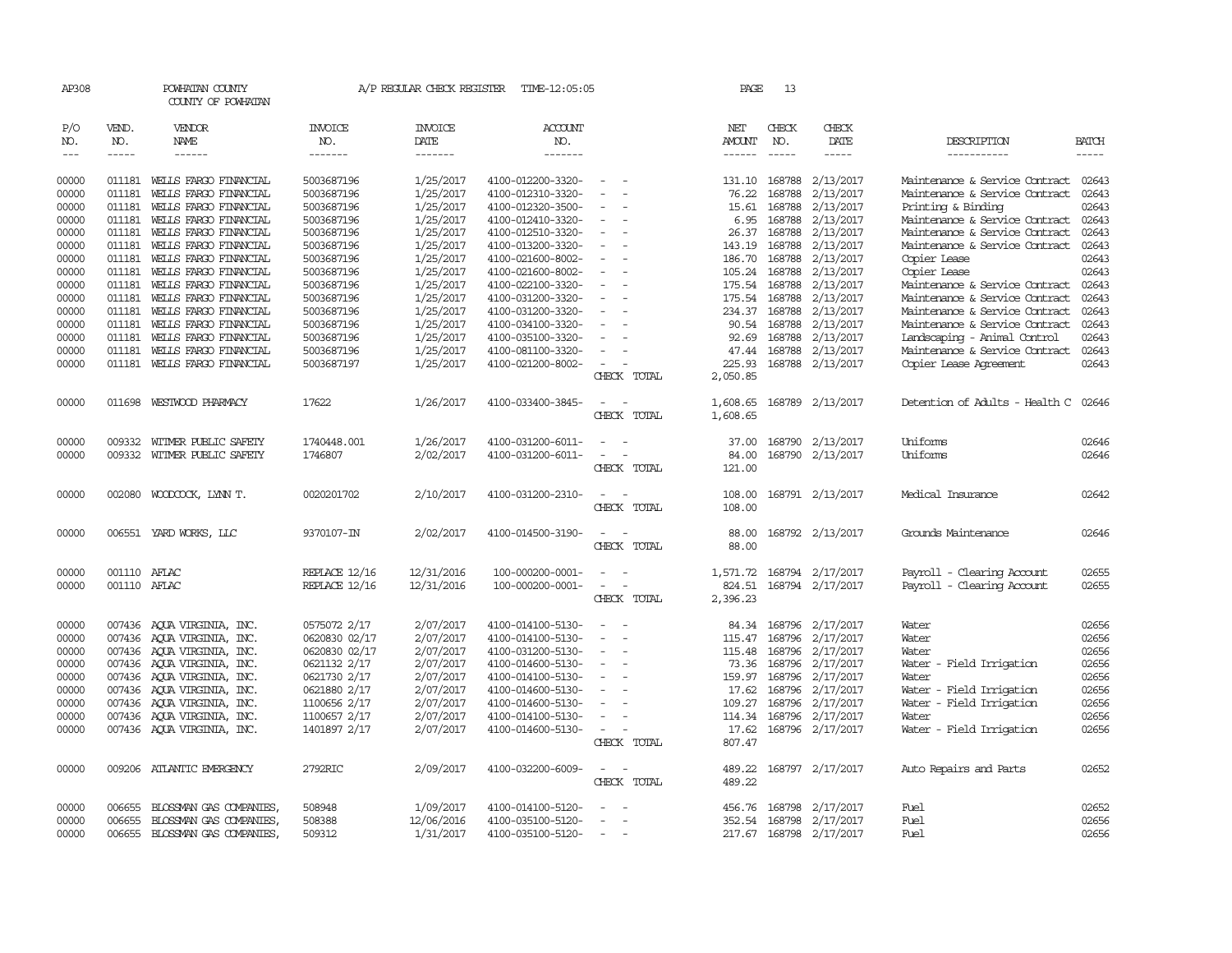AP308 POWHATAN COUNTY A/P REGULAR CHECK REGISTER TIME-12:05:05
COUNTY OF POWHATAN

| P/O NO. | VEND. NO. | VENDOR NAME | INVOICE NO. | INVOICE DATE | ACCOUNT NO. | | NET AMOUNT | CHECK NO. | CHECK DATE | DESCRIPTION | BATCH |
|---|---|---|---|---|---|---|---|---|---|---|---|
| 00000 | 011181 | WELLS FARGO FINANCIAL | 5003687196 | 1/25/2017 | 4100-012200-3320- | - - | 131.10 | 168788 | 2/13/2017 | Maintenance & Service Contract | 02643 |
| 00000 | 011181 | WELLS FARGO FINANCIAL | 5003687196 | 1/25/2017 | 4100-012310-3320- | - - | 76.22 | 168788 | 2/13/2017 | Maintenance & Service Contract | 02643 |
| 00000 | 011181 | WELLS FARGO FINANCIAL | 5003687196 | 1/25/2017 | 4100-012320-3500- | - - | 15.61 | 168788 | 2/13/2017 | Printing & Binding | 02643 |
| 00000 | 011181 | WELLS FARGO FINANCIAL | 5003687196 | 1/25/2017 | 4100-012410-3320- | - - | 6.95 | 168788 | 2/13/2017 | Maintenance & Service Contract | 02643 |
| 00000 | 011181 | WELLS FARGO FINANCIAL | 5003687196 | 1/25/2017 | 4100-012510-3320- | - - | 26.37 | 168788 | 2/13/2017 | Maintenance & Service Contract | 02643 |
| 00000 | 011181 | WELLS FARGO FINANCIAL | 5003687196 | 1/25/2017 | 4100-013200-3320- | - - | 143.19 | 168788 | 2/13/2017 | Maintenance & Service Contract | 02643 |
| 00000 | 011181 | WELLS FARGO FINANCIAL | 5003687196 | 1/25/2017 | 4100-021600-8002- | - - | 186.70 | 168788 | 2/13/2017 | Copier Lease | 02643 |
| 00000 | 011181 | WELLS FARGO FINANCIAL | 5003687196 | 1/25/2017 | 4100-021600-8002- | - - | 105.24 | 168788 | 2/13/2017 | Copier Lease | 02643 |
| 00000 | 011181 | WELLS FARGO FINANCIAL | 5003687196 | 1/25/2017 | 4100-022100-3320- | - - | 175.54 | 168788 | 2/13/2017 | Maintenance & Service Contract | 02643 |
| 00000 | 011181 | WELLS FARGO FINANCIAL | 5003687196 | 1/25/2017 | 4100-031200-3320- | - - | 175.54 | 168788 | 2/13/2017 | Maintenance & Service Contract | 02643 |
| 00000 | 011181 | WELLS FARGO FINANCIAL | 5003687196 | 1/25/2017 | 4100-031200-3320- | - - | 234.37 | 168788 | 2/13/2017 | Maintenance & Service Contract | 02643 |
| 00000 | 011181 | WELLS FARGO FINANCIAL | 5003687196 | 1/25/2017 | 4100-034100-3320- | - - | 90.54 | 168788 | 2/13/2017 | Maintenance & Service Contract | 02643 |
| 00000 | 011181 | WELLS FARGO FINANCIAL | 5003687196 | 1/25/2017 | 4100-035100-3320- | - - | 92.69 | 168788 | 2/13/2017 | Landscaping - Animal Control | 02643 |
| 00000 | 011181 | WELLS FARGO FINANCIAL | 5003687196 | 1/25/2017 | 4100-081100-3320- | - - | 47.44 | 168788 | 2/13/2017 | Maintenance & Service Contract | 02643 |
| 00000 | 011181 | WELLS FARGO FINANCIAL | 5003687197 | 1/25/2017 | 4100-021200-8002- | - - | 225.93 | 168788 | 2/13/2017 | Copier Lease Agreement | 02643 |
| | | | | | | CHECK TOTAL | 2,050.85 | | | | |
| 00000 | 011698 | WESTWOOD PHARMACY | 17622 | 1/26/2017 | 4100-033400-3845- | - - | 1,608.65 | 168789 | 2/13/2017 | Detention of Adults - Health C | 02646 |
| | | | | | | CHECK TOTAL | 1,608.65 | | | | |
| 00000 | 009332 | WITMER PUBLIC SAFETY | 1740448.001 | 1/26/2017 | 4100-031200-6011- | - - | 37.00 | 168790 | 2/13/2017 | Uniforms | 02646 |
| 00000 | 009332 | WITMER PUBLIC SAFETY | 1746807 | 2/02/2017 | 4100-031200-6011- | - - | 84.00 | 168790 | 2/13/2017 | Uniforms | 02646 |
| | | | | | | CHECK TOTAL | 121.00 | | | | |
| 00000 | 002080 | WOODCOCK, LYNN T. | 0020201702 | 2/10/2017 | 4100-031200-2310- | - - | 108.00 | 168791 | 2/13/2017 | Medical Insurance | 02642 |
| | | | | | | CHECK TOTAL | 108.00 | | | | |
| 00000 | 006551 | YARD WORKS, LLC | 9370107-IN | 2/02/2017 | 4100-014500-3190- | - - | 88.00 | 168792 | 2/13/2017 | Grounds Maintenance | 02646 |
| | | | | | | CHECK TOTAL | 88.00 | | | | |
| 00000 | 001110 | AFLAC | REPLACE 12/16 | 12/31/2016 | 100-000200-0001- | - - | 1,571.72 | 168794 | 2/17/2017 | Payroll - Clearing Account | 02655 |
| 00000 | 001110 | AFLAC | REPLACE 12/16 | 12/31/2016 | 100-000200-0001- | - - | 824.51 | 168794 | 2/17/2017 | Payroll - Clearing Account | 02655 |
| | | | | | | CHECK TOTAL | 2,396.23 | | | | |
| 00000 | 007436 | AQUA VIRGINIA, INC. | 0575072 2/17 | 2/07/2017 | 4100-014100-5130- | - - | 84.34 | 168796 | 2/17/2017 | Water | 02656 |
| 00000 | 007436 | AQUA VIRGINIA, INC. | 0620830 02/17 | 2/07/2017 | 4100-014100-5130- | - - | 115.47 | 168796 | 2/17/2017 | Water | 02656 |
| 00000 | 007436 | AQUA VIRGINIA, INC. | 0620830 02/17 | 2/07/2017 | 4100-031200-5130- | - - | 115.48 | 168796 | 2/17/2017 | Water | 02656 |
| 00000 | 007436 | AQUA VIRGINIA, INC. | 0621132 2/17 | 2/07/2017 | 4100-014600-5130- | - - | 73.36 | 168796 | 2/17/2017 | Water - Field Irrigation | 02656 |
| 00000 | 007436 | AQUA VIRGINIA, INC. | 0621730 2/17 | 2/07/2017 | 4100-014100-5130- | - - | 159.97 | 168796 | 2/17/2017 | Water | 02656 |
| 00000 | 007436 | AQUA VIRGINIA, INC. | 0621880 2/17 | 2/07/2017 | 4100-014600-5130- | - - | 17.62 | 168796 | 2/17/2017 | Water - Field Irrigation | 02656 |
| 00000 | 007436 | AQUA VIRGINIA, INC. | 1100656 2/17 | 2/07/2017 | 4100-014600-5130- | - - | 109.27 | 168796 | 2/17/2017 | Water - Field Irrigation | 02656 |
| 00000 | 007436 | AQUA VIRGINIA, INC. | 1100657 2/17 | 2/07/2017 | 4100-014100-5130- | - - | 114.34 | 168796 | 2/17/2017 | Water | 02656 |
| 00000 | 007436 | AQUA VIRGINIA, INC. | 1401897 2/17 | 2/07/2017 | 4100-014600-5130- | - - | 17.62 | 168796 | 2/17/2017 | Water - Field Irrigation | 02656 |
| | | | | | | CHECK TOTAL | 807.47 | | | | |
| 00000 | 009206 | ATLANTIC EMERGENCY | 2792RIC | 2/09/2017 | 4100-032200-6009- | - - | 489.22 | 168797 | 2/17/2017 | Auto Repairs and Parts | 02652 |
| | | | | | | CHECK TOTAL | 489.22 | | | | |
| 00000 | 006655 | BLOSSMAN GAS COMPANIES, | 508948 | 1/09/2017 | 4100-014100-5120- | - - | 456.76 | 168798 | 2/17/2017 | Fuel | 02652 |
| 00000 | 006655 | BLOSSMAN GAS COMPANIES, | 508388 | 12/06/2016 | 4100-035100-5120- | - - | 352.54 | 168798 | 2/17/2017 | Fuel | 02656 |
| 00000 | 006655 | BLOSSMAN GAS COMPANIES, | 509312 | 1/31/2017 | 4100-035100-5120- | - - | 217.67 | 168798 | 2/17/2017 | Fuel | 02656 |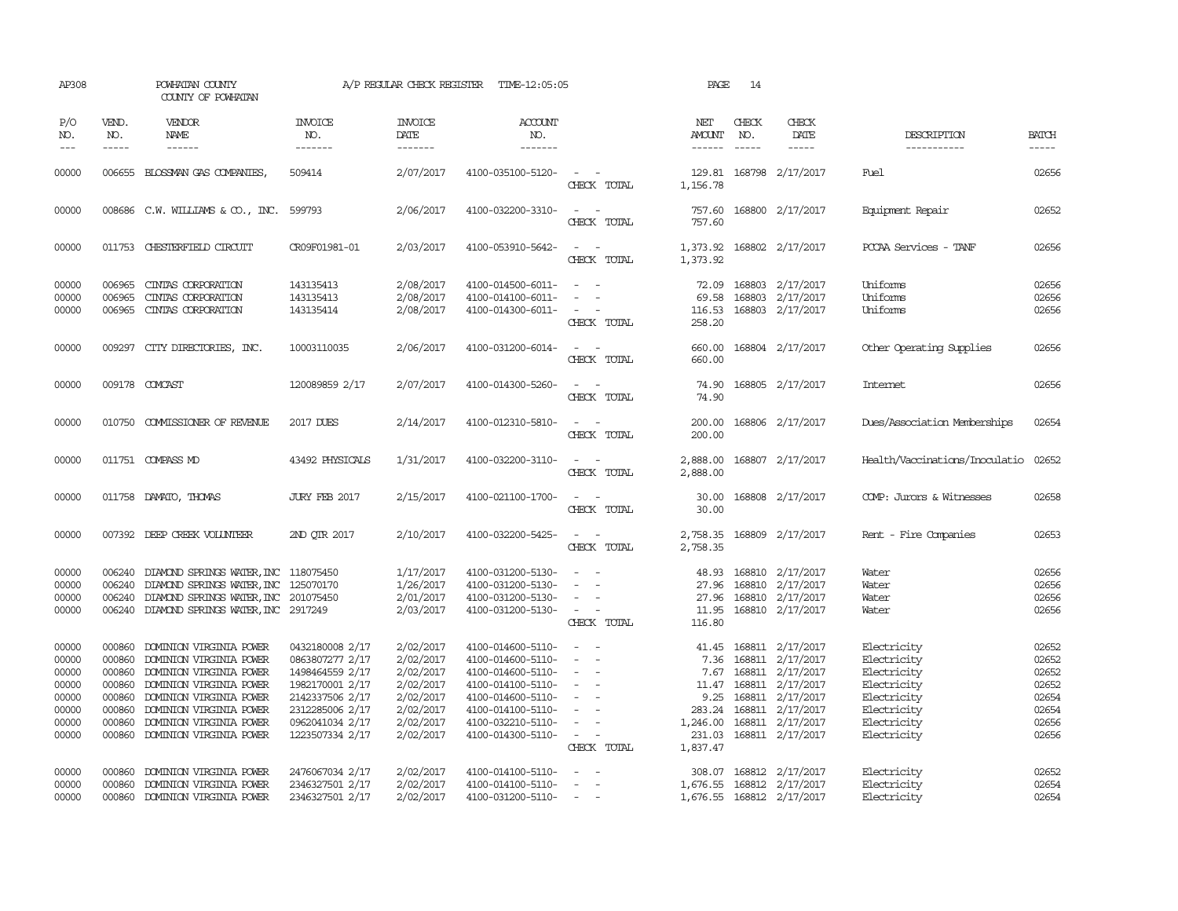AP308 POWHATAN COUNTY A/P REGULAR CHECK REGISTER TIME-12:05:05 PAGE 14
COUNTY OF POWHATAN

| P/O NO. | VEND. NO. | VENDOR NAME | INVOICE NO. | INVOICE DATE | ACCOUNT NO. | | NET AMOUNT | CHECK NO. | CHECK DATE | DESCRIPTION | BATCH |
|---|---|---|---|---|---|---|---|---|---|---|---|
| 00000 | 006655 | BLOSSMAN GAS COMPANIES, | 509414 | 2/07/2017 | 4100-035100-5120- | - - | 129.81 | 168798 | 2/17/2017 | Fuel | 02656 |
| | | | | | | CHECK TOTAL | 1,156.78 | | | | |
| 00000 | 008686 | C.W. WILLIAMS & CO., INC. | 599793 | 2/06/2017 | 4100-032200-3310- | - - | 757.60 | 168800 | 2/17/2017 | Equipment Repair | 02652 |
| | | | | | | CHECK TOTAL | 757.60 | | | | |
| 00000 | 011753 | CHESTERFIELD CIRCUIT | CR09F01981-01 | 2/03/2017 | 4100-053910-5642- | - - | 1,373.92 | 168802 | 2/17/2017 | PCCAA Services - TANF | 02656 |
| | | | | | | CHECK TOTAL | 1,373.92 | | | | |
| 00000 | 006965 | CINTAS CORPORATION | 143135413 | 2/08/2017 | 4100-014500-6011- | - - | 72.09 | 168803 | 2/17/2017 | Uniforms | 02656 |
| 00000 | 006965 | CINTAS CORPORATION | 143135413 | 2/08/2017 | 4100-014100-6011- | - - | 69.58 | 168803 | 2/17/2017 | Uniforms | 02656 |
| 00000 | 006965 | CINTAS CORPORATION | 143135414 | 2/08/2017 | 4100-014300-6011- | - - | 116.53 | 168803 | 2/17/2017 | Uniforms | 02656 |
| | | | | | | CHECK TOTAL | 258.20 | | | | |
| 00000 | 009297 | CITY DIRECTORIES, INC. | 10003110035 | 2/06/2017 | 4100-031200-6014- | - - | 660.00 | 168804 | 2/17/2017 | Other Operating Supplies | 02656 |
| | | | | | | CHECK TOTAL | 660.00 | | | | |
| 00000 | 009178 | COMCAST | 120089859 2/17 | 2/07/2017 | 4100-014300-5260- | - - | 74.90 | 168805 | 2/17/2017 | Internet | 02656 |
| | | | | | | CHECK TOTAL | 74.90 | | | | |
| 00000 | 010750 | COMMISSIONER OF REVENUE | 2017 DUES | 2/14/2017 | 4100-012310-5810- | - - | 200.00 | 168806 | 2/17/2017 | Dues/Association Memberships | 02654 |
| | | | | | | CHECK TOTAL | 200.00 | | | | |
| 00000 | 011751 | COMPASS MD | 43492 PHYSICALS | 1/31/2017 | 4100-032200-3110- | - - | 2,888.00 | 168807 | 2/17/2017 | Health/Vaccinations/Inoculatio | 02652 |
| | | | | | | CHECK TOTAL | 2,888.00 | | | | |
| 00000 | 011758 | DAMATO, THOMAS | JURY FEB 2017 | 2/15/2017 | 4100-021100-1700- | - - | 30.00 | 168808 | 2/17/2017 | COMP: Jurors & Witnesses | 02658 |
| | | | | | | CHECK TOTAL | 30.00 | | | | |
| 00000 | 007392 | DEEP CREEK VOLUNTEER | 2ND QTR 2017 | 2/10/2017 | 4100-032200-5425- | - - | 2,758.35 | 168809 | 2/17/2017 | Rent - Fire Companies | 02653 |
| | | | | | | CHECK TOTAL | 2,758.35 | | | | |
| 00000 | 006240 | DIAMOND SPRINGS WATER,INC | 118075450 | 1/17/2017 | 4100-031200-5130- | - - | 48.93 | 168810 | 2/17/2017 | Water | 02656 |
| 00000 | 006240 | DIAMOND SPRINGS WATER,INC | 125070170 | 1/26/2017 | 4100-031200-5130- | - - | 27.96 | 168810 | 2/17/2017 | Water | 02656 |
| 00000 | 006240 | DIAMOND SPRINGS WATER,INC | 201075450 | 2/01/2017 | 4100-031200-5130- | - - | 27.96 | 168810 | 2/17/2017 | Water | 02656 |
| 00000 | 006240 | DIAMOND SPRINGS WATER,INC | 2917249 | 2/03/2017 | 4100-031200-5130- | - - | 11.95 | 168810 | 2/17/2017 | Water | 02656 |
| | | | | | | CHECK TOTAL | 116.80 | | | | |
| 00000 | 000860 | DOMINION VIRGINIA POWER | 0432180008 2/17 | 2/02/2017 | 4100-014600-5110- | - - | 41.45 | 168811 | 2/17/2017 | Electricity | 02652 |
| 00000 | 000860 | DOMINION VIRGINIA POWER | 0863807277 2/17 | 2/02/2017 | 4100-014600-5110- | - - | 7.36 | 168811 | 2/17/2017 | Electricity | 02652 |
| 00000 | 000860 | DOMINION VIRGINIA POWER | 1498464559 2/17 | 2/02/2017 | 4100-014600-5110- | - - | 7.67 | 168811 | 2/17/2017 | Electricity | 02652 |
| 00000 | 000860 | DOMINION VIRGINIA POWER | 1982170001 2/17 | 2/02/2017 | 4100-014100-5110- | - - | 11.47 | 168811 | 2/17/2017 | Electricity | 02652 |
| 00000 | 000860 | DOMINION VIRGINIA POWER | 2142337506 2/17 | 2/02/2017 | 4100-014600-5110- | - - | 9.25 | 168811 | 2/17/2017 | Electricity | 02654 |
| 00000 | 000860 | DOMINION VIRGINIA POWER | 2312285006 2/17 | 2/02/2017 | 4100-014100-5110- | - - | 283.24 | 168811 | 2/17/2017 | Electricity | 02654 |
| 00000 | 000860 | DOMINION VIRGINIA POWER | 0962041034 2/17 | 2/02/2017 | 4100-032210-5110- | - - | 1,246.00 | 168811 | 2/17/2017 | Electricity | 02656 |
| 00000 | 000860 | DOMINION VIRGINIA POWER | 1223507334 2/17 | 2/02/2017 | 4100-014300-5110- | - - | 231.03 | 168811 | 2/17/2017 | Electricity | 02656 |
| | | | | | | CHECK TOTAL | 1,837.47 | | | | |
| 00000 | 000860 | DOMINION VIRGINIA POWER | 2476067034 2/17 | 2/02/2017 | 4100-014100-5110- | - - | 308.07 | 168812 | 2/17/2017 | Electricity | 02652 |
| 00000 | 000860 | DOMINION VIRGINIA POWER | 2346327501 2/17 | 2/02/2017 | 4100-014100-5110- | - - | 1,676.55 | 168812 | 2/17/2017 | Electricity | 02654 |
| 00000 | 000860 | DOMINION VIRGINIA POWER | 2346327501 2/17 | 2/02/2017 | 4100-031200-5110- | - - | 1,676.55 | 168812 | 2/17/2017 | Electricity | 02654 |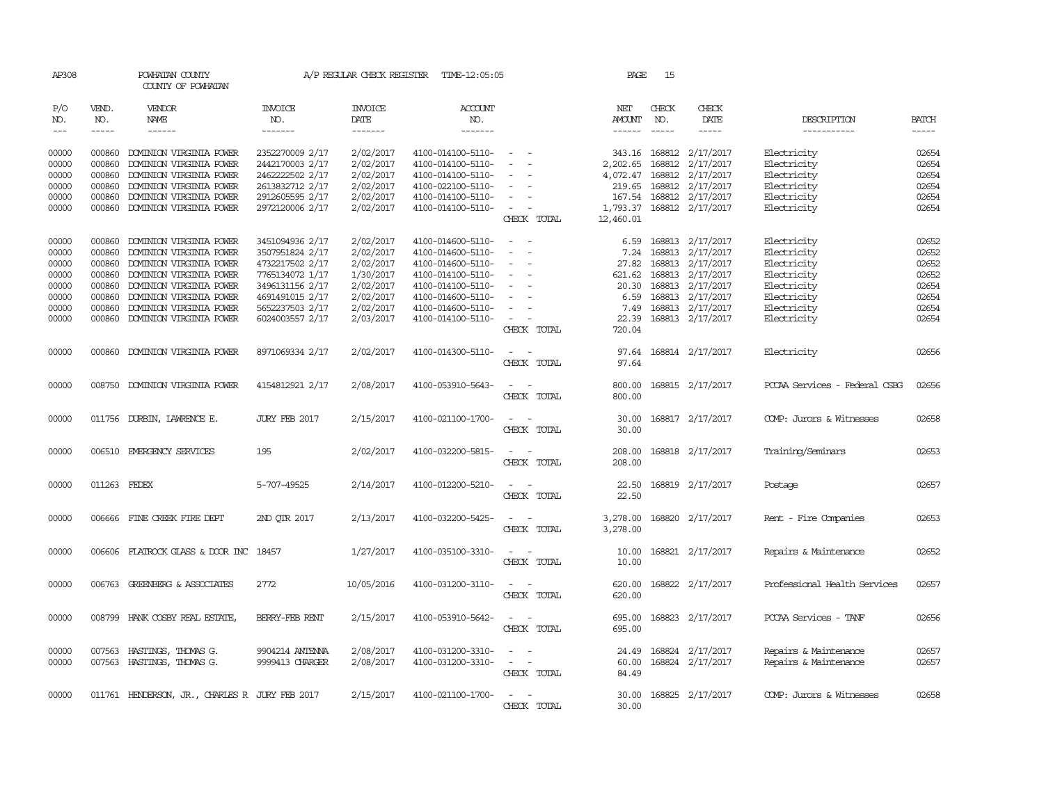AP308 POWHATAN COUNTY A/P REGULAR CHECK REGISTER TIME-12:05:05 PAGE 15

COUNTY OF POWHATAN

| P/O NO. | VEND. NO. | VENDOR NAME | INVOICE NO. | INVOICE DATE | ACCOUNT NO. | | NET AMOUNT | CHECK NO. | CHECK DATE | DESCRIPTION | BATCH |
|---|---|---|---|---|---|---|---|---|---|---|---|
| --- | ----- | ------ | ------- | ------- | ------- | | ------ | ----- | ----- | ----------- | ----- |
| 00000 | 000860 | DOMINION VIRGINIA POWER | 2352270009 2/17 | 2/02/2017 | 4100-014100-5110- | - - | 343.16 | 168812 | 2/17/2017 | Electricity | 02654 |
| 00000 | 000860 | DOMINION VIRGINIA POWER | 2442170003 2/17 | 2/02/2017 | 4100-014100-5110- | - - | 2,202.65 | 168812 | 2/17/2017 | Electricity | 02654 |
| 00000 | 000860 | DOMINION VIRGINIA POWER | 2462222502 2/17 | 2/02/2017 | 4100-014100-5110- | - - | 4,072.47 | 168812 | 2/17/2017 | Electricity | 02654 |
| 00000 | 000860 | DOMINION VIRGINIA POWER | 2613832712 2/17 | 2/02/2017 | 4100-022100-5110- | - - | 219.65 | 168812 | 2/17/2017 | Electricity | 02654 |
| 00000 | 000860 | DOMINION VIRGINIA POWER | 2912605595 2/17 | 2/02/2017 | 4100-014100-5110- | - - | 167.54 | 168812 | 2/17/2017 | Electricity | 02654 |
| 00000 | 000860 | DOMINION VIRGINIA POWER | 2972120006 2/17 | 2/02/2017 | 4100-014100-5110- | - - | 1,793.37 | 168812 | 2/17/2017 | Electricity | 02654 |
| | | | | | | CHECK TOTAL | 12,460.01 | | | | |
| 00000 | 000860 | DOMINION VIRGINIA POWER | 3451094936 2/17 | 2/02/2017 | 4100-014600-5110- | - - | 6.59 | 168813 | 2/17/2017 | Electricity | 02652 |
| 00000 | 000860 | DOMINION VIRGINIA POWER | 3507951824 2/17 | 2/02/2017 | 4100-014600-5110- | - - | 7.24 | 168813 | 2/17/2017 | Electricity | 02652 |
| 00000 | 000860 | DOMINION VIRGINIA POWER | 4732217502 2/17 | 2/02/2017 | 4100-014600-5110- | - - | 27.82 | 168813 | 2/17/2017 | Electricity | 02652 |
| 00000 | 000860 | DOMINION VIRGINIA POWER | 7765134072 1/17 | 1/30/2017 | 4100-014100-5110- | - - | 621.62 | 168813 | 2/17/2017 | Electricity | 02652 |
| 00000 | 000860 | DOMINION VIRGINIA POWER | 3496131156 2/17 | 2/02/2017 | 4100-014100-5110- | - - | 20.30 | 168813 | 2/17/2017 | Electricity | 02654 |
| 00000 | 000860 | DOMINION VIRGINIA POWER | 4691491015 2/17 | 2/02/2017 | 4100-014600-5110- | - - | 6.59 | 168813 | 2/17/2017 | Electricity | 02654 |
| 00000 | 000860 | DOMINION VIRGINIA POWER | 5652237503 2/17 | 2/02/2017 | 4100-014600-5110- | - - | 7.49 | 168813 | 2/17/2017 | Electricity | 02654 |
| 00000 | 000860 | DOMINION VIRGINIA POWER | 6024003557 2/17 | 2/03/2017 | 4100-014100-5110- | - - | 22.39 | 168813 | 2/17/2017 | Electricity | 02654 |
| | | | | | | CHECK TOTAL | 720.04 | | | | |
| 00000 | 000860 | DOMINION VIRGINIA POWER | 8971069334 2/17 | 2/02/2017 | 4100-014300-5110- | - - | 97.64 | 168814 | 2/17/2017 | Electricity | 02656 |
| | | | | | | CHECK TOTAL | 97.64 | | | | |
| 00000 | 008750 | DOMINION VIRGINIA POWER | 4154812921 2/17 | 2/08/2017 | 4100-053910-5643- | - - | 800.00 | 168815 | 2/17/2017 | PCCAA Services - Federal CSBG | 02656 |
| | | | | | | CHECK TOTAL | 800.00 | | | | |
| 00000 | 011756 | DURBIN, LAWRENCE E. | JURY FEB 2017 | 2/15/2017 | 4100-021100-1700- | - - | 30.00 | 168817 | 2/17/2017 | COMP: Jurors & Witnesses | 02658 |
| | | | | | | CHECK TOTAL | 30.00 | | | | |
| 00000 | 006510 | EMERGENCY SERVICES | 195 | 2/02/2017 | 4100-032200-5815- | - - | 208.00 | 168818 | 2/17/2017 | Training/Seminars | 02653 |
| | | | | | | CHECK TOTAL | 208.00 | | | | |
| 00000 | 011263 | FEDEX | 5-707-49525 | 2/14/2017 | 4100-012200-5210- | - - | 22.50 | 168819 | 2/17/2017 | Postage | 02657 |
| | | | | | | CHECK TOTAL | 22.50 | | | | |
| 00000 | 006666 | FINE CREEK FIRE DEPT | 2ND QTR 2017 | 2/13/2017 | 4100-032200-5425- | - - | 3,278.00 | 168820 | 2/17/2017 | Rent - Fire Companies | 02653 |
| | | | | | | CHECK TOTAL | 3,278.00 | | | | |
| 00000 | 006606 | FLATROCK GLASS & DOOR INC | 18457 | 1/27/2017 | 4100-035100-3310- | - - | 10.00 | 168821 | 2/17/2017 | Repairs & Maintenance | 02652 |
| | | | | | | CHECK TOTAL | 10.00 | | | | |
| 00000 | 006763 | GREENBERG & ASSOCIATES | 2772 | 10/05/2016 | 4100-031200-3110- | - - | 620.00 | 168822 | 2/17/2017 | Professional Health Services | 02657 |
| | | | | | | CHECK TOTAL | 620.00 | | | | |
| 00000 | 008799 | HANK COSBY REAL ESTATE, | BERRY-FEB RENT | 2/15/2017 | 4100-053910-5642- | - - | 695.00 | 168823 | 2/17/2017 | PCCAA Services - TANF | 02656 |
| | | | | | | CHECK TOTAL | 695.00 | | | | |
| 00000 | 007563 | HASTINGS, THOMAS G. | 9904214 ANTENNA | 2/08/2017 | 4100-031200-3310- | - - | 24.49 | 168824 | 2/17/2017 | Repairs & Maintenance | 02657 |
| 00000 | 007563 | HASTINGS, THOMAS G. | 9999413 CHARGER | 2/08/2017 | 4100-031200-3310- | - - | 60.00 | 168824 | 2/17/2017 | Repairs & Maintenance | 02657 |
| | | | | | | CHECK TOTAL | 84.49 | | | | |
| 00000 | 011761 | HENDERSON, JR., CHARLES R | JURY FEB 2017 | 2/15/2017 | 4100-021100-1700- | - - | 30.00 | 168825 | 2/17/2017 | COMP: Jurors & Witnesses | 02658 |
| | | | | | | CHECK TOTAL | 30.00 | | | | |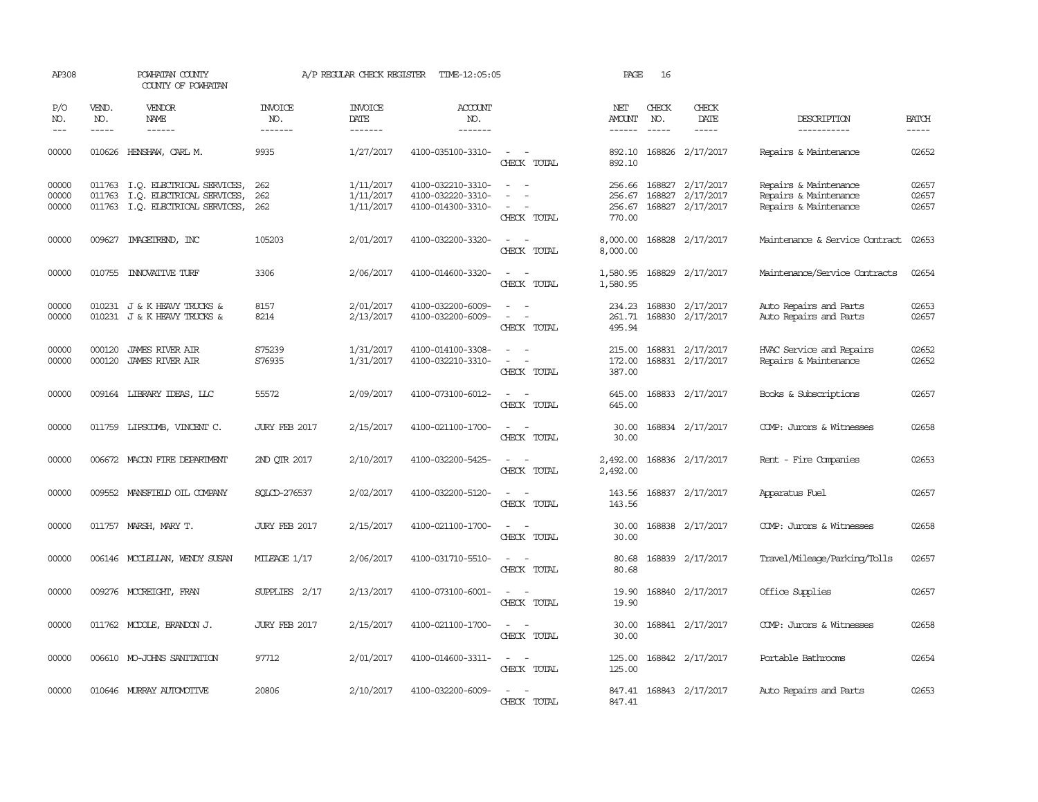AP308 POWHATAN COUNTY A/P REGULAR CHECK REGISTER TIME-12:05:05 PAGE 16

COUNTY OF POWHATAN

| P/O NO. | VEND. NO. | VENDOR NAME | INVOICE NO. | INVOICE DATE | ACCOUNT NO. | | NET AMOUNT | CHECK NO. | CHECK DATE | DESCRIPTION | BATCH |
|---|---|---|---|---|---|---|---|---|---|---|---|
| 00000 | 010626 | HENSHAW, CARL M. | 9935 | 1/27/2017 | 4100-035100-3310- | - - | 892.10 | 168826 | 2/17/2017 | Repairs & Maintenance | 02652 |
| | | | | | | CHECK TOTAL | 892.10 | | | | |
| 00000 | 011763 | I.Q. ELECTRICAL SERVICES, | 262 | 1/11/2017 | 4100-032210-3310- | - - | 256.66 | 168827 | 2/17/2017 | Repairs & Maintenance | 02657 |
| 00000 | 011763 | I.Q. ELECTRICAL SERVICES, | 262 | 1/11/2017 | 4100-032220-3310- | - - | 256.67 | 168827 | 2/17/2017 | Repairs & Maintenance | 02657 |
| 00000 | 011763 | I.Q. ELECTRICAL SERVICES, | 262 | 1/11/2017 | 4100-014300-3310- | - - | 256.67 | 168827 | 2/17/2017 | Repairs & Maintenance | 02657 |
| | | | | | | CHECK TOTAL | 770.00 | | | | |
| 00000 | 009627 | IMAGETREND, INC | 105203 | 2/01/2017 | 4100-032200-3320- | - - | 8,000.00 | 168828 | 2/17/2017 | Maintenance & Service Contract | 02653 |
| | | | | | | CHECK TOTAL | 8,000.00 | | | | |
| 00000 | 010755 | INNOVATIVE TURF | 3306 | 2/06/2017 | 4100-014600-3320- | - - | 1,580.95 | 168829 | 2/17/2017 | Maintenance/Service Contracts | 02654 |
| | | | | | | CHECK TOTAL | 1,580.95 | | | | |
| 00000 | 010231 | J & K HEAVY TRUCKS & | 8157 | 2/01/2017 | 4100-032200-6009- | - - | 234.23 | 168830 | 2/17/2017 | Auto Repairs and Parts | 02653 |
| 00000 | 010231 | J & K HEAVY TRUCKS & | 8214 | 2/13/2017 | 4100-032200-6009- | - - | 261.71 | 168830 | 2/17/2017 | Auto Repairs and Parts | 02657 |
| | | | | | | CHECK TOTAL | 495.94 | | | | |
| 00000 | 000120 | JAMES RIVER AIR | S75239 | 1/31/2017 | 4100-014100-3308- | - - | 215.00 | 168831 | 2/17/2017 | HVAC Service and Repairs | 02652 |
| 00000 | 000120 | JAMES RIVER AIR | S76935 | 1/31/2017 | 4100-032210-3310- | - - | 172.00 | 168831 | 2/17/2017 | Repairs & Maintenance | 02652 |
| | | | | | | CHECK TOTAL | 387.00 | | | | |
| 00000 | 009164 | LIBRARY IDEAS, LLC | 55572 | 2/09/2017 | 4100-073100-6012- | - - | 645.00 | 168833 | 2/17/2017 | Books & Subscriptions | 02657 |
| | | | | | | CHECK TOTAL | 645.00 | | | | |
| 00000 | 011759 | LIPSCOMB, VINCENT C. | JURY FEB 2017 | 2/15/2017 | 4100-021100-1700- | - - | 30.00 | 168834 | 2/17/2017 | COMP: Jurors & Witnesses | 02658 |
| | | | | | | CHECK TOTAL | 30.00 | | | | |
| 00000 | 006672 | MACON FIRE DEPARTMENT | 2ND QTR 2017 | 2/10/2017 | 4100-032200-5425- | - - | 2,492.00 | 168836 | 2/17/2017 | Rent - Fire Companies | 02653 |
| | | | | | | CHECK TOTAL | 2,492.00 | | | | |
| 00000 | 009552 | MANSFIELD OIL COMPANY | SQLCD-276537 | 2/02/2017 | 4100-032200-5120- | - - | 143.56 | 168837 | 2/17/2017 | Apparatus Fuel | 02657 |
| | | | | | | CHECK TOTAL | 143.56 | | | | |
| 00000 | 011757 | MARSH, MARY T. | JURY FEB 2017 | 2/15/2017 | 4100-021100-1700- | - - | 30.00 | 168838 | 2/17/2017 | COMP: Jurors & Witnesses | 02658 |
| | | | | | | CHECK TOTAL | 30.00 | | | | |
| 00000 | 006146 | MCCLELLAN, WENDY SUSAN | MILEAGE 1/17 | 2/06/2017 | 4100-031710-5510- | - - | 80.68 | 168839 | 2/17/2017 | Travel/Mileage/Parking/Tolls | 02657 |
| | | | | | | CHECK TOTAL | 80.68 | | | | |
| 00000 | 009276 | MCCREIGHT, FRAN | SUPPLIES 2/17 | 2/13/2017 | 4100-073100-6001- | - - | 19.90 | 168840 | 2/17/2017 | Office Supplies | 02657 |
| | | | | | | CHECK TOTAL | 19.90 | | | | |
| 00000 | 011762 | MCDOLE, BRANDON J. | JURY FEB 2017 | 2/15/2017 | 4100-021100-1700- | - - | 30.00 | 168841 | 2/17/2017 | COMP: Jurors & Witnesses | 02658 |
| | | | | | | CHECK TOTAL | 30.00 | | | | |
| 00000 | 006610 | MO-JOHNS SANITATION | 97712 | 2/01/2017 | 4100-014600-3311- | - - | 125.00 | 168842 | 2/17/2017 | Portable Bathrooms | 02654 |
| | | | | | | CHECK TOTAL | 125.00 | | | | |
| 00000 | 010646 | MURRAY AUTOMOTIVE | 20806 | 2/10/2017 | 4100-032200-6009- | - - | 847.41 | 168843 | 2/17/2017 | Auto Repairs and Parts | 02653 |
| | | | | | | CHECK TOTAL | 847.41 | | | | |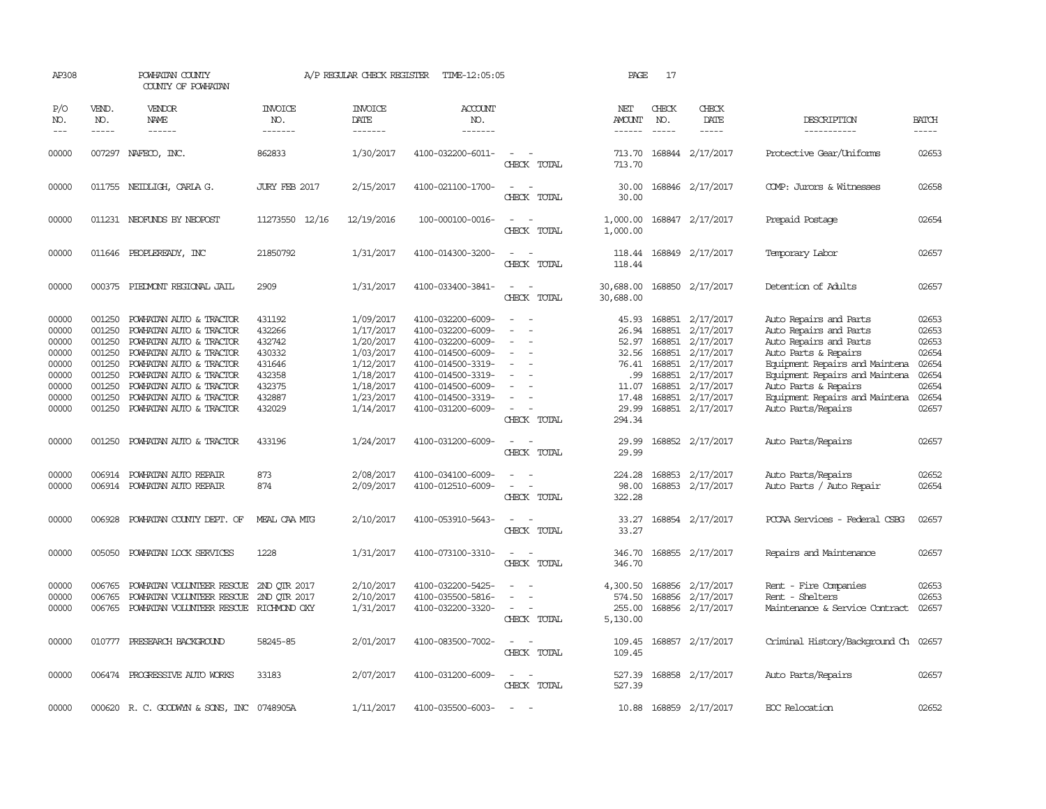AP308 POWHATAN COUNTY A/P REGULAR CHECK REGISTER TIME-12:05:05 PAGE 17
COUNTY OF POWHATAN

| P/O NO. | VEND. NO. | VENDOR NAME | INVOICE NO. | INVOICE DATE | ACCOUNT NO. | | NET AMOUNT | CHECK NO. | CHECK DATE | DESCRIPTION | BATCH |
|---|---|---|---|---|---|---|---|---|---|---|---|
| 00000 | 007297 | NAFECO, INC. | 862833 | 1/30/2017 | 4100-032200-6011- | - - | 713.70 | 168844 | 2/17/2017 | Protective Gear/Uniforms | 02653 |
| | | | | | | CHECK TOTAL | 713.70 | | | | |
| 00000 | 011755 | NEIDLIGH, CARLA G. | JURY FEB 2017 | 2/15/2017 | 4100-021100-1700- | - - | 30.00 | 168846 | 2/17/2017 | COMP: Jurors & Witnesses | 02658 |
| | | | | | | CHECK TOTAL | 30.00 | | | | |
| 00000 | 011231 | NEOFUNDS BY NEOPOST | 11273550 12/16 | 12/19/2016 | 100-000100-0016- | - - | 1,000.00 | 168847 | 2/17/2017 | Prepaid Postage | 02654 |
| | | | | | | CHECK TOTAL | 1,000.00 | | | | |
| 00000 | 011646 | PEOPLEREADY, INC | 21850792 | 1/31/2017 | 4100-014300-3200- | - - | 118.44 | 168849 | 2/17/2017 | Temporary Labor | 02657 |
| | | | | | | CHECK TOTAL | 118.44 | | | | |
| 00000 | 000375 | PIEDMONT REGIONAL JAIL | 2909 | 1/31/2017 | 4100-033400-3841- | - - | 30,688.00 | 168850 | 2/17/2017 | Detention of Adults | 02657 |
| | | | | | | CHECK TOTAL | 30,688.00 | | | | |
| 00000 | 001250 | POWHATAN AUTO & TRACTOR | 431192 | 1/09/2017 | 4100-032200-6009- | - - | 45.93 | 168851 | 2/17/2017 | Auto Repairs and Parts | 02653 |
| 00000 | 001250 | POWHATAN AUTO & TRACTOR | 432266 | 1/17/2017 | 4100-032200-6009- | - - | 26.94 | 168851 | 2/17/2017 | Auto Repairs and Parts | 02653 |
| 00000 | 001250 | POWHATAN AUTO & TRACTOR | 432742 | 1/20/2017 | 4100-032200-6009- | - - | 52.97 | 168851 | 2/17/2017 | Auto Repairs and Parts | 02653 |
| 00000 | 001250 | POWHATAN AUTO & TRACTOR | 430332 | 1/03/2017 | 4100-014500-6009- | - - | 32.56 | 168851 | 2/17/2017 | Auto Parts & Repairs | 02654 |
| 00000 | 001250 | POWHATAN AUTO & TRACTOR | 431646 | 1/12/2017 | 4100-014500-3319- | - - | 76.41 | 168851 | 2/17/2017 | Equipment Repairs and Maintena | 02654 |
| 00000 | 001250 | POWHATAN AUTO & TRACTOR | 432358 | 1/18/2017 | 4100-014500-3319- | - - | .99 | 168851 | 2/17/2017 | Equipment Repairs and Maintena | 02654 |
| 00000 | 001250 | POWHATAN AUTO & TRACTOR | 432375 | 1/18/2017 | 4100-014500-6009- | - - | 11.07 | 168851 | 2/17/2017 | Auto Parts & Repairs | 02654 |
| 00000 | 001250 | POWHATAN AUTO & TRACTOR | 432887 | 1/23/2017 | 4100-014500-3319- | - - | 17.48 | 168851 | 2/17/2017 | Equipment Repairs and Maintena | 02654 |
| 00000 | 001250 | POWHATAN AUTO & TRACTOR | 432029 | 1/14/2017 | 4100-031200-6009- | - - | 29.99 | 168851 | 2/17/2017 | Auto Parts/Repairs | 02657 |
| | | | | | | CHECK TOTAL | 294.34 | | | | |
| 00000 | 001250 | POWHATAN AUTO & TRACTOR | 433196 | 1/24/2017 | 4100-031200-6009- | - - | 29.99 | 168852 | 2/17/2017 | Auto Parts/Repairs | 02657 |
| | | | | | | CHECK TOTAL | 29.99 | | | | |
| 00000 | 006914 | POWHATAN AUTO REPAIR | 873 | 2/08/2017 | 4100-034100-6009- | - - | 224.28 | 168853 | 2/17/2017 | Auto Parts/Repairs | 02652 |
| 00000 | 006914 | POWHATAN AUTO REPAIR | 874 | 2/09/2017 | 4100-012510-6009- | - - | 98.00 | 168853 | 2/17/2017 | Auto Parts / Auto Repair | 02654 |
| | | | | | | CHECK TOTAL | 322.28 | | | | |
| 00000 | 006928 | POWHATAN COUNTY DEPT. OF | MEAL CAA MTG | 2/10/2017 | 4100-053910-5643- | - - | 33.27 | 168854 | 2/17/2017 | PCCAA Services - Federal CSBG | 02657 |
| | | | | | | CHECK TOTAL | 33.27 | | | | |
| 00000 | 005050 | POWHATAN LOCK SERVICES | 1228 | 1/31/2017 | 4100-073100-3310- | - - | 346.70 | 168855 | 2/17/2017 | Repairs and Maintenance | 02657 |
| | | | | | | CHECK TOTAL | 346.70 | | | | |
| 00000 | 006765 | POWHATAN VOLUNTEER RESCUE | 2ND QTR 2017 | 2/10/2017 | 4100-032200-5425- | - - | 4,300.50 | 168856 | 2/17/2017 | Rent - Fire Companies | 02653 |
| 00000 | 006765 | POWHATAN VOLUNTEER RESCUE | 2ND QTR 2017 | 2/10/2017 | 4100-035500-5816- | - - | 574.50 | 168856 | 2/17/2017 | Rent - Shelters | 02653 |
| 00000 | 006765 | POWHATAN VOLUNTEER RESCUE | RICHMOND OXY | 1/31/2017 | 4100-032200-3320- | - - | 255.00 | 168856 | 2/17/2017 | Maintenance & Service Contract | 02657 |
| | | | | | | CHECK TOTAL | 5,130.00 | | | | |
| 00000 | 010777 | PRESEARCH BACKGROUND | 58245-85 | 2/01/2017 | 4100-083500-7002- | - - | 109.45 | 168857 | 2/17/2017 | Criminal History/Background Ch | 02657 |
| | | | | | | CHECK TOTAL | 109.45 | | | | |
| 00000 | 006474 | PROGRESSIVE AUTO WORKS | 33183 | 2/07/2017 | 4100-031200-6009- | - - | 527.39 | 168858 | 2/17/2017 | Auto Parts/Repairs | 02657 |
| | | | | | | CHECK TOTAL | 527.39 | | | | |
| 00000 | 000620 | R. C. GOODWYN & SONS, INC | 0748905A | 1/11/2017 | 4100-035500-6003- | - - | 10.88 | 168859 | 2/17/2017 | EOC Relocation | 02652 |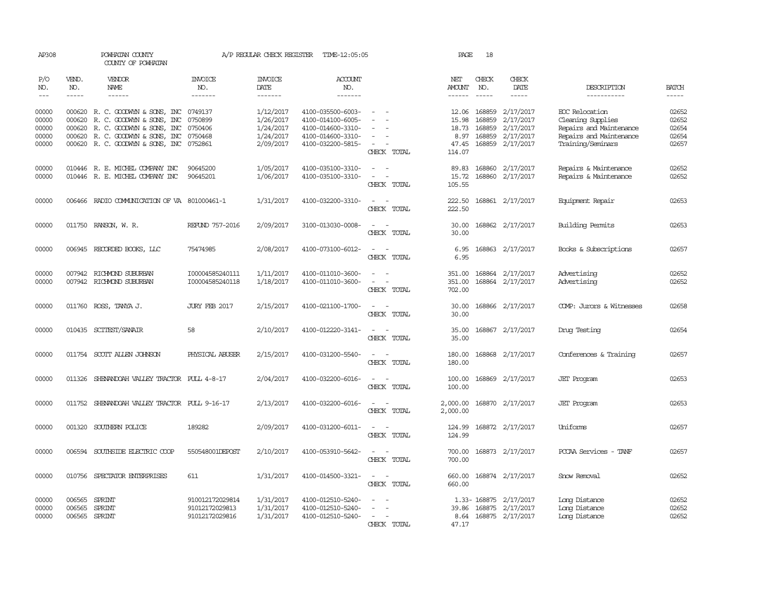AP308 POWHATAN COUNTY A/P REGULAR CHECK REGISTER TIME-12:05:05 PAGE 18
COUNTY OF POWHATAN

| P/O NO. | VEND. NO. | VENDOR NAME | INVOICE NO. | INVOICE DATE | ACCOUNT NO. | | NET AMOUNT | CHECK NO. | CHECK DATE | DESCRIPTION | BATCH |
|---|---|---|---|---|---|---|---|---|---|---|---|
| 00000 | 000620 | R. C. GOODWYN & SONS, INC | 0749137 | 1/12/2017 | 4100-035500-6003- | - - | 12.06 | 168859 | 2/17/2017 | EOC Relocation | 02652 |
| 00000 | 000620 | R. C. GOODWYN & SONS, INC | 0750899 | 1/26/2017 | 4100-014100-6005- | - - | 15.98 | 168859 | 2/17/2017 | Cleaning Supplies | 02652 |
| 00000 | 000620 | R. C. GOODWYN & SONS, INC | 0750406 | 1/24/2017 | 4100-014600-3310- | - - | 18.73 | 168859 | 2/17/2017 | Repairs and Maintenance | 02654 |
| 00000 | 000620 | R. C. GOODWYN & SONS, INC | 0750468 | 1/24/2017 | 4100-014600-3310- | - - | 8.97 | 168859 | 2/17/2017 | Repairs and Maintenance | 02654 |
| 00000 | 000620 | R. C. GOODWYN & SONS, INC | 0752861 | 2/09/2017 | 4100-032200-5815- | - - | 47.45 | 168859 | 2/17/2017 | Training/Seminars | 02657 |
| | | | | | | CHECK TOTAL | 114.07 | | | | |
| 00000 | 010446 | R. E. MICHEL COMPANY INC | 90645200 | 1/05/2017 | 4100-035100-3310- | - - | 89.83 | 168860 | 2/17/2017 | Repairs & Maintenance | 02652 |
| 00000 | 010446 | R. E. MICHEL COMPANY INC | 90645201 | 1/06/2017 | 4100-035100-3310- | - - | 15.72 | 168860 | 2/17/2017 | Repairs & Maintenance | 02652 |
| | | | | | | CHECK TOTAL | 105.55 | | | | |
| 00000 | 006466 | RADIO COMMUNICATION OF VA | 801000461-1 | 1/31/2017 | 4100-032200-3310- | - - | 222.50 | 168861 | 2/17/2017 | Equipment Repair | 02653 |
| | | | | | | CHECK TOTAL | 222.50 | | | | |
| 00000 | 011750 | RANSON, W. R. | REFUND 757-2016 | 2/09/2017 | 3100-013030-0008- | - - | 30.00 | 168862 | 2/17/2017 | Building Permits | 02653 |
| | | | | | | CHECK TOTAL | 30.00 | | | | |
| 00000 | 006945 | RECORDED BOOKS, LLC | 75474985 | 2/08/2017 | 4100-073100-6012- | - - | 6.95 | 168863 | 2/17/2017 | Books & Subscriptions | 02657 |
| | | | | | | CHECK TOTAL | 6.95 | | | | |
| 00000 | 007942 | RICHMOND SUBURBAN | I00004585240111 | 1/11/2017 | 4100-011010-3600- | - - | 351.00 | 168864 | 2/17/2017 | Advertising | 02652 |
| 00000 | 007942 | RICHMOND SUBURBAN | I00004585240118 | 1/18/2017 | 4100-011010-3600- | - - | 351.00 | 168864 | 2/17/2017 | Advertising | 02652 |
| | | | | | | CHECK TOTAL | 702.00 | | | | |
| 00000 | 011760 | ROSS, TANYA J. | JURY FEB 2017 | 2/15/2017 | 4100-021100-1700- | - - | 30.00 | 168866 | 2/17/2017 | COMP: Jurors & Witnesses | 02658 |
| | | | | | | CHECK TOTAL | 30.00 | | | | |
| 00000 | 010435 | SCITEST/SANAIR | 58 | 2/10/2017 | 4100-012220-3141- | - - | 35.00 | 168867 | 2/17/2017 | Drug Testing | 02654 |
| | | | | | | CHECK TOTAL | 35.00 | | | | |
| 00000 | 011754 | SCOTT ALLEN JOHNSON | PHYSICAL ABUSER | 2/15/2017 | 4100-031200-5540- | - - | 180.00 | 168868 | 2/17/2017 | Conferences & Training | 02657 |
| | | | | | | CHECK TOTAL | 180.00 | | | | |
| 00000 | 011326 | SHENANDOAH VALLEY TRACTOR | PULL 4-8-17 | 2/04/2017 | 4100-032200-6016- | - - | 100.00 | 168869 | 2/17/2017 | JET Program | 02653 |
| | | | | | | CHECK TOTAL | 100.00 | | | | |
| 00000 | 011752 | SHENANDOAH VALLEY TRACTOR | PULL 9-16-17 | 2/13/2017 | 4100-032200-6016- | - - | 2,000.00 | 168870 | 2/17/2017 | JET Program | 02653 |
| | | | | | | CHECK TOTAL | 2,000.00 | | | | |
| 00000 | 001320 | SOUTHERN POLICE | 189282 | 2/09/2017 | 4100-031200-6011- | - - | 124.99 | 168872 | 2/17/2017 | Uniforms | 02657 |
| | | | | | | CHECK TOTAL | 124.99 | | | | |
| 00000 | 006594 | SOUTHSIDE ELECTRIC COOP | 550548001DEPOST | 2/10/2017 | 4100-053910-5642- | - - | 700.00 | 168873 | 2/17/2017 | PCCAA Services - TANF | 02657 |
| | | | | | | CHECK TOTAL | 700.00 | | | | |
| 00000 | 010756 | SPECTATOR ENTERPRISES | 611 | 1/31/2017 | 4100-014500-3321- | - - | 660.00 | 168874 | 2/17/2017 | Snow Removal | 02652 |
| | | | | | | CHECK TOTAL | 660.00 | | | | |
| 00000 | 006565 | SPRINT | 910012172029814 | 1/31/2017 | 4100-012510-5240- | - - | 1.33- | 168875 | 2/17/2017 | Long Distance | 02652 |
| 00000 | 006565 | SPRINT | 91012172029813 | 1/31/2017 | 4100-012510-5240- | - - | 39.86 | 168875 | 2/17/2017 | Long Distance | 02652 |
| 00000 | 006565 | SPRINT | 91012172029816 | 1/31/2017 | 4100-012510-5240- | - - | 8.64 | 168875 | 2/17/2017 | Long Distance | 02652 |
| | | | | | | CHECK TOTAL | 47.17 | | | | |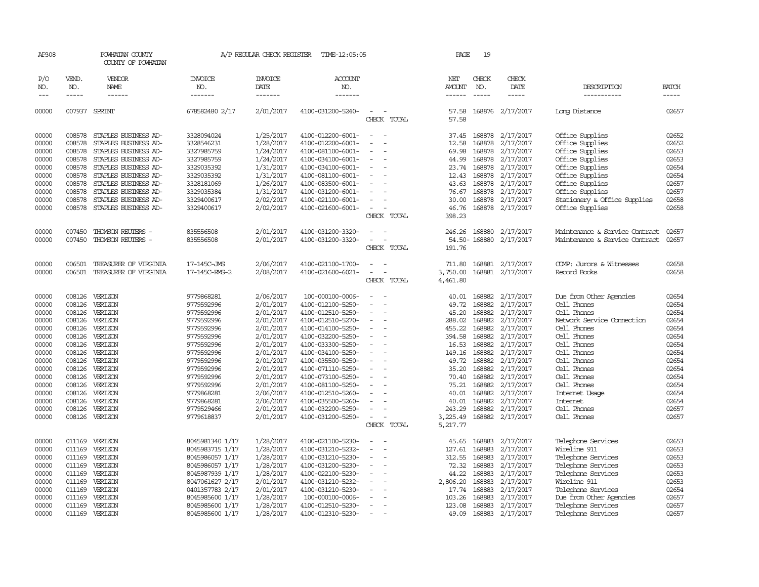AP308 POWHATAN COUNTY A/P REGULAR CHECK REGISTER TIME-12:05:05 PAGE 19

COUNTY OF POWHATAN

| P/O NO. | VEND. NO. | VENDOR NAME | INVOICE NO. | INVOICE DATE | ACCOUNT NO. | | NET AMOUNT | CHECK NO. | CHECK DATE | DESCRIPTION | BATCH |
|---|---|---|---|---|---|---|---|---|---|---|---|
| --- | ----- | ------ | ------- | ------- | ------- | | ------ | ----- | ----- | ----------- | ----- |
| 00000 | 007937 | SPRINT | 678582480 2/17 | 2/01/2017 | 4100-031200-5240- | - - | 57.58 | 168876 | 2/17/2017 | Long Distance | 02657 |
| | | | | | | CHECK TOTAL | 57.58 | | | | |
| 00000 | 008578 | STAPLES BUSINESS AD- | 3328094024 | 1/25/2017 | 4100-012200-6001- | - - | 37.45 | 168878 | 2/17/2017 | Office Supplies | 02652 |
| 00000 | 008578 | STAPLES BUSINESS AD- | 3328546231 | 1/28/2017 | 4100-012200-6001- | - - | 12.58 | 168878 | 2/17/2017 | Office Supplies | 02652 |
| 00000 | 008578 | STAPLES BUSINESS AD- | 3327985759 | 1/24/2017 | 4100-081100-6001- | - - | 69.98 | 168878 | 2/17/2017 | Office Supplies | 02653 |
| 00000 | 008578 | STAPLES BUSINESS AD- | 3327985759 | 1/24/2017 | 4100-034100-6001- | - - | 44.99 | 168878 | 2/17/2017 | Office Supplies | 02653 |
| 00000 | 008578 | STAPLES BUSINESS AD- | 3329035392 | 1/31/2017 | 4100-034100-6001- | - - | 23.74 | 168878 | 2/17/2017 | Office Supplies | 02654 |
| 00000 | 008578 | STAPLES BUSINESS AD- | 3329035392 | 1/31/2017 | 4100-081100-6001- | - - | 12.43 | 168878 | 2/17/2017 | Office Supplies | 02654 |
| 00000 | 008578 | STAPLES BUSINESS AD- | 3328181069 | 1/26/2017 | 4100-083500-6001- | - - | 43.63 | 168878 | 2/17/2017 | Office Supplies | 02657 |
| 00000 | 008578 | STAPLES BUSINESS AD- | 3329035384 | 1/31/2017 | 4100-031200-6001- | - - | 76.67 | 168878 | 2/17/2017 | Office Supplies | 02657 |
| 00000 | 008578 | STAPLES BUSINESS AD- | 3329400617 | 2/02/2017 | 4100-021100-6001- | - - | 30.00 | 168878 | 2/17/2017 | Stationery & Office Supplies | 02658 |
| 00000 | 008578 | STAPLES BUSINESS AD- | 3329400617 | 2/02/2017 | 4100-021600-6001- | - - | 46.76 | 168878 | 2/17/2017 | Office Supplies | 02658 |
| | | | | | | CHECK TOTAL | 398.23 | | | | |
| 00000 | 007450 | THOMSON REUTERS - | 835556508 | 2/01/2017 | 4100-031200-3320- | - - | 246.26 | 168880 | 2/17/2017 | Maintenance & Service Contract | 02657 |
| 00000 | 007450 | THOMSON REUTERS - | 835556508 | 2/01/2017 | 4100-031200-3320- | - - | 54.50- | 168880 | 2/17/2017 | Maintenance & Service Contract | 02657 |
| | | | | | | CHECK TOTAL | 191.76 | | | | |
| 00000 | 006501 | TREASURER OF VIRGINIA | 17-145C-JMS | 2/06/2017 | 4100-021100-1700- | - - | 711.80 | 168881 | 2/17/2017 | COMP: Jurors & Witnesses | 02658 |
| 00000 | 006501 | TREASURER OF VIRGINIA | 17-145C-RMS-2 | 2/08/2017 | 4100-021600-6021- | - - | 3,750.00 | 168881 | 2/17/2017 | Record Books | 02658 |
| | | | | | | CHECK TOTAL | 4,461.80 | | | | |
| 00000 | 008126 | VERIZON | 9779868281 | 2/06/2017 | 100-000100-0006- | - - | 40.01 | 168882 | 2/17/2017 | Due from Other Agencies | 02654 |
| 00000 | 008126 | VERIZON | 9779592996 | 2/01/2017 | 4100-012100-5250- | - - | 49.72 | 168882 | 2/17/2017 | Cell Phones | 02654 |
| 00000 | 008126 | VERIZON | 9779592996 | 2/01/2017 | 4100-012510-5250- | - - | 45.20 | 168882 | 2/17/2017 | Cell Phones | 02654 |
| 00000 | 008126 | VERIZON | 9779592996 | 2/01/2017 | 4100-012510-5270- | - - | 288.02 | 168882 | 2/17/2017 | Network Service Connection | 02654 |
| 00000 | 008126 | VERIZON | 9779592996 | 2/01/2017 | 4100-014100-5250- | - - | 455.22 | 168882 | 2/17/2017 | Cell Phones | 02654 |
| 00000 | 008126 | VERIZON | 9779592996 | 2/01/2017 | 4100-032200-5250- | - - | 394.58 | 168882 | 2/17/2017 | Cell Phones | 02654 |
| 00000 | 008126 | VERIZON | 9779592996 | 2/01/2017 | 4100-033300-5250- | - - | 16.53 | 168882 | 2/17/2017 | Cell Phones | 02654 |
| 00000 | 008126 | VERIZON | 9779592996 | 2/01/2017 | 4100-034100-5250- | - - | 149.16 | 168882 | 2/17/2017 | Cell Phones | 02654 |
| 00000 | 008126 | VERIZON | 9779592996 | 2/01/2017 | 4100-035500-5250- | - - | 49.72 | 168882 | 2/17/2017 | Cell Phones | 02654 |
| 00000 | 008126 | VERIZON | 9779592996 | 2/01/2017 | 4100-071110-5250- | - - | 35.20 | 168882 | 2/17/2017 | Cell Phones | 02654 |
| 00000 | 008126 | VERIZON | 9779592996 | 2/01/2017 | 4100-073100-5250- | - - | 70.40 | 168882 | 2/17/2017 | Cell Phones | 02654 |
| 00000 | 008126 | VERIZON | 9779592996 | 2/01/2017 | 4100-081100-5250- | - - | 75.21 | 168882 | 2/17/2017 | Cell Phones | 02654 |
| 00000 | 008126 | VERIZON | 9779868281 | 2/06/2017 | 4100-012510-5260- | - - | 40.01 | 168882 | 2/17/2017 | Internet Usage | 02654 |
| 00000 | 008126 | VERIZON | 9779868281 | 2/06/2017 | 4100-035500-5260- | - - | 40.01 | 168882 | 2/17/2017 | Internet | 02654 |
| 00000 | 008126 | VERIZON | 9779529466 | 2/01/2017 | 4100-032200-5250- | - - | 243.29 | 168882 | 2/17/2017 | Cell Phones | 02657 |
| 00000 | 008126 | VERIZON | 9779618837 | 2/01/2017 | 4100-031200-5250- | - - | 3,225.49 | 168882 | 2/17/2017 | Cell Phones | 02657 |
| | | | | | | CHECK TOTAL | 5,217.77 | | | | |
| 00000 | 011169 | VERIZON | 8045981340 1/17 | 1/28/2017 | 4100-021100-5230- | - - | 45.65 | 168883 | 2/17/2017 | Telephone Services | 02653 |
| 00000 | 011169 | VERIZON | 8045983715 1/17 | 1/28/2017 | 4100-031210-5232- | - - | 127.61 | 168883 | 2/17/2017 | Wireline 911 | 02653 |
| 00000 | 011169 | VERIZON | 8045986057 1/17 | 1/28/2017 | 4100-031210-5230- | - - | 312.55 | 168883 | 2/17/2017 | Telephone Services | 02653 |
| 00000 | 011169 | VERIZON | 8045986057 1/17 | 1/28/2017 | 4100-031200-5230- | - - | 72.32 | 168883 | 2/17/2017 | Telephone Services | 02653 |
| 00000 | 011169 | VERIZON | 8045987939 1/17 | 1/28/2017 | 4100-022100-5230- | - - | 44.22 | 168883 | 2/17/2017 | Telephone Services | 02653 |
| 00000 | 011169 | VERIZON | 8047061627 2/17 | 2/01/2017 | 4100-031210-5232- | - - | 2,806.20 | 168883 | 2/17/2017 | Wireline 911 | 02653 |
| 00000 | 011169 | VERIZON | 0401357783 2/17 | 2/01/2017 | 4100-031210-5230- | - - | 17.74 | 168883 | 2/17/2017 | Telephone Services | 02654 |
| 00000 | 011169 | VERIZON | 8045985600 1/17 | 1/28/2017 | 100-000100-0006- | - - | 103.26 | 168883 | 2/17/2017 | Due from Other Agencies | 02657 |
| 00000 | 011169 | VERIZON | 8045985600 1/17 | 1/28/2017 | 4100-012510-5230- | - - | 123.08 | 168883 | 2/17/2017 | Telephone Services | 02657 |
| 00000 | 011169 | VERIZON | 8045985600 1/17 | 1/28/2017 | 4100-012310-5230- | - - | 49.09 | 168883 | 2/17/2017 | Telephone Services | 02657 |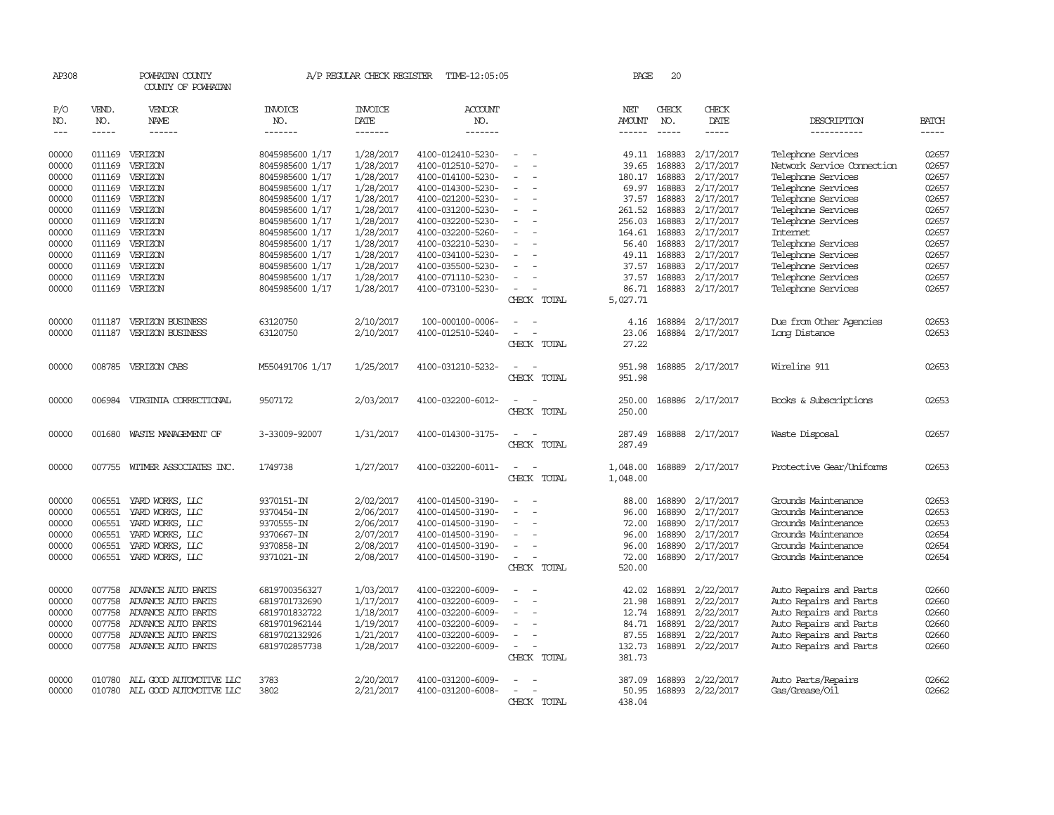AP308 POWHATAN COUNTY A/P REGULAR CHECK REGISTER TIME-12:05:05 PAGE 20

COUNTY OF POWHATAN

| P/O NO. | VEND. NO. | VENDOR NAME | INVOICE NO. | INVOICE DATE | ACCOUNT NO. | | NET AMOUNT | CHECK NO. | CHECK DATE | DESCRIPTION | BATCH |
|---|---|---|---|---|---|---|---|---|---|---|---|
| 00000 | 011169 | VERIZON | 8045985600 1/17 | 1/28/2017 | 4100-012410-5230- | - - | 49.11 | 168883 | 2/17/2017 | Telephone Services | 02657 |
| 00000 | 011169 | VERIZON | 8045985600 1/17 | 1/28/2017 | 4100-012510-5270- | - - | 39.65 | 168883 | 2/17/2017 | Network Service Connection | 02657 |
| 00000 | 011169 | VERIZON | 8045985600 1/17 | 1/28/2017 | 4100-014100-5230- | - - | 180.17 | 168883 | 2/17/2017 | Telephone Services | 02657 |
| 00000 | 011169 | VERIZON | 8045985600 1/17 | 1/28/2017 | 4100-014300-5230- | - - | 69.97 | 168883 | 2/17/2017 | Telephone Services | 02657 |
| 00000 | 011169 | VERIZON | 8045985600 1/17 | 1/28/2017 | 4100-021200-5230- | - - | 37.57 | 168883 | 2/17/2017 | Telephone Services | 02657 |
| 00000 | 011169 | VERIZON | 8045985600 1/17 | 1/28/2017 | 4100-031200-5230- | - - | 261.52 | 168883 | 2/17/2017 | Telephone Services | 02657 |
| 00000 | 011169 | VERIZON | 8045985600 1/17 | 1/28/2017 | 4100-032200-5230- | - - | 256.03 | 168883 | 2/17/2017 | Telephone Services | 02657 |
| 00000 | 011169 | VERIZON | 8045985600 1/17 | 1/28/2017 | 4100-032200-5260- | - - | 164.61 | 168883 | 2/17/2017 | Internet | 02657 |
| 00000 | 011169 | VERIZON | 8045985600 1/17 | 1/28/2017 | 4100-032210-5230- | - - | 56.40 | 168883 | 2/17/2017 | Telephone Services | 02657 |
| 00000 | 011169 | VERIZON | 8045985600 1/17 | 1/28/2017 | 4100-034100-5230- | - - | 49.11 | 168883 | 2/17/2017 | Telephone Services | 02657 |
| 00000 | 011169 | VERIZON | 8045985600 1/17 | 1/28/2017 | 4100-035500-5230- | - - | 37.57 | 168883 | 2/17/2017 | Telephone Services | 02657 |
| 00000 | 011169 | VERIZON | 8045985600 1/17 | 1/28/2017 | 4100-071110-5230- | - - | 37.57 | 168883 | 2/17/2017 | Telephone Services | 02657 |
| 00000 | 011169 | VERIZON | 8045985600 1/17 | 1/28/2017 | 4100-073100-5230- | - - | 86.71 | 168883 | 2/17/2017 | Telephone Services | 02657 |
| | | | | | | CHECK TOTAL | 5,027.71 | | | | |
| 00000 | 011187 | VERIZON BUSINESS | 63120750 | 2/10/2017 | 100-000100-0006- | - - | 4.16 | 168884 | 2/17/2017 | Due from Other Agencies | 02653 |
| 00000 | 011187 | VERIZON BUSINESS | 63120750 | 2/10/2017 | 4100-012510-5240- | - - | 23.06 | 168884 | 2/17/2017 | Long Distance | 02653 |
| | | | | | | CHECK TOTAL | 27.22 | | | | |
| 00000 | 008785 | VERIZON CABS | M550491706 1/17 | 1/25/2017 | 4100-031210-5232- | - - | 951.98 | 168885 | 2/17/2017 | Wireline 911 | 02653 |
| | | | | | | CHECK TOTAL | 951.98 | | | | |
| 00000 | 006984 | VIRGINIA CORRECTIONAL | 9507172 | 2/03/2017 | 4100-032200-6012- | - - | 250.00 | 168886 | 2/17/2017 | Books & Subscriptions | 02653 |
| | | | | | | CHECK TOTAL | 250.00 | | | | |
| 00000 | 001680 | WASTE MANAGEMENT OF | 3-33009-92007 | 1/31/2017 | 4100-014300-3175- | - - | 287.49 | 168888 | 2/17/2017 | Waste Disposal | 02657 |
| | | | | | | CHECK TOTAL | 287.49 | | | | |
| 00000 | 007755 | WITMER ASSOCIATES INC. | 1749738 | 1/27/2017 | 4100-032200-6011- | - - | 1,048.00 | 168889 | 2/17/2017 | Protective Gear/Uniforms | 02653 |
| | | | | | | CHECK TOTAL | 1,048.00 | | | | |
| 00000 | 006551 | YARD WORKS, LLC | 9370151-IN | 2/02/2017 | 4100-014500-3190- | - - | 88.00 | 168890 | 2/17/2017 | Grounds Maintenance | 02653 |
| 00000 | 006551 | YARD WORKS, LLC | 9370454-IN | 2/06/2017 | 4100-014500-3190- | - - | 96.00 | 168890 | 2/17/2017 | Grounds Maintenance | 02653 |
| 00000 | 006551 | YARD WORKS, LLC | 9370555-IN | 2/06/2017 | 4100-014500-3190- | - - | 72.00 | 168890 | 2/17/2017 | Grounds Maintenance | 02653 |
| 00000 | 006551 | YARD WORKS, LLC | 9370667-IN | 2/07/2017 | 4100-014500-3190- | - - | 96.00 | 168890 | 2/17/2017 | Grounds Maintenance | 02654 |
| 00000 | 006551 | YARD WORKS, LLC | 9370858-IN | 2/08/2017 | 4100-014500-3190- | - - | 96.00 | 168890 | 2/17/2017 | Grounds Maintenance | 02654 |
| 00000 | 006551 | YARD WORKS, LLC | 9371021-IN | 2/08/2017 | 4100-014500-3190- | - - | 72.00 | 168890 | 2/17/2017 | Grounds Maintenance | 02654 |
| | | | | | | CHECK TOTAL | 520.00 | | | | |
| 00000 | 007758 | ADVANCE AUTO PARTS | 6819700356327 | 1/03/2017 | 4100-032200-6009- | - - | 42.02 | 168891 | 2/22/2017 | Auto Repairs and Parts | 02660 |
| 00000 | 007758 | ADVANCE AUTO PARTS | 6819701732690 | 1/17/2017 | 4100-032200-6009- | - - | 21.98 | 168891 | 2/22/2017 | Auto Repairs and Parts | 02660 |
| 00000 | 007758 | ADVANCE AUTO PARTS | 6819701832722 | 1/18/2017 | 4100-032200-6009- | - - | 12.74 | 168891 | 2/22/2017 | Auto Repairs and Parts | 02660 |
| 00000 | 007758 | ADVANCE AUTO PARTS | 6819701962144 | 1/19/2017 | 4100-032200-6009- | - - | 84.71 | 168891 | 2/22/2017 | Auto Repairs and Parts | 02660 |
| 00000 | 007758 | ADVANCE AUTO PARTS | 6819702132926 | 1/21/2017 | 4100-032200-6009- | - - | 87.55 | 168891 | 2/22/2017 | Auto Repairs and Parts | 02660 |
| 00000 | 007758 | ADVANCE AUTO PARTS | 6819702857738 | 1/28/2017 | 4100-032200-6009- | - - | 132.73 | 168891 | 2/22/2017 | Auto Repairs and Parts | 02660 |
| | | | | | | CHECK TOTAL | 381.73 | | | | |
| 00000 | 010780 | ALL GOOD AUTOMOTIVE LLC | 3783 | 2/20/2017 | 4100-031200-6009- | - - | 387.09 | 168893 | 2/22/2017 | Auto Parts/Repairs | 02662 |
| 00000 | 010780 | ALL GOOD AUTOMOTIVE LLC | 3802 | 2/21/2017 | 4100-031200-6008- | - - | 50.95 | 168893 | 2/22/2017 | Gas/Grease/Oil | 02662 |
| | | | | | | CHECK TOTAL | 438.04 | | | | |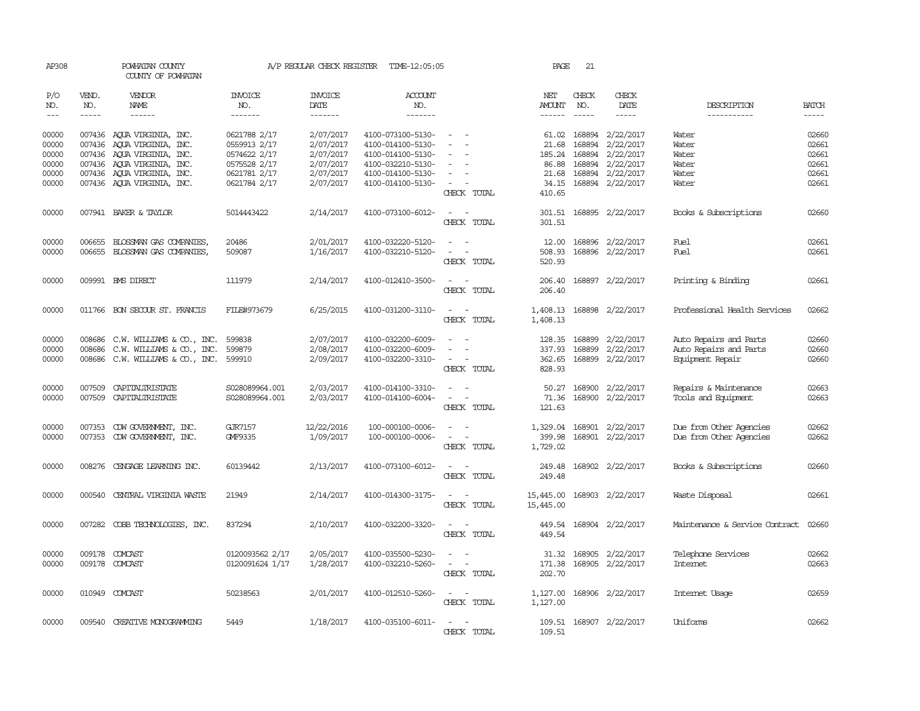AP308 POWHATAN COUNTY A/P REGULAR CHECK REGISTER TIME-12:05:05 PAGE 21

COUNTY OF POWHATAN

| P/O NO. | VEND. NO. | VENDOR NAME | INVOICE NO. | INVOICE DATE | ACCOUNT NO. | | NET AMOUNT | CHECK NO. | CHECK DATE | DESCRIPTION | BATCH |
|---|---|---|---|---|---|---|---|---|---|---|---|
| --- | ----- | ------ | ------- | ------- | ------- | | ------ | ----- | ----- | ----------- | ----- |
| 00000 | 007436 | AQUA VIRGINIA, INC. | 0621788 2/17 | 2/07/2017 | 4100-073100-5130- | - - | 61.02 | 168894 | 2/22/2017 | Water | 02660 |
| 00000 | 007436 | AQUA VIRGINIA, INC. | 0559913 2/17 | 2/07/2017 | 4100-014100-5130- | - - | 21.68 | 168894 | 2/22/2017 | Water | 02661 |
| 00000 | 007436 | AQUA VIRGINIA, INC. | 0574622 2/17 | 2/07/2017 | 4100-014100-5130- | - - | 185.24 | 168894 | 2/22/2017 | Water | 02661 |
| 00000 | 007436 | AQUA VIRGINIA, INC. | 0575528 2/17 | 2/07/2017 | 4100-032210-5130- | - - | 86.88 | 168894 | 2/22/2017 | Water | 02661 |
| 00000 | 007436 | AQUA VIRGINIA, INC. | 0621781 2/17 | 2/07/2017 | 4100-014100-5130- | - - | 21.68 | 168894 | 2/22/2017 | Water | 02661 |
| 00000 | 007436 | AQUA VIRGINIA, INC. | 0621784 2/17 | 2/07/2017 | 4100-014100-5130- | - - | 34.15 | 168894 | 2/22/2017 | Water | 02661 |
| | | | | | | CHECK TOTAL | 410.65 | | | | |
| 00000 | 007941 | BAKER & TAYLOR | 5014443422 | 2/14/2017 | 4100-073100-6012- | - - | 301.51 | 168895 | 2/22/2017 | Books & Subscriptions | 02660 |
| | | | | | | CHECK TOTAL | 301.51 | | | | |
| 00000 | 006655 | BLOSSMAN GAS COMPANIES, | 20486 | 2/01/2017 | 4100-032220-5120- | - - | 12.00 | 168896 | 2/22/2017 | Fuel | 02661 |
| 00000 | 006655 | BLOSSMAN GAS COMPANIES, | 509087 | 1/16/2017 | 4100-032210-5120- | - - | 508.93 | 168896 | 2/22/2017 | Fuel | 02661 |
| | | | | | | CHECK TOTAL | 520.93 | | | | |
| 00000 | 009991 | BMS DIRECT | 111979 | 2/14/2017 | 4100-012410-3500- | - - | 206.40 | 168897 | 2/22/2017 | Printing & Binding | 02661 |
| | | | | | | CHECK TOTAL | 206.40 | | | | |
| 00000 | 011766 | BON SECOUR ST. FRANCIS | FILE#973679 | 6/25/2015 | 4100-031200-3110- | - - | 1,408.13 | 168898 | 2/22/2017 | Professional Health Services | 02662 |
| | | | | | | CHECK TOTAL | 1,408.13 | | | | |
| 00000 | 008686 | C.W. WILLIAMS & CO., INC. | 599838 | 2/07/2017 | 4100-032200-6009- | - - | 128.35 | 168899 | 2/22/2017 | Auto Repairs and Parts | 02660 |
| 00000 | 008686 | C.W. WILLIAMS & CO., INC. | 599879 | 2/08/2017 | 4100-032200-6009- | - - | 337.93 | 168899 | 2/22/2017 | Auto Repairs and Parts | 02660 |
| 00000 | 008686 | C.W. WILLIAMS & CO., INC. | 599910 | 2/09/2017 | 4100-032200-3310- | - - | 362.65 | 168899 | 2/22/2017 | Equipment Repair | 02660 |
| | | | | | | CHECK TOTAL | 828.93 | | | | |
| 00000 | 007509 | CAPITALTRISTATE | S028089964.001 | 2/03/2017 | 4100-014100-3310- | - - | 50.27 | 168900 | 2/22/2017 | Repairs & Maintenance | 02663 |
| 00000 | 007509 | CAPITALTRISTATE | S028089964.001 | 2/03/2017 | 4100-014100-6004- | - - | 71.36 | 168900 | 2/22/2017 | Tools and Equipment | 02663 |
| | | | | | | CHECK TOTAL | 121.63 | | | | |
| 00000 | 007353 | CDW GOVERNMENT, INC. | GJR7157 | 12/22/2016 | 100-000100-0006- | - - | 1,329.04 | 168901 | 2/22/2017 | Due from Other Agencies | 02662 |
| 00000 | 007353 | CDW GOVERNMENT, INC. | GMF9335 | 1/09/2017 | 100-000100-0006- | - - | 399.98 | 168901 | 2/22/2017 | Due from Other Agencies | 02662 |
| | | | | | | CHECK TOTAL | 1,729.02 | | | | |
| 00000 | 008276 | CENGAGE LEARNING INC. | 60139442 | 2/13/2017 | 4100-073100-6012- | - - | 249.48 | 168902 | 2/22/2017 | Books & Subscriptions | 02660 |
| | | | | | | CHECK TOTAL | 249.48 | | | | |
| 00000 | 000540 | CENTRAL VIRGINIA WASTE | 21949 | 2/14/2017 | 4100-014300-3175- | - - | 15,445.00 | 168903 | 2/22/2017 | Waste Disposal | 02661 |
| | | | | | | CHECK TOTAL | 15,445.00 | | | | |
| 00000 | 007282 | COBB TECHNOLOGIES, INC. | 837294 | 2/10/2017 | 4100-032200-3320- | - - | 449.54 | 168904 | 2/22/2017 | Maintenance & Service Contract | 02660 |
| | | | | | | CHECK TOTAL | 449.54 | | | | |
| 00000 | 009178 | COMCAST | 0120093562 2/17 | 2/05/2017 | 4100-035500-5230- | - - | 31.32 | 168905 | 2/22/2017 | Telephone Services | 02662 |
| 00000 | 009178 | COMCAST | 0120091624 1/17 | 1/28/2017 | 4100-032210-5260- | - - | 171.38 | 168905 | 2/22/2017 | Internet | 02663 |
| | | | | | | CHECK TOTAL | 202.70 | | | | |
| 00000 | 010949 | COMCAST | 50238563 | 2/01/2017 | 4100-012510-5260- | - - | 1,127.00 | 168906 | 2/22/2017 | Internet Usage | 02659 |
| | | | | | | CHECK TOTAL | 1,127.00 | | | | |
| 00000 | 009540 | CREATIVE MONOGRAMMING | 5449 | 1/18/2017 | 4100-035100-6011- | - - | 109.51 | 168907 | 2/22/2017 | Uniforms | 02662 |
| | | | | | | CHECK TOTAL | 109.51 | | | | |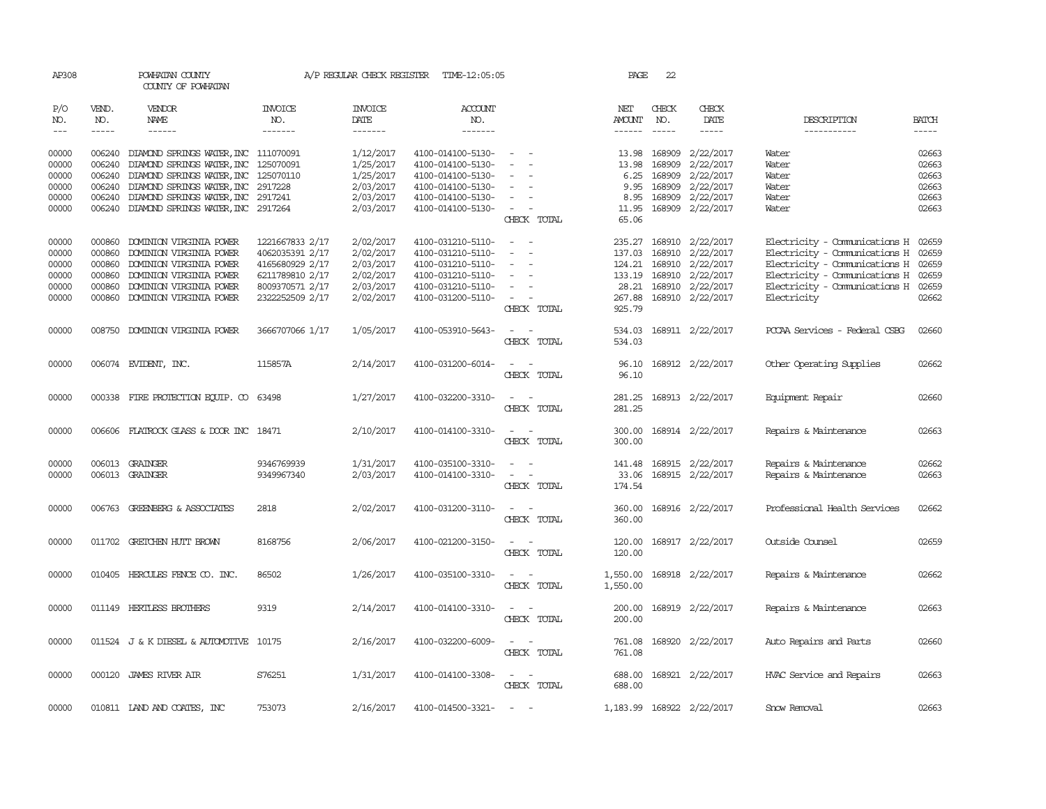AP308 POWHATAN COUNTY A/P REGULAR CHECK REGISTER TIME-12:05:05 PAGE 22

COUNTY OF POWHATAN

| P/O NO. | VEND. NO. | VENDOR NAME | INVOICE NO. | INVOICE DATE | ACCOUNT NO. | | NET AMOUNT | CHECK NO. | CHECK DATE | DESCRIPTION | BATCH |
|---|---|---|---|---|---|---|---|---|---|---|---|
| --- | ----- | ------ | ------- | ------- | ------- | | ------ | ----- | ----- | ----------- | ----- |
| 00000 | 006240 | DIAMOND SPRINGS WATER, INC | 111070091 | 1/12/2017 | 4100-014100-5130- | - - | 13.98 | 168909 | 2/22/2017 | Water | 02663 |
| 00000 | 006240 | DIAMOND SPRINGS WATER, INC | 125070091 | 1/25/2017 | 4100-014100-5130- | - - | 13.98 | 168909 | 2/22/2017 | Water | 02663 |
| 00000 | 006240 | DIAMOND SPRINGS WATER, INC | 125070110 | 1/25/2017 | 4100-014100-5130- | - - | 6.25 | 168909 | 2/22/2017 | Water | 02663 |
| 00000 | 006240 | DIAMOND SPRINGS WATER, INC | 2917228 | 2/03/2017 | 4100-014100-5130- | - - | 9.95 | 168909 | 2/22/2017 | Water | 02663 |
| 00000 | 006240 | DIAMOND SPRINGS WATER, INC | 2917241 | 2/03/2017 | 4100-014100-5130- | - - | 8.95 | 168909 | 2/22/2017 | Water | 02663 |
| 00000 | 006240 | DIAMOND SPRINGS WATER, INC | 2917264 | 2/03/2017 | 4100-014100-5130- | - - | 11.95 | 168909 | 2/22/2017 | Water | 02663 |
| | | | | | | CHECK TOTAL | 65.06 | | | | |
| 00000 | 000860 | DOMINION VIRGINIA POWER | 1221667833 2/17 | 2/02/2017 | 4100-031210-5110- | - - | 235.27 | 168910 | 2/22/2017 | Electricity - Communications H | 02659 |
| 00000 | 000860 | DOMINION VIRGINIA POWER | 4062035391 2/17 | 2/02/2017 | 4100-031210-5110- | - - | 137.03 | 168910 | 2/22/2017 | Electricity - Communications H | 02659 |
| 00000 | 000860 | DOMINION VIRGINIA POWER | 4165680929 2/17 | 2/03/2017 | 4100-031210-5110- | - - | 124.21 | 168910 | 2/22/2017 | Electricity - Communications H | 02659 |
| 00000 | 000860 | DOMINION VIRGINIA POWER | 6211789810 2/17 | 2/02/2017 | 4100-031210-5110- | - - | 133.19 | 168910 | 2/22/2017 | Electricity - Communications H | 02659 |
| 00000 | 000860 | DOMINION VIRGINIA POWER | 8009370571 2/17 | 2/03/2017 | 4100-031210-5110- | - - | 28.21 | 168910 | 2/22/2017 | Electricity - Communications H | 02659 |
| 00000 | 000860 | DOMINION VIRGINIA POWER | 2322252509 2/17 | 2/02/2017 | 4100-031200-5110- | - - | 267.88 | 168910 | 2/22/2017 | Electricity | 02662 |
| | | | | | | CHECK TOTAL | 925.79 | | | | |
| 00000 | 008750 | DOMINION VIRGINIA POWER | 3666707066 1/17 | 1/05/2017 | 4100-053910-5643- | - - | 534.03 | 168911 | 2/22/2017 | PCCAA Services - Federal CSBG | 02660 |
| | | | | | | CHECK TOTAL | 534.03 | | | | |
| 00000 | 006074 | EVIDENT, INC. | 115857A | 2/14/2017 | 4100-031200-6014- | - - | 96.10 | 168912 | 2/22/2017 | Other Operating Supplies | 02662 |
| | | | | | | CHECK TOTAL | 96.10 | | | | |
| 00000 | 000338 | FIRE PROTECTION EQUIP. CO | 63498 | 1/27/2017 | 4100-032200-3310- | - - | 281.25 | 168913 | 2/22/2017 | Equipment Repair | 02660 |
| | | | | | | CHECK TOTAL | 281.25 | | | | |
| 00000 | 006606 | FLATROCK GLASS & DOOR INC | 18471 | 2/10/2017 | 4100-014100-3310- | - - | 300.00 | 168914 | 2/22/2017 | Repairs & Maintenance | 02663 |
| | | | | | | CHECK TOTAL | 300.00 | | | | |
| 00000 | 006013 | GRAINGER | 9346769939 | 1/31/2017 | 4100-035100-3310- | - - | 141.48 | 168915 | 2/22/2017 | Repairs & Maintenance | 02662 |
| 00000 | 006013 | GRAINGER | 9349967340 | 2/03/2017 | 4100-014100-3310- | - - | 33.06 | 168915 | 2/22/2017 | Repairs & Maintenance | 02663 |
| | | | | | | CHECK TOTAL | 174.54 | | | | |
| 00000 | 006763 | GREENBERG & ASSOCIATES | 2818 | 2/02/2017 | 4100-031200-3110- | - - | 360.00 | 168916 | 2/22/2017 | Professional Health Services | 02662 |
| | | | | | | CHECK TOTAL | 360.00 | | | | |
| 00000 | 011702 | GRETCHEN HUTT BROWN | 8168756 | 2/06/2017 | 4100-021200-3150- | - - | 120.00 | 168917 | 2/22/2017 | Outside Counsel | 02659 |
| | | | | | | CHECK TOTAL | 120.00 | | | | |
| 00000 | 010405 | HERCULES FENCE CO. INC. | 86502 | 1/26/2017 | 4100-035100-3310- | - - | 1,550.00 | 168918 | 2/22/2017 | Repairs & Maintenance | 02662 |
| | | | | | | CHECK TOTAL | 1,550.00 | | | | |
| 00000 | 011149 | HERTLESS BROTHERS | 9319 | 2/14/2017 | 4100-014100-3310- | - - | 200.00 | 168919 | 2/22/2017 | Repairs & Maintenance | 02663 |
| | | | | | | CHECK TOTAL | 200.00 | | | | |
| 00000 | 011524 | J & K DIESEL & AUTOMOTIVE | 10175 | 2/16/2017 | 4100-032200-6009- | - - | 761.08 | 168920 | 2/22/2017 | Auto Repairs and Parts | 02660 |
| | | | | | | CHECK TOTAL | 761.08 | | | | |
| 00000 | 000120 | JAMES RIVER AIR | S76251 | 1/31/2017 | 4100-014100-3308- | - - | 688.00 | 168921 | 2/22/2017 | HVAC Service and Repairs | 02663 |
| | | | | | | CHECK TOTAL | 688.00 | | | | |
| 00000 | 010811 | LAND AND COATES, INC | 753073 | 2/16/2017 | 4100-014500-3321- | - - | 1,183.99 | 168922 | 2/22/2017 | Snow Removal | 02663 |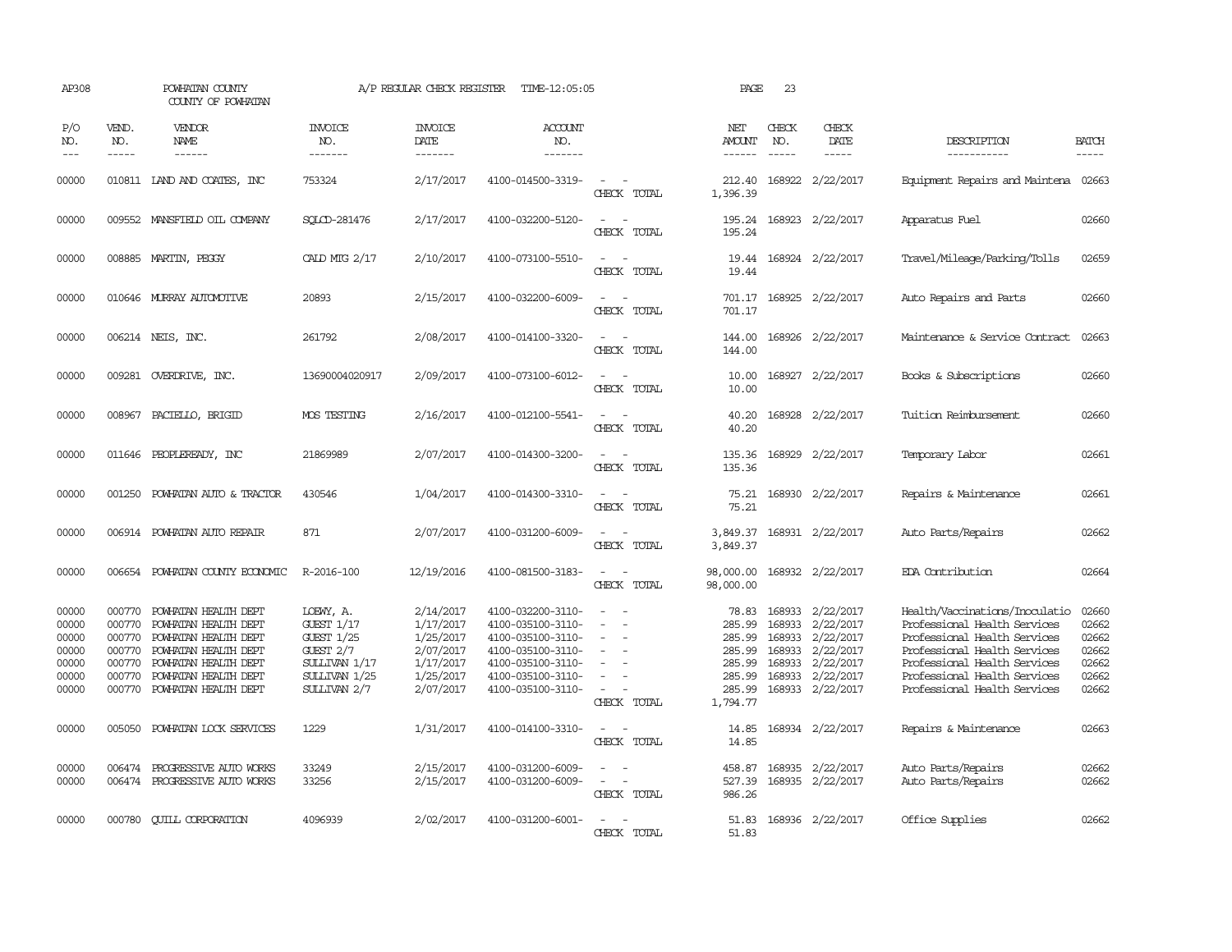AP308 POWHATAN COUNTY COUNTY OF POWHATAN — A/P REGULAR CHECK REGISTER TIME-12:05:05

| P/O NO. | VEND. NO. | VENDOR NAME | INVOICE NO. | INVOICE DATE | ACCOUNT NO. | | NET AMOUNT | CHECK NO. | CHECK DATE | DESCRIPTION | BATCH |
|---|---|---|---|---|---|---|---|---|---|---|---|
| 00000 | 010811 | LAND AND COATES, INC | 753324 | 2/17/2017 | 4100-014500-3319- | - - | 212.40 | 168922 | 2/22/2017 | Equipment Repairs and Maintena | 02663 |
| | | | | | | CHECK TOTAL | 1,396.39 | | | | |
| 00000 | 009552 | MANSFIELD OIL COMPANY | SQLCD-281476 | 2/17/2017 | 4100-032200-5120- | - - | 195.24 | 168923 | 2/22/2017 | Apparatus Fuel | 02660 |
| | | | | | | CHECK TOTAL | 195.24 | | | | |
| 00000 | 008885 | MARTIN, PEGGY | CALD MTG 2/17 | 2/10/2017 | 4100-073100-5510- | - - | 19.44 | 168924 | 2/22/2017 | Travel/Mileage/Parking/Tolls | 02659 |
| | | | | | | CHECK TOTAL | 19.44 | | | | |
| 00000 | 010646 | MURRAY AUTOMOTIVE | 20893 | 2/15/2017 | 4100-032200-6009- | - - | 701.17 | 168925 | 2/22/2017 | Auto Repairs and Parts | 02660 |
| | | | | | | CHECK TOTAL | 701.17 | | | | |
| 00000 | 006214 | NEIS, INC. | 261792 | 2/08/2017 | 4100-014100-3320- | - - | 144.00 | 168926 | 2/22/2017 | Maintenance & Service Contract | 02663 |
| | | | | | | CHECK TOTAL | 144.00 | | | | |
| 00000 | 009281 | OVERDRIVE, INC. | 13690004020917 | 2/09/2017 | 4100-073100-6012- | - - | 10.00 | 168927 | 2/22/2017 | Books & Subscriptions | 02660 |
| | | | | | | CHECK TOTAL | 10.00 | | | | |
| 00000 | 008967 | PACIELLO, BRIGID | MOS TESTING | 2/16/2017 | 4100-012100-5541- | - - | 40.20 | 168928 | 2/22/2017 | Tuition Reimbursement | 02660 |
| | | | | | | CHECK TOTAL | 40.20 | | | | |
| 00000 | 011646 | PEOPLEREADY, INC | 21869989 | 2/07/2017 | 4100-014300-3200- | - - | 135.36 | 168929 | 2/22/2017 | Temporary Labor | 02661 |
| | | | | | | CHECK TOTAL | 135.36 | | | | |
| 00000 | 001250 | POWHATAN AUTO & TRACTOR | 430546 | 1/04/2017 | 4100-014300-3310- | - - | 75.21 | 168930 | 2/22/2017 | Repairs & Maintenance | 02661 |
| | | | | | | CHECK TOTAL | 75.21 | | | | |
| 00000 | 006914 | POWHATAN AUTO REPAIR | 871 | 2/07/2017 | 4100-031200-6009- | - - | 3,849.37 | 168931 | 2/22/2017 | Auto Parts/Repairs | 02662 |
| | | | | | | CHECK TOTAL | 3,849.37 | | | | |
| 00000 | 006654 | POWHATAN COUNTY ECONOMIC | R-2016-100 | 12/19/2016 | 4100-081500-3183- | - - | 98,000.00 | 168932 | 2/22/2017 | EDA Contribution | 02664 |
| | | | | | | CHECK TOTAL | 98,000.00 | | | | |
| 00000 | 000770 | POWHATAN HEALTH DEPT | LOEWY, A. | 2/14/2017 | 4100-032200-3110- | - - | 78.83 | 168933 | 2/22/2017 | Health/Vaccinations/Inoculatio | 02660 |
| 00000 | 000770 | POWHATAN HEALTH DEPT | GUEST 1/17 | 1/17/2017 | 4100-035100-3110- | - - | 285.99 | 168933 | 2/22/2017 | Professional Health Services | 02662 |
| 00000 | 000770 | POWHATAN HEALTH DEPT | GUEST 1/25 | 1/25/2017 | 4100-035100-3110- | - - | 285.99 | 168933 | 2/22/2017 | Professional Health Services | 02662 |
| 00000 | 000770 | POWHATAN HEALTH DEPT | GUEST 2/7 | 2/07/2017 | 4100-035100-3110- | - - | 285.99 | 168933 | 2/22/2017 | Professional Health Services | 02662 |
| 00000 | 000770 | POWHATAN HEALTH DEPT | SULLIVAN 1/17 | 1/17/2017 | 4100-035100-3110- | - - | 285.99 | 168933 | 2/22/2017 | Professional Health Services | 02662 |
| 00000 | 000770 | POWHATAN HEALTH DEPT | SULLIVAN 1/25 | 1/25/2017 | 4100-035100-3110- | - - | 285.99 | 168933 | 2/22/2017 | Professional Health Services | 02662 |
| 00000 | 000770 | POWHATAN HEALTH DEPT | SULLIVAN 2/7 | 2/07/2017 | 4100-035100-3110- | - - | 285.99 | 168933 | 2/22/2017 | Professional Health Services | 02662 |
| | | | | | | CHECK TOTAL | 1,794.77 | | | | |
| 00000 | 005050 | POWHATAN LOCK SERVICES | 1229 | 1/31/2017 | 4100-014100-3310- | - - | 14.85 | 168934 | 2/22/2017 | Repairs & Maintenance | 02663 |
| | | | | | | CHECK TOTAL | 14.85 | | | | |
| 00000 | 006474 | PROGRESSIVE AUTO WORKS | 33249 | 2/15/2017 | 4100-031200-6009- | - - | 458.87 | 168935 | 2/22/2017 | Auto Parts/Repairs | 02662 |
| 00000 | 006474 | PROGRESSIVE AUTO WORKS | 33256 | 2/15/2017 | 4100-031200-6009- | - - | 527.39 | 168935 | 2/22/2017 | Auto Parts/Repairs | 02662 |
| | | | | | | CHECK TOTAL | 986.26 | | | | |
| 00000 | 000780 | QUILL CORPORATION | 4096939 | 2/02/2017 | 4100-031200-6001- | - - | 51.83 | 168936 | 2/22/2017 | Office Supplies | 02662 |
| | | | | | | CHECK TOTAL | 51.83 | | | | |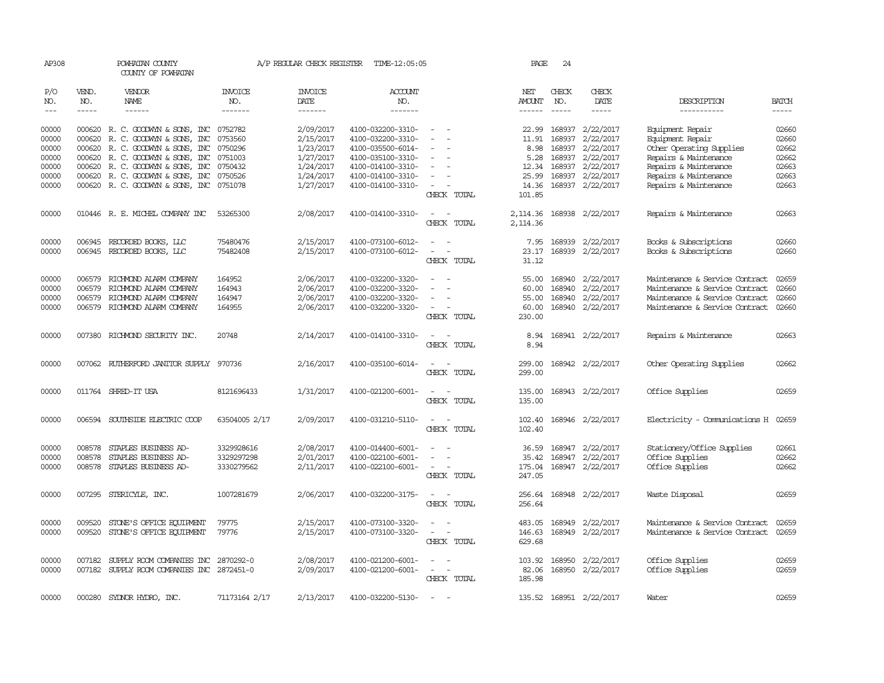AP308 POWHATAN COUNTY A/P REGULAR CHECK REGISTER TIME-12:05:05 PAGE 24

COUNTY OF POWHATAN

| P/O NO. | VEND. NO. | VENDOR NAME | INVOICE NO. | INVOICE DATE | ACCOUNT NO. | | NET AMOUNT | CHECK NO. | CHECK DATE | DESCRIPTION | BATCH |
|---|---|---|---|---|---|---|---|---|---|---|---|
| --- | ----- | ------ | ------- | ------- | ------- | | ------ | ----- | ----- | ----------- | ----- |
| 00000 | 000620 | R. C. GOODWYN & SONS, INC | 0752782 | 2/09/2017 | 4100-032200-3310- | - - | 22.99 | 168937 | 2/22/2017 | Equipment Repair | 02660 |
| 00000 | 000620 | R. C. GOODWYN & SONS, INC | 0753560 | 2/15/2017 | 4100-032200-3310- | - - | 11.91 | 168937 | 2/22/2017 | Equipment Repair | 02660 |
| 00000 | 000620 | R. C. GOODWYN & SONS, INC | 0750296 | 1/23/2017 | 4100-035500-6014- | - - | 8.98 | 168937 | 2/22/2017 | Other Operating Supplies | 02662 |
| 00000 | 000620 | R. C. GOODWYN & SONS, INC | 0751003 | 1/27/2017 | 4100-035100-3310- | - - | 5.28 | 168937 | 2/22/2017 | Repairs & Maintenance | 02662 |
| 00000 | 000620 | R. C. GOODWYN & SONS, INC | 0750432 | 1/24/2017 | 4100-014100-3310- | - - | 12.34 | 168937 | 2/22/2017 | Repairs & Maintenance | 02663 |
| 00000 | 000620 | R. C. GOODWYN & SONS, INC | 0750526 | 1/24/2017 | 4100-014100-3310- | - - | 25.99 | 168937 | 2/22/2017 | Repairs & Maintenance | 02663 |
| 00000 | 000620 | R. C. GOODWYN & SONS, INC | 0751078 | 1/27/2017 | 4100-014100-3310- | - - | 14.36 | 168937 | 2/22/2017 | Repairs & Maintenance | 02663 |
| | | | | | | CHECK TOTAL | 101.85 | | | | |
| 00000 | 010446 | R. E. MICHEL COMPANY INC | 53265300 | 2/08/2017 | 4100-014100-3310- | - - | 2,114.36 | 168938 | 2/22/2017 | Repairs & Maintenance | 02663 |
| | | | | | | CHECK TOTAL | 2,114.36 | | | | |
| 00000 | 006945 | RECORDED BOOKS, LLC | 75480476 | 2/15/2017 | 4100-073100-6012- | - - | 7.95 | 168939 | 2/22/2017 | Books & Subscriptions | 02660 |
| 00000 | 006945 | RECORDED BOOKS, LLC | 75482408 | 2/15/2017 | 4100-073100-6012- | - - | 23.17 | 168939 | 2/22/2017 | Books & Subscriptions | 02660 |
| | | | | | | CHECK TOTAL | 31.12 | | | | |
| 00000 | 006579 | RICHMOND ALARM COMPANY | 164952 | 2/06/2017 | 4100-032200-3320- | - - | 55.00 | 168940 | 2/22/2017 | Maintenance & Service Contract | 02659 |
| 00000 | 006579 | RICHMOND ALARM COMPANY | 164943 | 2/06/2017 | 4100-032200-3320- | - - | 60.00 | 168940 | 2/22/2017 | Maintenance & Service Contract | 02660 |
| 00000 | 006579 | RICHMOND ALARM COMPANY | 164947 | 2/06/2017 | 4100-032200-3320- | - - | 55.00 | 168940 | 2/22/2017 | Maintenance & Service Contract | 02660 |
| 00000 | 006579 | RICHMOND ALARM COMPANY | 164955 | 2/06/2017 | 4100-032200-3320- | - - | 60.00 | 168940 | 2/22/2017 | Maintenance & Service Contract | 02660 |
| | | | | | | CHECK TOTAL | 230.00 | | | | |
| 00000 | 007380 | RICHMOND SECURITY INC. | 20748 | 2/14/2017 | 4100-014100-3310- | - - | 8.94 | 168941 | 2/22/2017 | Repairs & Maintenance | 02663 |
| | | | | | | CHECK TOTAL | 8.94 | | | | |
| 00000 | 007062 | RUTHERFORD JANITOR SUPPLY | 970736 | 2/16/2017 | 4100-035100-6014- | - - | 299.00 | 168942 | 2/22/2017 | Other Operating Supplies | 02662 |
| | | | | | | CHECK TOTAL | 299.00 | | | | |
| 00000 | 011764 | SHRED-IT USA | 8121696433 | 1/31/2017 | 4100-021200-6001- | - - | 135.00 | 168943 | 2/22/2017 | Office Supplies | 02659 |
| | | | | | | CHECK TOTAL | 135.00 | | | | |
| 00000 | 006594 | SOUTHSIDE ELECTRIC COOP | 63504005 2/17 | 2/09/2017 | 4100-031210-5110- | - - | 102.40 | 168946 | 2/22/2017 | Electricity - Communications H | 02659 |
| | | | | | | CHECK TOTAL | 102.40 | | | | |
| 00000 | 008578 | STAPLES BUSINESS AD- | 3329928616 | 2/08/2017 | 4100-014400-6001- | - - | 36.59 | 168947 | 2/22/2017 | Stationery/Office Supplies | 02661 |
| 00000 | 008578 | STAPLES BUSINESS AD- | 3329297298 | 2/01/2017 | 4100-022100-6001- | - - | 35.42 | 168947 | 2/22/2017 | Office Supplies | 02662 |
| 00000 | 008578 | STAPLES BUSINESS AD- | 3330279562 | 2/11/2017 | 4100-022100-6001- | - - | 175.04 | 168947 | 2/22/2017 | Office Supplies | 02662 |
| | | | | | | CHECK TOTAL | 247.05 | | | | |
| 00000 | 007295 | STERICYLE, INC. | 1007281679 | 2/06/2017 | 4100-032200-3175- | - - | 256.64 | 168948 | 2/22/2017 | Waste Disposal | 02659 |
| | | | | | | CHECK TOTAL | 256.64 | | | | |
| 00000 | 009520 | STONE'S OFFICE EQUIPMENT | 79775 | 2/15/2017 | 4100-073100-3320- | - - | 483.05 | 168949 | 2/22/2017 | Maintenance & Service Contract | 02659 |
| 00000 | 009520 | STONE'S OFFICE EQUIPMENT | 79776 | 2/15/2017 | 4100-073100-3320- | - - | 146.63 | 168949 | 2/22/2017 | Maintenance & Service Contract | 02659 |
| | | | | | | CHECK TOTAL | 629.68 | | | | |
| 00000 | 007182 | SUPPLY ROOM COMPANIES INC | 2870292-0 | 2/08/2017 | 4100-021200-6001- | - - | 103.92 | 168950 | 2/22/2017 | Office Supplies | 02659 |
| 00000 | 007182 | SUPPLY ROOM COMPANIES INC | 2872451-0 | 2/09/2017 | 4100-021200-6001- | - - | 82.06 | 168950 | 2/22/2017 | Office Supplies | 02659 |
| | | | | | | CHECK TOTAL | 185.98 | | | | |
| 00000 | 000280 | SYDNOR HYDRO, INC. | 71173164 2/17 | 2/13/2017 | 4100-032200-5130- | - - | 135.52 | 168951 | 2/22/2017 | Water | 02659 |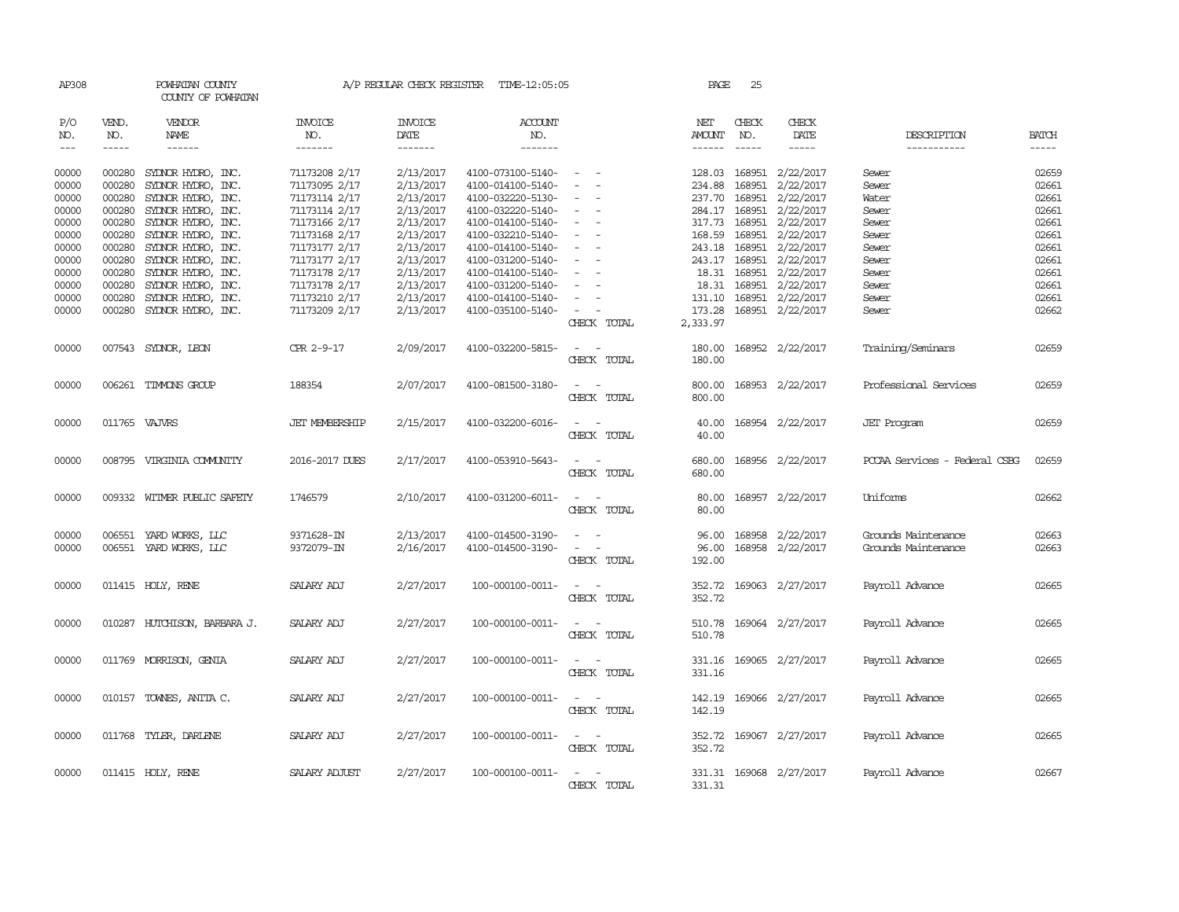AP308 POWHATAN COUNTY A/P REGULAR CHECK REGISTER TIME-12:05:05 PAGE 25

COUNTY OF POWHATAN

| P/O NO. | VEND. NO. | VENDOR NAME | INVOICE NO. | INVOICE DATE | ACCOUNT NO. | | NET AMOUNT | CHECK NO. | CHECK DATE | DESCRIPTION | BATCH |
|---|---|---|---|---|---|---|---|---|---|---|---|
| 00000 | 000280 | SYDNOR HYDRO, INC. | 71173208 2/17 | 2/13/2017 | 4100-073100-5140- | - - | 128.03 | 168951 | 2/22/2017 | Sewer | 02659 |
| 00000 | 000280 | SYDNOR HYDRO, INC. | 71173095 2/17 | 2/13/2017 | 4100-014100-5140- | - - | 234.88 | 168951 | 2/22/2017 | Sewer | 02661 |
| 00000 | 000280 | SYDNOR HYDRO, INC. | 71173114 2/17 | 2/13/2017 | 4100-032220-5130- | - - | 237.70 | 168951 | 2/22/2017 | Water | 02661 |
| 00000 | 000280 | SYDNOR HYDRO, INC. | 71173114 2/17 | 2/13/2017 | 4100-032220-5140- | - - | 284.17 | 168951 | 2/22/2017 | Sewer | 02661 |
| 00000 | 000280 | SYDNOR HYDRO, INC. | 71173166 2/17 | 2/13/2017 | 4100-014100-5140- | - - | 317.73 | 168951 | 2/22/2017 | Sewer | 02661 |
| 00000 | 000280 | SYDNOR HYDRO, INC. | 71173168 2/17 | 2/13/2017 | 4100-032210-5140- | - - | 168.59 | 168951 | 2/22/2017 | Sewer | 02661 |
| 00000 | 000280 | SYDNOR HYDRO, INC. | 71173177 2/17 | 2/13/2017 | 4100-014100-5140- | - - | 243.18 | 168951 | 2/22/2017 | Sewer | 02661 |
| 00000 | 000280 | SYDNOR HYDRO, INC. | 71173177 2/17 | 2/13/2017 | 4100-031200-5140- | - - | 243.17 | 168951 | 2/22/2017 | Sewer | 02661 |
| 00000 | 000280 | SYDNOR HYDRO, INC. | 71173178 2/17 | 2/13/2017 | 4100-014100-5140- | - - | 18.31 | 168951 | 2/22/2017 | Sewer | 02661 |
| 00000 | 000280 | SYDNOR HYDRO, INC. | 71173178 2/17 | 2/13/2017 | 4100-031200-5140- | - - | 18.31 | 168951 | 2/22/2017 | Sewer | 02661 |
| 00000 | 000280 | SYDNOR HYDRO, INC. | 71173210 2/17 | 2/13/2017 | 4100-014100-5140- | - - | 131.10 | 168951 | 2/22/2017 | Sewer | 02661 |
| 00000 | 000280 | SYDNOR HYDRO, INC. | 71173209 2/17 | 2/13/2017 | 4100-035100-5140- | - - | 173.28 | 168951 | 2/22/2017 | Sewer | 02662 |
| | | | | | | CHECK TOTAL | 2,333.97 | | | | |
| 00000 | 007543 | SYDNOR, LEON | CPR 2-9-17 | 2/09/2017 | 4100-032200-5815- | - - | 180.00 | 168952 | 2/22/2017 | Training/Seminars | 02659 |
| | | | | | | CHECK TOTAL | 180.00 | | | | |
| 00000 | 006261 | TIMMONS GROUP | 188354 | 2/07/2017 | 4100-081500-3180- | - - | 800.00 | 168953 | 2/22/2017 | Professional Services | 02659 |
| | | | | | | CHECK TOTAL | 800.00 | | | | |
| 00000 | 011765 | VAJVRS | JET MEMBERSHIP | 2/15/2017 | 4100-032200-6016- | - - | 40.00 | 168954 | 2/22/2017 | JET Program | 02659 |
| | | | | | | CHECK TOTAL | 40.00 | | | | |
| 00000 | 008795 | VIRGINIA COMMUNITY | 2016-2017 DUES | 2/17/2017 | 4100-053910-5643- | - - | 680.00 | 168956 | 2/22/2017 | PCCAA Services - Federal CSBG | 02659 |
| | | | | | | CHECK TOTAL | 680.00 | | | | |
| 00000 | 009332 | WITMER PUBLIC SAFETY | 1746579 | 2/10/2017 | 4100-031200-6011- | - - | 80.00 | 168957 | 2/22/2017 | Uniforms | 02662 |
| | | | | | | CHECK TOTAL | 80.00 | | | | |
| 00000 | 006551 | YARD WORKS, LLC | 9371628-IN | 2/13/2017 | 4100-014500-3190- | - - | 96.00 | 168958 | 2/22/2017 | Grounds Maintenance | 02663 |
| 00000 | 006551 | YARD WORKS, LLC | 9372079-IN | 2/16/2017 | 4100-014500-3190- | - - | 96.00 | 168958 | 2/22/2017 | Grounds Maintenance | 02663 |
| | | | | | | CHECK TOTAL | 192.00 | | | | |
| 00000 | 011415 | HOLY, RENE | SALARY ADJ | 2/27/2017 | 100-000100-0011- | - - | 352.72 | 169063 | 2/27/2017 | Payroll Advance | 02665 |
| | | | | | | CHECK TOTAL | 352.72 | | | | |
| 00000 | 010287 | HUTCHISON, BARBARA J. | SALARY ADJ | 2/27/2017 | 100-000100-0011- | - - | 510.78 | 169064 | 2/27/2017 | Payroll Advance | 02665 |
| | | | | | | CHECK TOTAL | 510.78 | | | | |
| 00000 | 011769 | MORRISON, GENIA | SALARY ADJ | 2/27/2017 | 100-000100-0011- | - - | 331.16 | 169065 | 2/27/2017 | Payroll Advance | 02665 |
| | | | | | | CHECK TOTAL | 331.16 | | | | |
| 00000 | 010157 | TOWNES, ANITA C. | SALARY ADJ | 2/27/2017 | 100-000100-0011- | - - | 142.19 | 169066 | 2/27/2017 | Payroll Advance | 02665 |
| | | | | | | CHECK TOTAL | 142.19 | | | | |
| 00000 | 011768 | TYLER, DARLENE | SALARY ADJ | 2/27/2017 | 100-000100-0011- | - - | 352.72 | 169067 | 2/27/2017 | Payroll Advance | 02665 |
| | | | | | | CHECK TOTAL | 352.72 | | | | |
| 00000 | 011415 | HOLY, RENE | SALARY ADJUST | 2/27/2017 | 100-000100-0011- | - - | 331.31 | 169068 | 2/27/2017 | Payroll Advance | 02667 |
| | | | | | | CHECK TOTAL | 331.31 | | | | |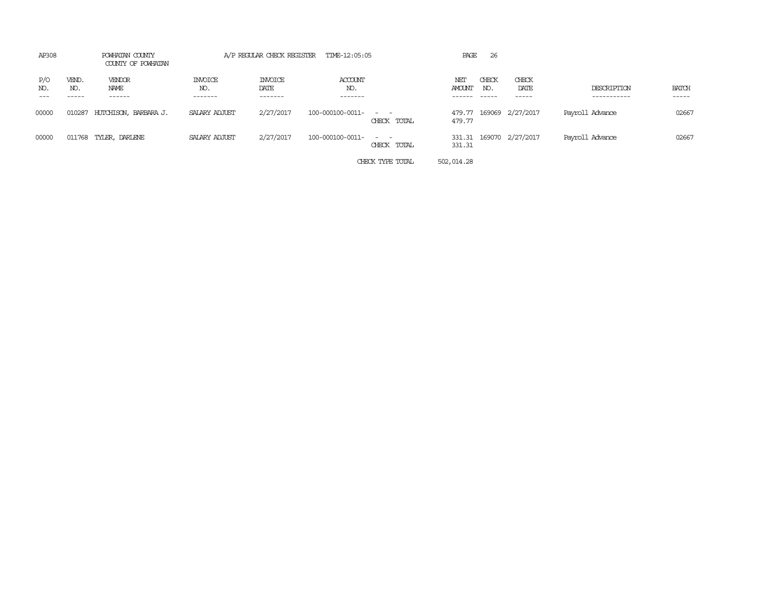AP308 POWHATAN COUNTY A/P REGULAR CHECK REGISTER TIME-12:05:05

COUNTY OF POWHATAN

| P/O NO. | VEND. NO. | VENDOR NAME | INVOICE NO. | INVOICE DATE | ACCOUNT NO. | | NET AMOUNT | CHECK NO. | CHECK DATE | DESCRIPTION | BATCH |
|---|---|---|---|---|---|---|---|---|---|---|---|
| 00000 | 010287 | HUTCHISON, BARBARA J. | SALARY ADJUST | 2/27/2017 | 100-000100-0011- | - - | 479.77 | 169069 | 2/27/2017 | Payroll Advance | 02667 |
| | | | | | | CHECK TOTAL | 479.77 | | | | |
| 00000 | 011768 | TYLER, DARLENE | SALARY ADJUST | 2/27/2017 | 100-000100-0011- | - - | 331.31 | 169070 | 2/27/2017 | Payroll Advance | 02667 |
| | | | | | | CHECK TOTAL | 331.31 | | | | |
| | | | | | | CHECK TYPE TOTAL | 502,014.28 | | | | |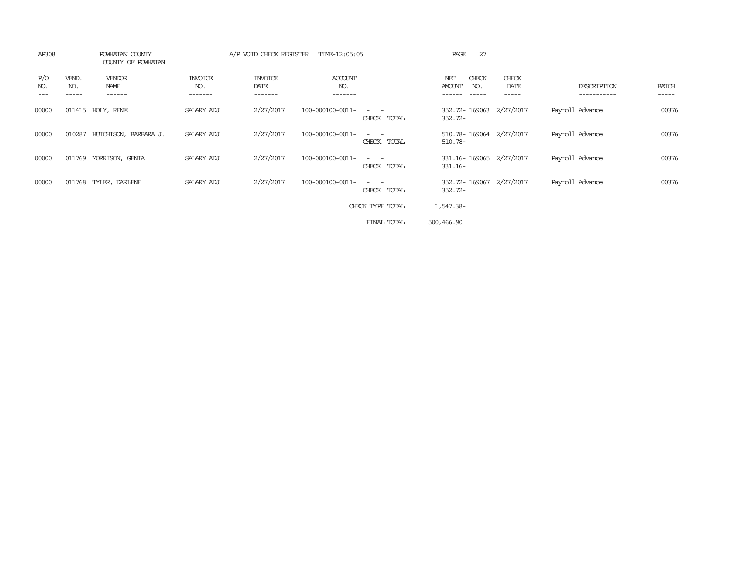AP308 POWHATAN COUNTY A/P VOID CHECK REGISTER TIME-12:05:05

COUNTY OF POWHATAN

| P/O NO. | VEND. NO. | VENDOR NAME | INVOICE NO. | INVOICE DATE | ACCOUNT NO. | | NET AMOUNT | CHECK NO. | CHECK DATE | DESCRIPTION | BATCH |
|---|---|---|---|---|---|---|---|---|---|---|---|
| 00000 | 011415 | HOLY, RENE | SALARY ADJ | 2/27/2017 | 100-000100-0011- | - - | 352.72- | 169063 | 2/27/2017 | Payroll Advance | 00376 |
| | | | | | | CHECK TOTAL | 352.72- | | | | |
| 00000 | 010287 | HUTCHISON, BARBARA J. | SALARY ADJ | 2/27/2017 | 100-000100-0011- | - - | 510.78- | 169064 | 2/27/2017 | Payroll Advance | 00376 |
| | | | | | | CHECK TOTAL | 510.78- | | | | |
| 00000 | 011769 | MORRISON, GENIA | SALARY ADJ | 2/27/2017 | 100-000100-0011- | - - | 331.16- | 169065 | 2/27/2017 | Payroll Advance | 00376 |
| | | | | | | CHECK TOTAL | 331.16- | | | | |
| 00000 | 011768 | TYLER, DARLENE | SALARY ADJ | 2/27/2017 | 100-000100-0011- | - - | 352.72- | 169067 | 2/27/2017 | Payroll Advance | 00376 |
| | | | | | | CHECK TOTAL | 352.72- | | | | |
| | | | | | | CHECK TYPE TOTAL | 1,547.38- | | | | |
| | | | | | | FINAL TOTAL | 500,466.90 | | | | |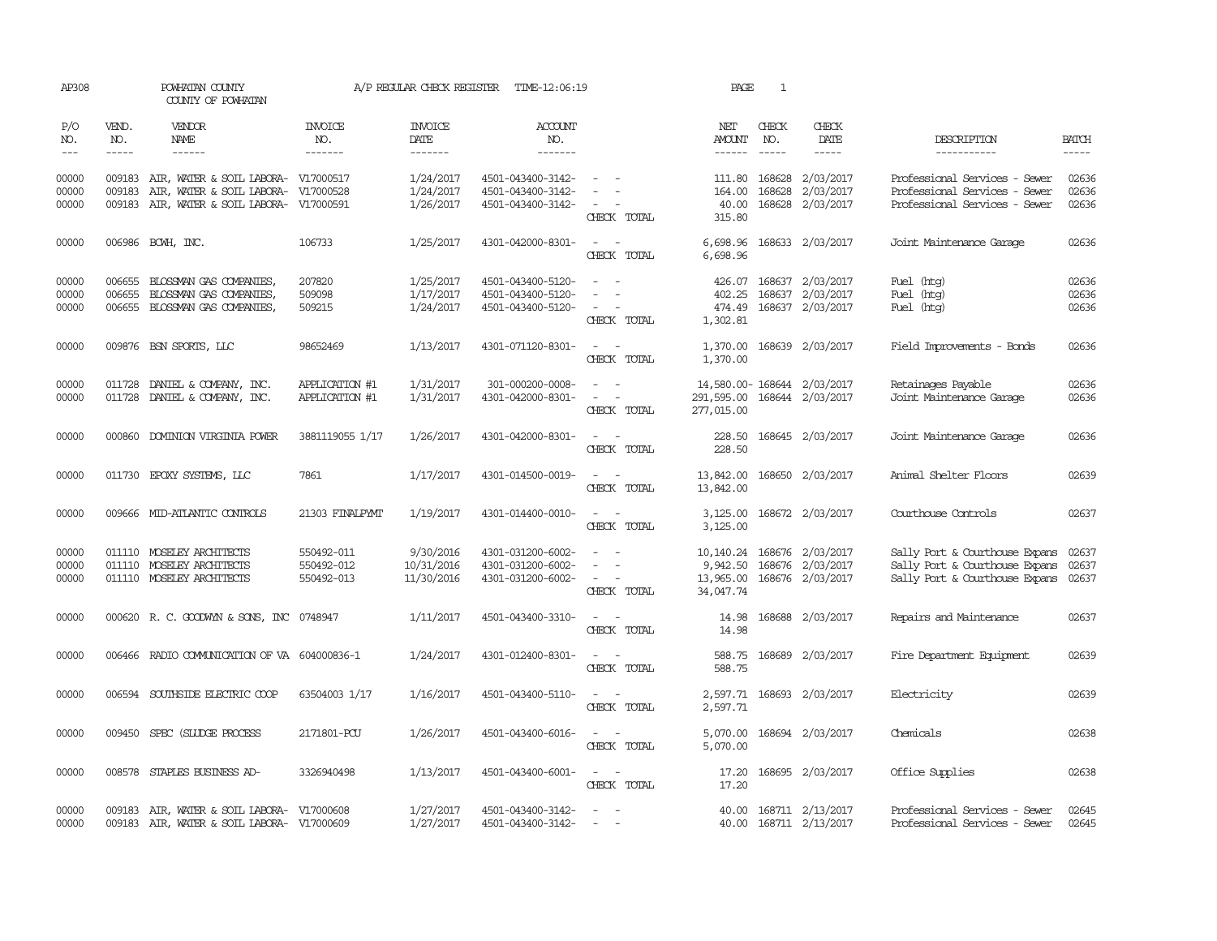AP308 POWHATAN COUNTY A/P REGULAR CHECK REGISTER TIME-12:06:19 PAGE 1

COUNTY OF POWHATAN

| P/O NO. | VEND. NO. | VENDOR NAME | INVOICE NO. | INVOICE DATE | ACCOUNT NO. | | NET AMOUNT | CHECK NO. | CHECK DATE | DESCRIPTION | BATCH |
|---|---|---|---|---|---|---|---|---|---|---|---|
| --- | ----- | ------ | ------- | ------- | ------- | | ------ | ----- | ----- | ----------- | ----- |
| 00000 | 009183 | AIR, WATER & SOIL LABORA- | V17000517 | 1/24/2017 | 4501-043400-3142- | - - | 111.80 | 168628 | 2/03/2017 | Professional Services - Sewer | 02636 |
| 00000 | 009183 | AIR, WATER & SOIL LABORA- | V17000528 | 1/24/2017 | 4501-043400-3142- | - - | 164.00 | 168628 | 2/03/2017 | Professional Services - Sewer | 02636 |
| 00000 | 009183 | AIR, WATER & SOIL LABORA- | V17000591 | 1/26/2017 | 4501-043400-3142- | - - | 40.00 | 168628 | 2/03/2017 | Professional Services - Sewer | 02636 |
| | | | | | | CHECK TOTAL | 315.80 | | | | |
| 00000 | 006986 | BCWH, INC. | 106733 | 1/25/2017 | 4301-042000-8301- | - - | 6,698.96 | 168633 | 2/03/2017 | Joint Maintenance Garage | 02636 |
| | | | | | | CHECK TOTAL | 6,698.96 | | | | |
| 00000 | 006655 | BLOSSMAN GAS COMPANIES, | 207820 | 1/25/2017 | 4501-043400-5120- | - - | 426.07 | 168637 | 2/03/2017 | Fuel (htg) | 02636 |
| 00000 | 006655 | BLOSSMAN GAS COMPANIES, | 509098 | 1/17/2017 | 4501-043400-5120- | - - | 402.25 | 168637 | 2/03/2017 | Fuel (htg) | 02636 |
| 00000 | 006655 | BLOSSMAN GAS COMPANIES, | 509215 | 1/24/2017 | 4501-043400-5120- | - - | 474.49 | 168637 | 2/03/2017 | Fuel (htg) | 02636 |
| | | | | | | CHECK TOTAL | 1,302.81 | | | | |
| 00000 | 009876 | BSN SPORTS, LLC | 98652469 | 1/13/2017 | 4301-071120-8301- | - - | 1,370.00 | 168639 | 2/03/2017 | Field Improvements - Bonds | 02636 |
| | | | | | | CHECK TOTAL | 1,370.00 | | | | |
| 00000 | 011728 | DANIEL & COMPANY, INC. | APPLICATION #1 | 1/31/2017 | 301-000200-0008- | - - | 14,580.00- | 168644 | 2/03/2017 | Retainages Payable | 02636 |
| 00000 | 011728 | DANIEL & COMPANY, INC. | APPLICATION #1 | 1/31/2017 | 4301-042000-8301- | - - | 291,595.00 | 168644 | 2/03/2017 | Joint Maintenance Garage | 02636 |
| | | | | | | CHECK TOTAL | 277,015.00 | | | | |
| 00000 | 000860 | DOMINION VIRGINIA POWER | 3881119055 1/17 | 1/26/2017 | 4301-042000-8301- | - - | 228.50 | 168645 | 2/03/2017 | Joint Maintenance Garage | 02636 |
| | | | | | | CHECK TOTAL | 228.50 | | | | |
| 00000 | 011730 | EPOXY SYSTEMS, LLC | 7861 | 1/17/2017 | 4301-014500-0019- | - - | 13,842.00 | 168650 | 2/03/2017 | Animal Shelter Floors | 02639 |
| | | | | | | CHECK TOTAL | 13,842.00 | | | | |
| 00000 | 009666 | MID-ATLANTIC CONTROLS | 21303 FINALPYMT | 1/19/2017 | 4301-014400-0010- | - - | 3,125.00 | 168672 | 2/03/2017 | Courthouse Controls | 02637 |
| | | | | | | CHECK TOTAL | 3,125.00 | | | | |
| 00000 | 011110 | MOSELEY ARCHITECTS | 550492-011 | 9/30/2016 | 4301-031200-6002- | - - | 10,140.24 | 168676 | 2/03/2017 | Sally Port & Courthouse Expans | 02637 |
| 00000 | 011110 | MOSELEY ARCHITECTS | 550492-012 | 10/31/2016 | 4301-031200-6002- | - - | 9,942.50 | 168676 | 2/03/2017 | Sally Port & Courthouse Expans | 02637 |
| 00000 | 011110 | MOSELEY ARCHITECTS | 550492-013 | 11/30/2016 | 4301-031200-6002- | - - | 13,965.00 | 168676 | 2/03/2017 | Sally Port & Courthouse Expans | 02637 |
| | | | | | | CHECK TOTAL | 34,047.74 | | | | |
| 00000 | 000620 | R. C. GOODWYN & SONS, INC | 0748947 | 1/11/2017 | 4501-043400-3310- | - - | 14.98 | 168688 | 2/03/2017 | Repairs and Maintenance | 02637 |
| | | | | | | CHECK TOTAL | 14.98 | | | | |
| 00000 | 006466 | RADIO COMMUNICATION OF VA | 604000836-1 | 1/24/2017 | 4301-012400-8301- | - - | 588.75 | 168689 | 2/03/2017 | Fire Department Equipment | 02639 |
| | | | | | | CHECK TOTAL | 588.75 | | | | |
| 00000 | 006594 | SOUTHSIDE ELECTRIC COOP | 63504003 1/17 | 1/16/2017 | 4501-043400-5110- | - - | 2,597.71 | 168693 | 2/03/2017 | Electricity | 02639 |
| | | | | | | CHECK TOTAL | 2,597.71 | | | | |
| 00000 | 009450 | SPEC (SLUDGE PROCESS | 2171801-PCU | 1/26/2017 | 4501-043400-6016- | - - | 5,070.00 | 168694 | 2/03/2017 | Chemicals | 02638 |
| | | | | | | CHECK TOTAL | 5,070.00 | | | | |
| 00000 | 008578 | STAPLES BUSINESS AD- | 3326940498 | 1/13/2017 | 4501-043400-6001- | - - | 17.20 | 168695 | 2/03/2017 | Office Supplies | 02638 |
| | | | | | | CHECK TOTAL | 17.20 | | | | |
| 00000 | 009183 | AIR, WATER & SOIL LABORA- | V17000608 | 1/27/2017 | 4501-043400-3142- | - - | 40.00 | 168711 | 2/13/2017 | Professional Services - Sewer | 02645 |
| 00000 | 009183 | AIR, WATER & SOIL LABORA- | V17000609 | 1/27/2017 | 4501-043400-3142- | - - | 40.00 | 168711 | 2/13/2017 | Professional Services - Sewer | 02645 |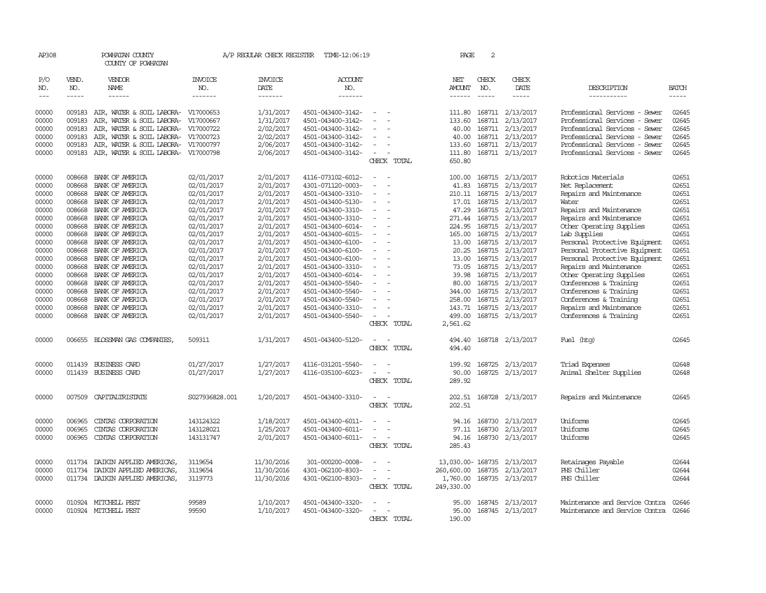AP308 POWHATAN COUNTY A/P REGULAR CHECK REGISTER TIME-12:06:19 PAGE 2

COUNTY OF POWHATAN

| P/O NO. | VEND. NO. | VENDOR NAME | INVOICE NO. | INVOICE DATE | ACCOUNT NO. | | NET AMOUNT | CHECK NO. | CHECK DATE | DESCRIPTION | BATCH |
|---|---|---|---|---|---|---|---|---|---|---|---|
| --- | ----- | ------ | ------- | ------- | ------- | | ------ | ----- | ----- | ----------- | ----- |
| 00000 | 009183 | AIR, WATER & SOIL LABORA- | V17000653 | 1/31/2017 | 4501-043400-3142- | - - | 111.80 | 168711 | 2/13/2017 | Professional Services - Sewer | 02645 |
| 00000 | 009183 | AIR, WATER & SOIL LABORA- | V17000667 | 1/31/2017 | 4501-043400-3142- | - - | 133.60 | 168711 | 2/13/2017 | Professional Services - Sewer | 02645 |
| 00000 | 009183 | AIR, WATER & SOIL LABORA- | V17000722 | 2/02/2017 | 4501-043400-3142- | - - | 40.00 | 168711 | 2/13/2017 | Professional Services - Sewer | 02645 |
| 00000 | 009183 | AIR, WATER & SOIL LABORA- | V17000723 | 2/02/2017 | 4501-043400-3142- | - - | 40.00 | 168711 | 2/13/2017 | Professional Services - Sewer | 02645 |
| 00000 | 009183 | AIR, WATER & SOIL LABORA- | V17000797 | 2/06/2017 | 4501-043400-3142- | - - | 133.60 | 168711 | 2/13/2017 | Professional Services - Sewer | 02645 |
| 00000 | 009183 | AIR, WATER & SOIL LABORA- | V17000798 | 2/06/2017 | 4501-043400-3142- | - - | 111.80 | 168711 | 2/13/2017 | Professional Services - Sewer | 02645 |
| | | | | | | CHECK TOTAL | 650.80 | | | | |
| 00000 | 008668 | BANK OF AMERICA | 02/01/2017 | 2/01/2017 | 4116-073102-6012- | - - | 100.00 | 168715 | 2/13/2017 | Robotics Materials | 02651 |
| 00000 | 008668 | BANK OF AMERICA | 02/01/2017 | 2/01/2017 | 4301-071120-0003- | - - | 41.83 | 168715 | 2/13/2017 | Net Replacement | 02651 |
| 00000 | 008668 | BANK OF AMERICA | 02/01/2017 | 2/01/2017 | 4501-043400-3310- | - - | 210.11 | 168715 | 2/13/2017 | Repairs and Maintenance | 02651 |
| 00000 | 008668 | BANK OF AMERICA | 02/01/2017 | 2/01/2017 | 4501-043400-5130- | - - | 17.01 | 168715 | 2/13/2017 | Water | 02651 |
| 00000 | 008668 | BANK OF AMERICA | 02/01/2017 | 2/01/2017 | 4501-043400-3310- | - - | 47.29 | 168715 | 2/13/2017 | Repairs and Maintenance | 02651 |
| 00000 | 008668 | BANK OF AMERICA | 02/01/2017 | 2/01/2017 | 4501-043400-3310- | - - | 271.44 | 168715 | 2/13/2017 | Repairs and Maintenance | 02651 |
| 00000 | 008668 | BANK OF AMERICA | 02/01/2017 | 2/01/2017 | 4501-043400-6014- | - - | 224.95 | 168715 | 2/13/2017 | Other Operating Supplies | 02651 |
| 00000 | 008668 | BANK OF AMERICA | 02/01/2017 | 2/01/2017 | 4501-043400-6015- | - - | 165.00 | 168715 | 2/13/2017 | Lab Supplies | 02651 |
| 00000 | 008668 | BANK OF AMERICA | 02/01/2017 | 2/01/2017 | 4501-043400-6100- | - - | 13.00 | 168715 | 2/13/2017 | Personal Protective Equipment | 02651 |
| 00000 | 008668 | BANK OF AMERICA | 02/01/2017 | 2/01/2017 | 4501-043400-6100- | - - | 20.25 | 168715 | 2/13/2017 | Personal Protective Equipment | 02651 |
| 00000 | 008668 | BANK OF AMERICA | 02/01/2017 | 2/01/2017 | 4501-043400-6100- | - - | 13.00 | 168715 | 2/13/2017 | Personal Protective Equipment | 02651 |
| 00000 | 008668 | BANK OF AMERICA | 02/01/2017 | 2/01/2017 | 4501-043400-3310- | - - | 73.05 | 168715 | 2/13/2017 | Repairs and Maintenance | 02651 |
| 00000 | 008668 | BANK OF AMERICA | 02/01/2017 | 2/01/2017 | 4501-043400-6014- | - - | 39.98 | 168715 | 2/13/2017 | Other Operating Supplies | 02651 |
| 00000 | 008668 | BANK OF AMERICA | 02/01/2017 | 2/01/2017 | 4501-043400-5540- | - - | 80.00 | 168715 | 2/13/2017 | Conferences & Training | 02651 |
| 00000 | 008668 | BANK OF AMERICA | 02/01/2017 | 2/01/2017 | 4501-043400-5540- | - - | 344.00 | 168715 | 2/13/2017 | Conferences & Training | 02651 |
| 00000 | 008668 | BANK OF AMERICA | 02/01/2017 | 2/01/2017 | 4501-043400-5540- | - - | 258.00 | 168715 | 2/13/2017 | Conferences & Training | 02651 |
| 00000 | 008668 | BANK OF AMERICA | 02/01/2017 | 2/01/2017 | 4501-043400-3310- | - - | 143.71 | 168715 | 2/13/2017 | Repairs and Maintenance | 02651 |
| 00000 | 008668 | BANK OF AMERICA | 02/01/2017 | 2/01/2017 | 4501-043400-5540- | - - | 499.00 | 168715 | 2/13/2017 | Conferences & Training | 02651 |
| | | | | | | CHECK TOTAL | 2,561.62 | | | | |
| 00000 | 006655 | BLOSSMAN GAS COMPANIES, | 509311 | 1/31/2017 | 4501-043400-5120- | - - | 494.40 | 168718 | 2/13/2017 | Fuel (htg) | 02645 |
| | | | | | | CHECK TOTAL | 494.40 | | | | |
| 00000 | 011439 | BUSINESS CARD | 01/27/2017 | 1/27/2017 | 4116-031201-5540- | - - | 199.92 | 168725 | 2/13/2017 | Triad Expenses | 02648 |
| 00000 | 011439 | BUSINESS CARD | 01/27/2017 | 1/27/2017 | 4116-035100-6023- | - - | 90.00 | 168725 | 2/13/2017 | Animal Shelter Supplies | 02648 |
| | | | | | | CHECK TOTAL | 289.92 | | | | |
| 00000 | 007509 | CAPITALTRISTATE | S027936828.001 | 1/20/2017 | 4501-043400-3310- | - - | 202.51 | 168728 | 2/13/2017 | Repairs and Maintenance | 02645 |
| | | | | | | CHECK TOTAL | 202.51 | | | | |
| 00000 | 006965 | CINTAS CORPORATION | 143124322 | 1/18/2017 | 4501-043400-6011- | - - | 94.16 | 168730 | 2/13/2017 | Uniforms | 02645 |
| 00000 | 006965 | CINTAS CORPORATION | 143128021 | 1/25/2017 | 4501-043400-6011- | - - | 97.11 | 168730 | 2/13/2017 | Uniforms | 02645 |
| 00000 | 006965 | CINTAS CORPORATION | 143131747 | 2/01/2017 | 4501-043400-6011- | - - | 94.16 | 168730 | 2/13/2017 | Uniforms | 02645 |
| | | | | | | CHECK TOTAL | 285.43 | | | | |
| 00000 | 011734 | DAIKIN APPLIED AMERICAS, | 3119654 | 11/30/2016 | 301-000200-0008- | - - | 13,030.00- | 168735 | 2/13/2017 | Retainages Payable | 02644 |
| 00000 | 011734 | DAIKIN APPLIED AMERICAS, | 3119654 | 11/30/2016 | 4301-062100-8303- | - - | 260,600.00 | 168735 | 2/13/2017 | PHS Chiller | 02644 |
| 00000 | 011734 | DAIKIN APPLIED AMERICAS, | 3119773 | 11/30/2016 | 4301-062100-8303- | - - | 1,760.00 | 168735 | 2/13/2017 | PHS Chiller | 02644 |
| | | | | | | CHECK TOTAL | 249,330.00 | | | | |
| 00000 | 010924 | MITCHELL PEST | 99589 | 1/10/2017 | 4501-043400-3320- | - - | 95.00 | 168745 | 2/13/2017 | Maintenance and Service Contra | 02646 |
| 00000 | 010924 | MITCHELL PEST | 99590 | 1/10/2017 | 4501-043400-3320- | - - | 95.00 | 168745 | 2/13/2017 | Maintenance and Service Contra | 02646 |
| | | | | | | CHECK TOTAL | 190.00 | | | | |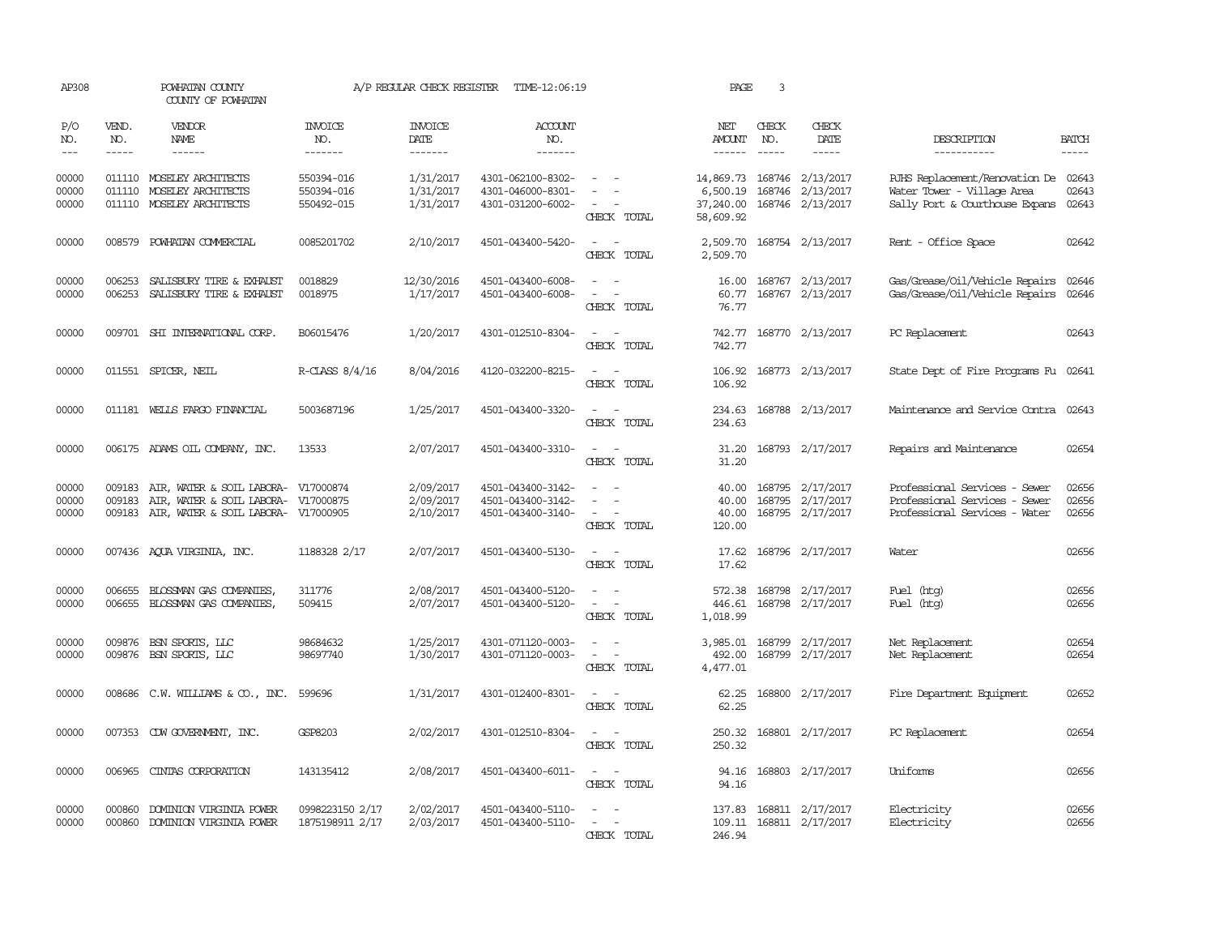AP308 POWHATAN COUNTY A/P REGULAR CHECK REGISTER TIME-12:06:19 PAGE 3
COUNTY OF POWHATAN

| P/O NO. | VEND. NO. | VENDOR NAME | INVOICE NO. | INVOICE DATE | ACCOUNT NO. | | NET AMOUNT | CHECK NO. | CHECK DATE | DESCRIPTION | BATCH |
|---|---|---|---|---|---|---|---|---|---|---|---|
| 00000 | 011110 | MOSELEY ARCHITECTS | 550394-016 | 1/31/2017 | 4301-062100-8302- | - - | 14,869.73 | 168746 | 2/13/2017 | PJHS Replacement/Renovation De | 02643 |
| 00000 | 011110 | MOSELEY ARCHITECTS | 550394-016 | 1/31/2017 | 4301-046000-8301- | - - | 6,500.19 | 168746 | 2/13/2017 | Water Tower - Village Area | 02643 |
| 00000 | 011110 | MOSELEY ARCHITECTS | 550492-015 | 1/31/2017 | 4301-031200-6002- | - - | 37,240.00 | 168746 | 2/13/2017 | Sally Port & Courthouse Expans | 02643 |
| | | | | | | CHECK TOTAL | 58,609.92 | | | | |
| 00000 | 008579 | POWHATAN COMMERCIAL | 0085201702 | 2/10/2017 | 4501-043400-5420- | - - | 2,509.70 | 168754 | 2/13/2017 | Rent - Office Space | 02642 |
| | | | | | | CHECK TOTAL | 2,509.70 | | | | |
| 00000 | 006253 | SALISBURY TIRE & EXHAUST | 0018829 | 12/30/2016 | 4501-043400-6008- | - - | 16.00 | 168767 | 2/13/2017 | Gas/Grease/Oil/Vehicle Repairs | 02646 |
| 00000 | 006253 | SALISBURY TIRE & EXHAUST | 0018975 | 1/17/2017 | 4501-043400-6008- | - - | 60.77 | 168767 | 2/13/2017 | Gas/Grease/Oil/Vehicle Repairs | 02646 |
| | | | | | | CHECK TOTAL | 76.77 | | | | |
| 00000 | 009701 | SHI INTERNATIONAL CORP. | B06015476 | 1/20/2017 | 4301-012510-8304- | - - | 742.77 | 168770 | 2/13/2017 | PC Replacement | 02643 |
| | | | | | | CHECK TOTAL | 742.77 | | | | |
| 00000 | 011551 | SPICER, NEIL | R-CLASS 8/4/16 | 8/04/2016 | 4120-032200-8215- | - - | 106.92 | 168773 | 2/13/2017 | State Dept of Fire Programs Fu | 02641 |
| | | | | | | CHECK TOTAL | 106.92 | | | | |
| 00000 | 011181 | WELLS FARGO FINANCIAL | 5003687196 | 1/25/2017 | 4501-043400-3320- | - - | 234.63 | 168788 | 2/13/2017 | Maintenance and Service Contra | 02643 |
| | | | | | | CHECK TOTAL | 234.63 | | | | |
| 00000 | 006175 | ADAMS OIL COMPANY, INC. | 13533 | 2/07/2017 | 4501-043400-3310- | - - | 31.20 | 168793 | 2/17/2017 | Repairs and Maintenance | 02654 |
| | | | | | | CHECK TOTAL | 31.20 | | | | |
| 00000 | 009183 | AIR, WATER & SOIL LABORA- | V17000874 | 2/09/2017 | 4501-043400-3142- | - - | 40.00 | 168795 | 2/17/2017 | Professional Services - Sewer | 02656 |
| 00000 | 009183 | AIR, WATER & SOIL LABORA- | V17000875 | 2/09/2017 | 4501-043400-3142- | - - | 40.00 | 168795 | 2/17/2017 | Professional Services - Sewer | 02656 |
| 00000 | 009183 | AIR, WATER & SOIL LABORA- | V17000905 | 2/10/2017 | 4501-043400-3140- | - - | 40.00 | 168795 | 2/17/2017 | Professional Services - Water | 02656 |
| | | | | | | CHECK TOTAL | 120.00 | | | | |
| 00000 | 007436 | AQUA VIRGINIA, INC. | 1188328 2/17 | 2/07/2017 | 4501-043400-5130- | - - | 17.62 | 168796 | 2/17/2017 | Water | 02656 |
| | | | | | | CHECK TOTAL | 17.62 | | | | |
| 00000 | 006655 | BLOSSMAN GAS COMPANIES, | 311776 | 2/08/2017 | 4501-043400-5120- | - - | 572.38 | 168798 | 2/17/2017 | Fuel (htg) | 02656 |
| 00000 | 006655 | BLOSSMAN GAS COMPANIES, | 509415 | 2/07/2017 | 4501-043400-5120- | - - | 446.61 | 168798 | 2/17/2017 | Fuel (htg) | 02656 |
| | | | | | | CHECK TOTAL | 1,018.99 | | | | |
| 00000 | 009876 | BSN SPORTS, LLC | 98684632 | 1/25/2017 | 4301-071120-0003- | - - | 3,985.01 | 168799 | 2/17/2017 | Net Replacement | 02654 |
| 00000 | 009876 | BSN SPORTS, LLC | 98697740 | 1/30/2017 | 4301-071120-0003- | - - | 492.00 | 168799 | 2/17/2017 | Net Replacement | 02654 |
| | | | | | | CHECK TOTAL | 4,477.01 | | | | |
| 00000 | 008686 | C.W. WILLIAMS & CO., INC. | 599696 | 1/31/2017 | 4301-012400-8301- | - - | 62.25 | 168800 | 2/17/2017 | Fire Department Equipment | 02652 |
| | | | | | | CHECK TOTAL | 62.25 | | | | |
| 00000 | 007353 | CDW GOVERNMENT, INC. | GSP8203 | 2/02/2017 | 4301-012510-8304- | - - | 250.32 | 168801 | 2/17/2017 | PC Replacement | 02654 |
| | | | | | | CHECK TOTAL | 250.32 | | | | |
| 00000 | 006965 | CINTAS CORPORATION | 143135412 | 2/08/2017 | 4501-043400-6011- | - - | 94.16 | 168803 | 2/17/2017 | Uniforms | 02656 |
| | | | | | | CHECK TOTAL | 94.16 | | | | |
| 00000 | 000860 | DOMINION VIRGINIA POWER | 0998223150 2/17 | 2/02/2017 | 4501-043400-5110- | - - | 137.83 | 168811 | 2/17/2017 | Electricity | 02656 |
| 00000 | 000860 | DOMINION VIRGINIA POWER | 1875198911 2/17 | 2/03/2017 | 4501-043400-5110- | - - | 109.11 | 168811 | 2/17/2017 | Electricity | 02656 |
| | | | | | | CHECK TOTAL | 246.94 | | | | |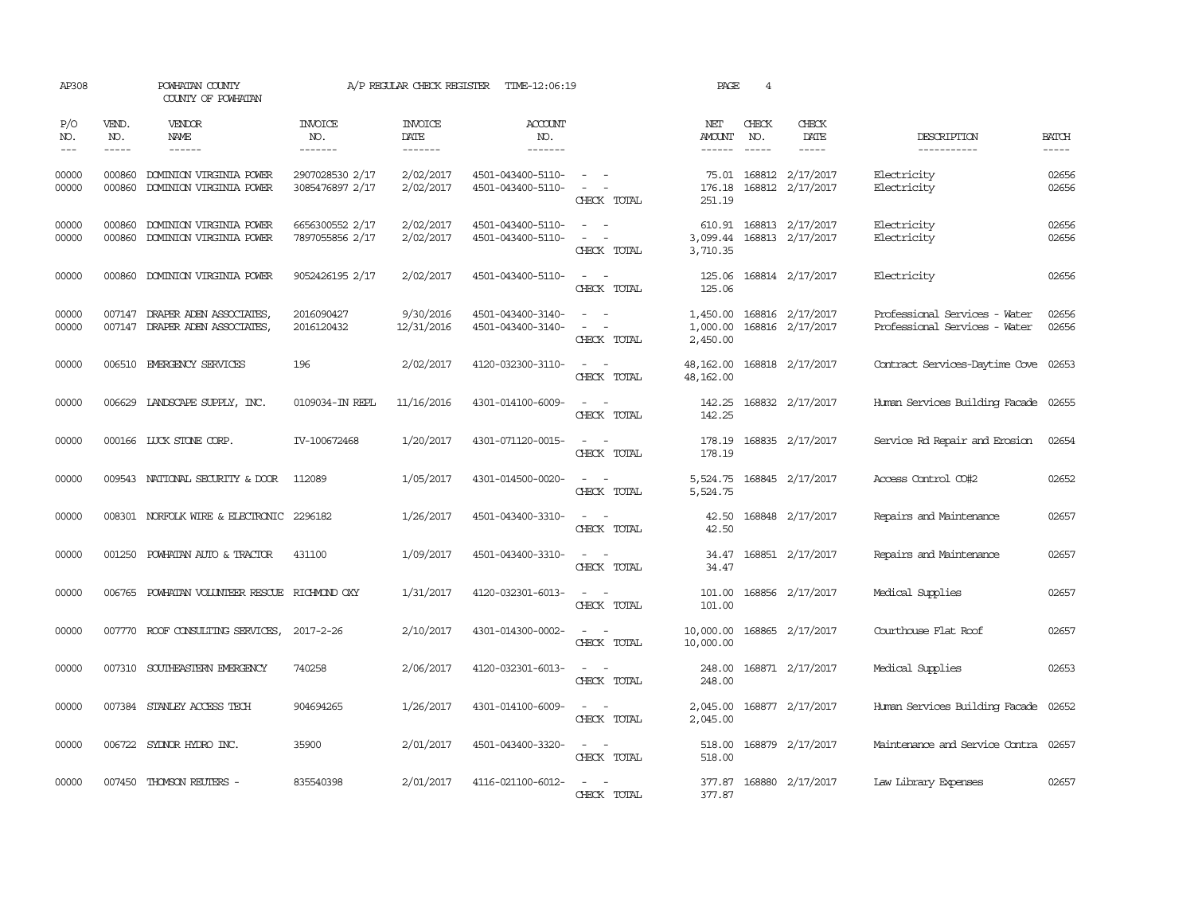AP308 POWHATAN COUNTY A/P REGULAR CHECK REGISTER TIME-12:06:19 PAGE 4

COUNTY OF POWHATAN

| P/O NO. | VEND. NO. | VENDOR NAME | INVOICE NO. | INVOICE DATE | ACCOUNT NO. | | NET AMOUNT | CHECK NO. | CHECK DATE | DESCRIPTION | BATCH |
|---|---|---|---|---|---|---|---|---|---|---|---|
| --- | ----- | ------ | ------- | ------- | ------- | | ------ | ----- | ----- | ----------- | ----- |
| 00000 | 000860 | DOMINION VIRGINIA POWER | 2907028530 2/17 | 2/02/2017 | 4501-043400-5110- | - - | 75.01 | 168812 | 2/17/2017 | Electricity | 02656 |
| 00000 | 000860 | DOMINION VIRGINIA POWER | 3085476897 2/17 | 2/02/2017 | 4501-043400-5110- | - - | 176.18 | 168812 | 2/17/2017 | Electricity | 02656 |
| | | | | | | CHECK TOTAL | 251.19 | | | | |
| 00000 | 000860 | DOMINION VIRGINIA POWER | 6656300552 2/17 | 2/02/2017 | 4501-043400-5110- | - - | 610.91 | 168813 | 2/17/2017 | Electricity | 02656 |
| 00000 | 000860 | DOMINION VIRGINIA POWER | 7897055856 2/17 | 2/02/2017 | 4501-043400-5110- | - - | 3,099.44 | 168813 | 2/17/2017 | Electricity | 02656 |
| | | | | | | CHECK TOTAL | 3,710.35 | | | | |
| 00000 | 000860 | DOMINION VIRGINIA POWER | 9052426195 2/17 | 2/02/2017 | 4501-043400-5110- | - - | 125.06 | 168814 | 2/17/2017 | Electricity | 02656 |
| | | | | | | CHECK TOTAL | 125.06 | | | | |
| 00000 | 007147 | DRAPER ADEN ASSOCIATES, | 2016090427 | 9/30/2016 | 4501-043400-3140- | - - | 1,450.00 | 168816 | 2/17/2017 | Professional Services - Water | 02656 |
| 00000 | 007147 | DRAPER ADEN ASSOCIATES, | 2016120432 | 12/31/2016 | 4501-043400-3140- | - - | 1,000.00 | 168816 | 2/17/2017 | Professional Services - Water | 02656 |
| | | | | | | CHECK TOTAL | 2,450.00 | | | | |
| 00000 | 006510 | EMERGENCY SERVICES | 196 | 2/02/2017 | 4120-032300-3110- | - - | 48,162.00 | 168818 | 2/17/2017 | Contract Services-Daytime Cove | 02653 |
| | | | | | | CHECK TOTAL | 48,162.00 | | | | |
| 00000 | 006629 | LANDSCAPE SUPPLY, INC. | 0109034-IN REPL | 11/16/2016 | 4301-014100-6009- | - - | 142.25 | 168832 | 2/17/2017 | Human Services Building Facade | 02655 |
| | | | | | | CHECK TOTAL | 142.25 | | | | |
| 00000 | 000166 | LUCK STONE CORP. | IV-100672468 | 1/20/2017 | 4301-071120-0015- | - - | 178.19 | 168835 | 2/17/2017 | Service Rd Repair and Erosion | 02654 |
| | | | | | | CHECK TOTAL | 178.19 | | | | |
| 00000 | 009543 | NATIONAL SECURITY & DOOR | 112089 | 1/05/2017 | 4301-014500-0020- | - - | 5,524.75 | 168845 | 2/17/2017 | Access Control CO#2 | 02652 |
| | | | | | | CHECK TOTAL | 5,524.75 | | | | |
| 00000 | 008301 | NORFOLK WIRE & ELECTRONIC | 2296182 | 1/26/2017 | 4501-043400-3310- | - - | 42.50 | 168848 | 2/17/2017 | Repairs and Maintenance | 02657 |
| | | | | | | CHECK TOTAL | 42.50 | | | | |
| 00000 | 001250 | POWHATAN AUTO & TRACTOR | 431100 | 1/09/2017 | 4501-043400-3310- | - - | 34.47 | 168851 | 2/17/2017 | Repairs and Maintenance | 02657 |
| | | | | | | CHECK TOTAL | 34.47 | | | | |
| 00000 | 006765 | POWHATAN VOLUNTEER RESCUE | RICHMOND OXY | 1/31/2017 | 4120-032301-6013- | - - | 101.00 | 168856 | 2/17/2017 | Medical Supplies | 02657 |
| | | | | | | CHECK TOTAL | 101.00 | | | | |
| 00000 | 007770 | ROOF CONSULTING SERVICES, | 2017-2-26 | 2/10/2017 | 4301-014300-0002- | - - | 10,000.00 | 168865 | 2/17/2017 | Courthouse Flat Roof | 02657 |
| | | | | | | CHECK TOTAL | 10,000.00 | | | | |
| 00000 | 007310 | SOUTHEASTERN EMERGENCY | 740258 | 2/06/2017 | 4120-032301-6013- | - - | 248.00 | 168871 | 2/17/2017 | Medical Supplies | 02653 |
| | | | | | | CHECK TOTAL | 248.00 | | | | |
| 00000 | 007384 | STANLEY ACCESS TECH | 904694265 | 1/26/2017 | 4301-014100-6009- | - - | 2,045.00 | 168877 | 2/17/2017 | Human Services Building Facade | 02652 |
| | | | | | | CHECK TOTAL | 2,045.00 | | | | |
| 00000 | 006722 | SYDNOR HYDRO INC. | 35900 | 2/01/2017 | 4501-043400-3320- | - - | 518.00 | 168879 | 2/17/2017 | Maintenance and Service Contra | 02657 |
| | | | | | | CHECK TOTAL | 518.00 | | | | |
| 00000 | 007450 | THOMSON REUTERS - | 835540398 | 2/01/2017 | 4116-021100-6012- | - - | 377.87 | 168880 | 2/17/2017 | Law Library Expenses | 02657 |
| | | | | | | CHECK TOTAL | 377.87 | | | | |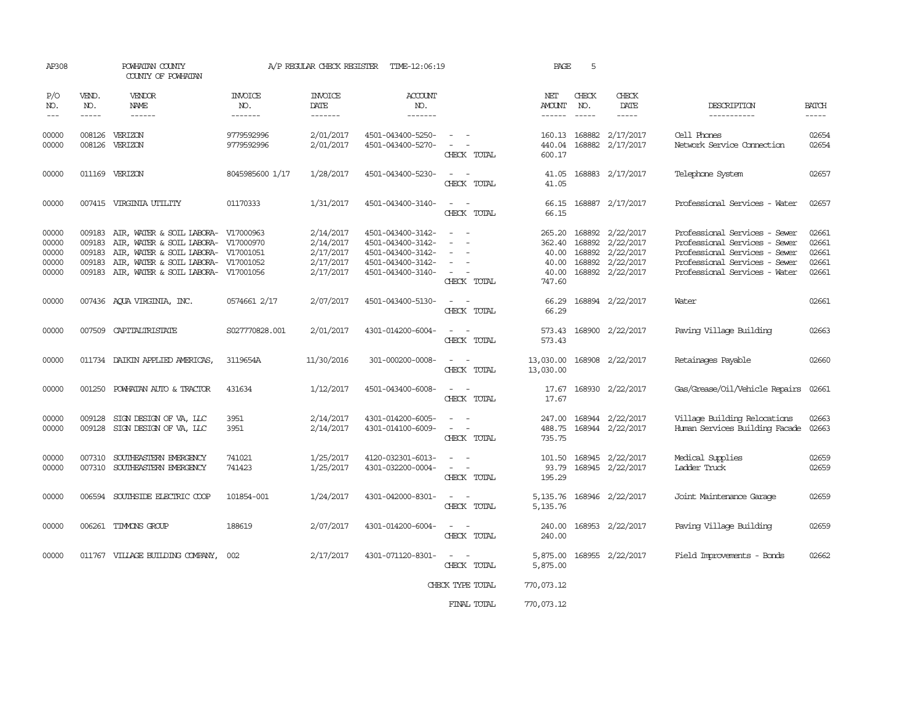AP308 POWHATAN COUNTY A/P REGULAR CHECK REGISTER TIME-12:06:19 PAGE 5

COUNTY OF POWHATAN

| P/O NO. | VEND. NO. | VENDOR NAME | INVOICE NO. | INVOICE DATE | ACCOUNT NO. | | NET AMOUNT | CHECK NO. | CHECK DATE | DESCRIPTION | BATCH |
|---|---|---|---|---|---|---|---|---|---|---|---|
| 00000 | 008126 | VERIZON | 9779592996 | 2/01/2017 | 4501-043400-5250- | - - | 160.13 | 168882 | 2/17/2017 | Cell Phones | 02654 |
| 00000 | 008126 | VERIZON | 9779592996 | 2/01/2017 | 4501-043400-5270- | - - | 440.04 | 168882 | 2/17/2017 | Network Service Connection | 02654 |
| | | | | | | CHECK TOTAL | 600.17 | | | | |
| 00000 | 011169 | VERIZON | 8045985600 1/17 | 1/28/2017 | 4501-043400-5230- | - - | 41.05 | 168883 | 2/17/2017 | Telephone System | 02657 |
| | | | | | | CHECK TOTAL | 41.05 | | | | |
| 00000 | 007415 | VIRGINIA UTILITY | 01170333 | 1/31/2017 | 4501-043400-3140- | - - | 66.15 | 168887 | 2/17/2017 | Professional Services - Water | 02657 |
| | | | | | | CHECK TOTAL | 66.15 | | | | |
| 00000 | 009183 | AIR, WATER & SOIL LABORA- | V17000963 | 2/14/2017 | 4501-043400-3142- | - - | 265.20 | 168892 | 2/22/2017 | Professional Services - Sewer | 02661 |
| 00000 | 009183 | AIR, WATER & SOIL LABORA- | V17000970 | 2/14/2017 | 4501-043400-3142- | - - | 362.40 | 168892 | 2/22/2017 | Professional Services - Sewer | 02661 |
| 00000 | 009183 | AIR, WATER & SOIL LABORA- | V17001051 | 2/17/2017 | 4501-043400-3142- | - - | 40.00 | 168892 | 2/22/2017 | Professional Services - Sewer | 02661 |
| 00000 | 009183 | AIR, WATER & SOIL LABORA- | V17001052 | 2/17/2017 | 4501-043400-3142- | - - | 40.00 | 168892 | 2/22/2017 | Professional Services - Sewer | 02661 |
| 00000 | 009183 | AIR, WATER & SOIL LABORA- | V17001056 | 2/17/2017 | 4501-043400-3140- | - - | 40.00 | 168892 | 2/22/2017 | Professional Services - Water | 02661 |
| | | | | | | CHECK TOTAL | 747.60 | | | | |
| 00000 | 007436 | AQUA VIRGINIA, INC. | 0574661 2/17 | 2/07/2017 | 4501-043400-5130- | - - | 66.29 | 168894 | 2/22/2017 | Water | 02661 |
| | | | | | | CHECK TOTAL | 66.29 | | | | |
| 00000 | 007509 | CAPITALTRISTATE | S027770828.001 | 2/01/2017 | 4301-014200-6004- | - - | 573.43 | 168900 | 2/22/2017 | Paving Village Building | 02663 |
| | | | | | | CHECK TOTAL | 573.43 | | | | |
| 00000 | 011734 | DAIKIN APPLIED AMERICAS, | 3119654A | 11/30/2016 | 301-000200-0008- | - - | 13,030.00 | 168908 | 2/22/2017 | Retainages Payable | 02660 |
| | | | | | | CHECK TOTAL | 13,030.00 | | | | |
| 00000 | 001250 | POWHATAN AUTO & TRACTOR | 431634 | 1/12/2017 | 4501-043400-6008- | - - | 17.67 | 168930 | 2/22/2017 | Gas/Grease/Oil/Vehicle Repairs | 02661 |
| | | | | | | CHECK TOTAL | 17.67 | | | | |
| 00000 | 009128 | SIGN DESIGN OF VA, LLC | 3951 | 2/14/2017 | 4301-014200-6005- | - - | 247.00 | 168944 | 2/22/2017 | Village Building Relocations | 02663 |
| 00000 | 009128 | SIGN DESIGN OF VA, LLC | 3951 | 2/14/2017 | 4301-014100-6009- | - - | 488.75 | 168944 | 2/22/2017 | Human Services Building Facade | 02663 |
| | | | | | | CHECK TOTAL | 735.75 | | | | |
| 00000 | 007310 | SOUTHEASTERN EMERGENCY | 741021 | 1/25/2017 | 4120-032301-6013- | - - | 101.50 | 168945 | 2/22/2017 | Medical Supplies | 02659 |
| 00000 | 007310 | SOUTHEASTERN EMERGENCY | 741423 | 1/25/2017 | 4301-032200-0004- | - - | 93.79 | 168945 | 2/22/2017 | Ladder Truck | 02659 |
| | | | | | | CHECK TOTAL | 195.29 | | | | |
| 00000 | 006594 | SOUTHSIDE ELECTRIC COOP | 101854-001 | 1/24/2017 | 4301-042000-8301- | - - | 5,135.76 | 168946 | 2/22/2017 | Joint Maintenance Garage | 02659 |
| | | | | | | CHECK TOTAL | 5,135.76 | | | | |
| 00000 | 006261 | TIMMONS GROUP | 188619 | 2/07/2017 | 4301-014200-6004- | - - | 240.00 | 168953 | 2/22/2017 | Paving Village Building | 02659 |
| | | | | | | CHECK TOTAL | 240.00 | | | | |
| 00000 | 011767 | VILLAGE BUILDING COMPANY, | 002 | 2/17/2017 | 4301-071120-8301- | - - | 5,875.00 | 168955 | 2/22/2017 | Field Improvements - Bonds | 02662 |
| | | | | | | CHECK TOTAL | 5,875.00 | | | | |
| | | | | | | CHECK TYPE TOTAL | 770,073.12 | | | | |
| | | | | | | FINAL TOTAL | 770,073.12 | | | | |